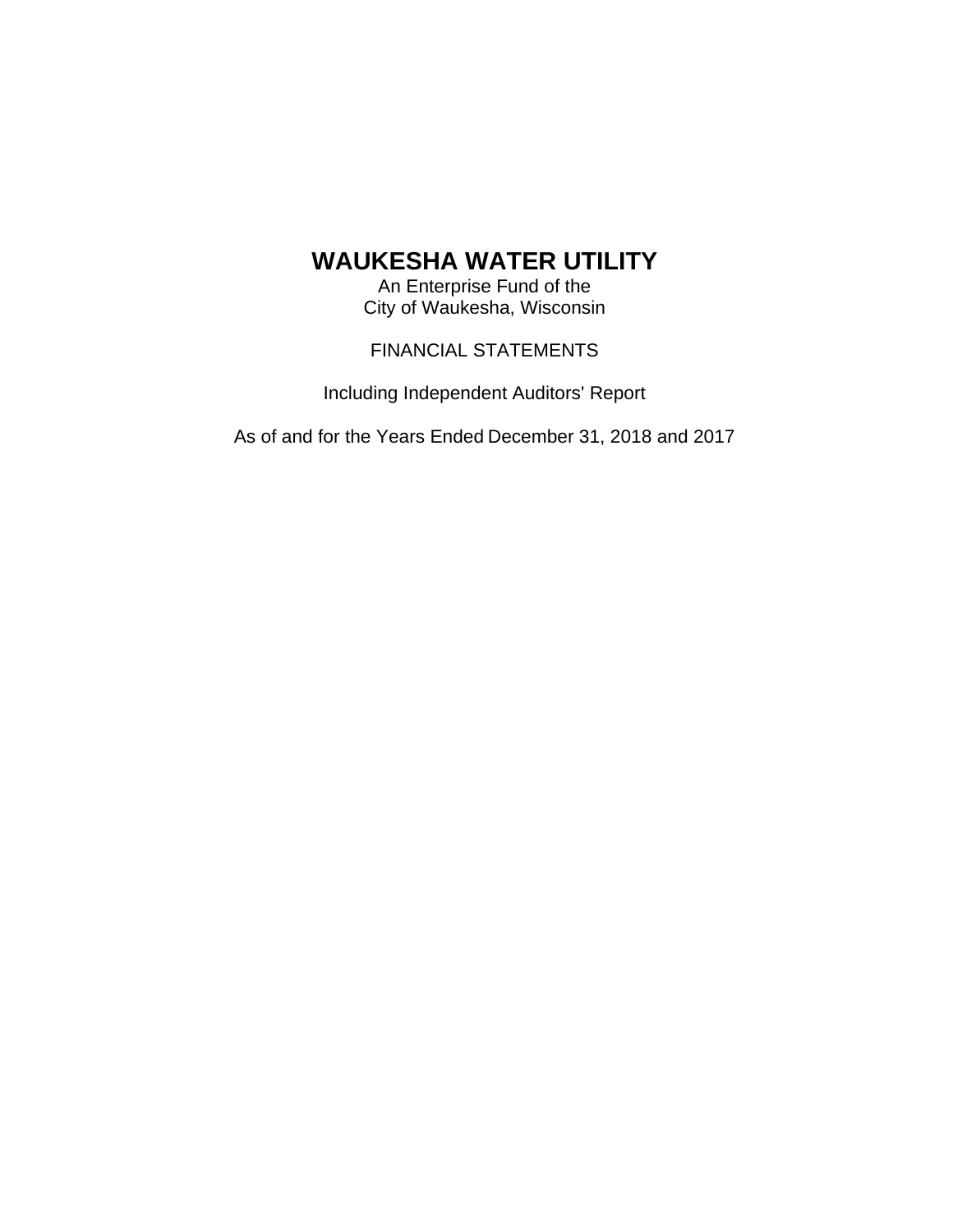# WAUKESHA WATER UTILITY

An Enterprise Fund of the
City of Waukesha, Wisconsin

FINANCIAL STATEMENTS

Including Independent Auditors' Report

As of and for the Years Ended December 31, 2018 and 2017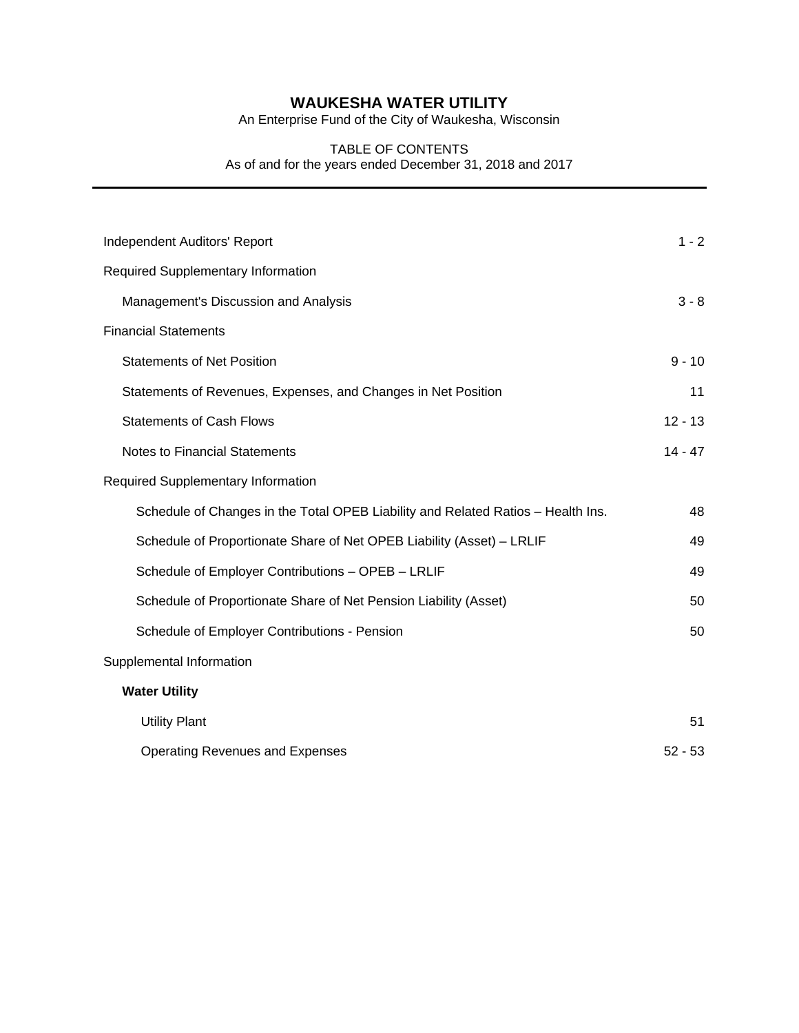# WAUKESHA WATER UTILITY

An Enterprise Fund of the City of Waukesha, Wisconsin

TABLE OF CONTENTS
As of and for the years ended December 31, 2018 and 2017

---

| | |
|---|---|
| Independent Auditors' Report | 1 - 2 |
| Required Supplementary Information | |
| Management's Discussion and Analysis | 3 - 8 |
| Financial Statements | |
| Statements of Net Position | 9 - 10 |
| Statements of Revenues, Expenses, and Changes in Net Position | 11 |
| Statements of Cash Flows | 12 - 13 |
| Notes to Financial Statements | 14 - 47 |
| Required Supplementary Information | |
| Schedule of Changes in the Total OPEB Liability and Related Ratios – Health Ins. | 48 |
| Schedule of Proportionate Share of Net OPEB Liability (Asset) – LRLIF | 49 |
| Schedule of Employer Contributions – OPEB – LRLIF | 49 |
| Schedule of Proportionate Share of Net Pension Liability (Asset) | 50 |
| Schedule of Employer Contributions - Pension | 50 |
| Supplemental Information | |
| **Water Utility** | |
| Utility Plant | 51 |
| Operating Revenues and Expenses | 52 - 53 |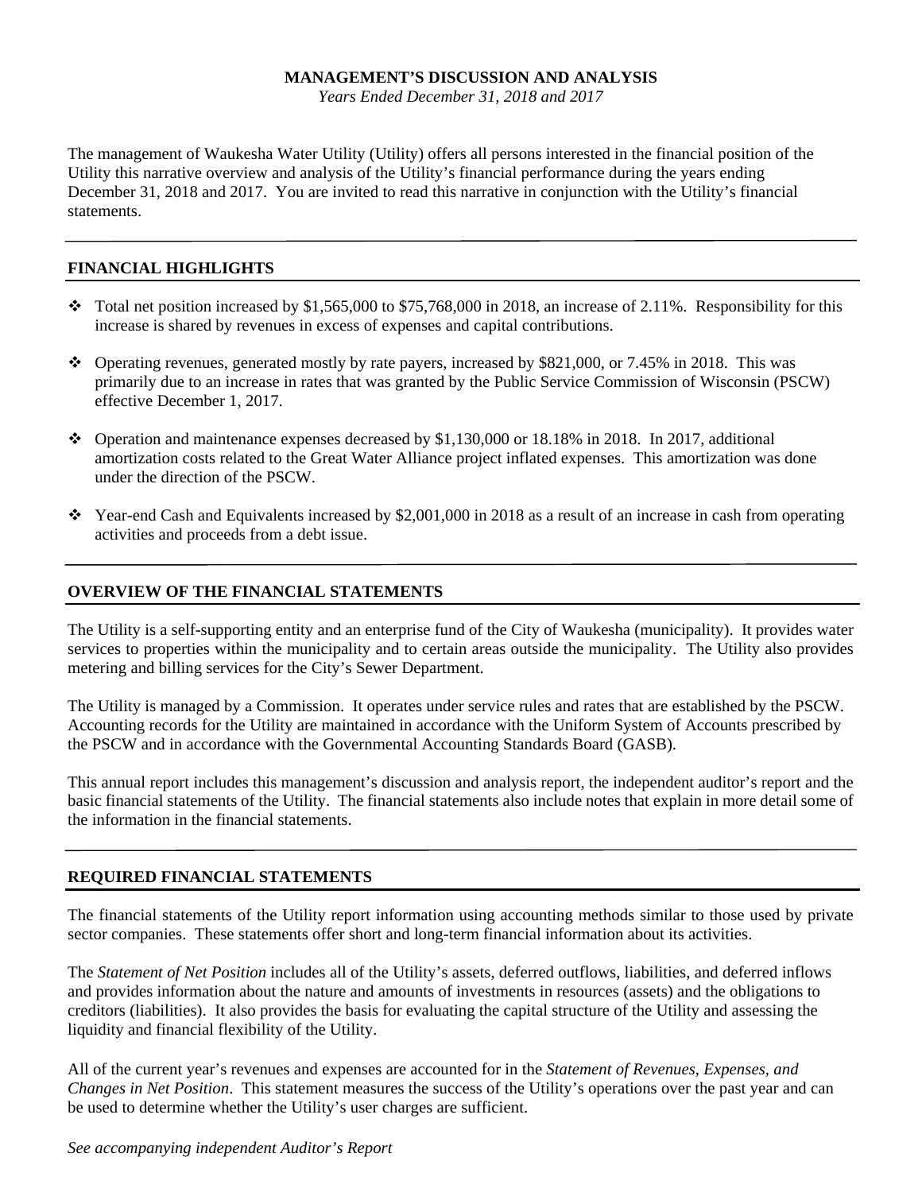# MANAGEMENT'S DISCUSSION AND ANALYSIS

*Years Ended December 31, 2018 and 2017*

The management of Waukesha Water Utility (Utility) offers all persons interested in the financial position of the Utility this narrative overview and analysis of the Utility's financial performance during the years ending December 31, 2018 and 2017. You are invited to read this narrative in conjunction with the Utility's financial statements.

## FINANCIAL HIGHLIGHTS

- Total net position increased by $1,565,000 to $75,768,000 in 2018, an increase of 2.11%. Responsibility for this increase is shared by revenues in excess of expenses and capital contributions.
- Operating revenues, generated mostly by rate payers, increased by $821,000, or 7.45% in 2018. This was primarily due to an increase in rates that was granted by the Public Service Commission of Wisconsin (PSCW) effective December 1, 2017.
- Operation and maintenance expenses decreased by $1,130,000 or 18.18% in 2018. In 2017, additional amortization costs related to the Great Water Alliance project inflated expenses. This amortization was done under the direction of the PSCW.
- Year-end Cash and Equivalents increased by $2,001,000 in 2018 as a result of an increase in cash from operating activities and proceeds from a debt issue.

## OVERVIEW OF THE FINANCIAL STATEMENTS

The Utility is a self-supporting entity and an enterprise fund of the City of Waukesha (municipality). It provides water services to properties within the municipality and to certain areas outside the municipality. The Utility also provides metering and billing services for the City's Sewer Department.

The Utility is managed by a Commission. It operates under service rules and rates that are established by the PSCW. Accounting records for the Utility are maintained in accordance with the Uniform System of Accounts prescribed by the PSCW and in accordance with the Governmental Accounting Standards Board (GASB).

This annual report includes this management's discussion and analysis report, the independent auditor's report and the basic financial statements of the Utility. The financial statements also include notes that explain in more detail some of the information in the financial statements.

## REQUIRED FINANCIAL STATEMENTS

The financial statements of the Utility report information using accounting methods similar to those used by private sector companies. These statements offer short and long-term financial information about its activities.

The *Statement of Net Position* includes all of the Utility's assets, deferred outflows, liabilities, and deferred inflows and provides information about the nature and amounts of investments in resources (assets) and the obligations to creditors (liabilities). It also provides the basis for evaluating the capital structure of the Utility and assessing the liquidity and financial flexibility of the Utility.

All of the current year's revenues and expenses are accounted for in the *Statement of Revenues, Expenses, and Changes in Net Position*. This statement measures the success of the Utility's operations over the past year and can be used to determine whether the Utility's user charges are sufficient.

*See accompanying independent Auditor's Report*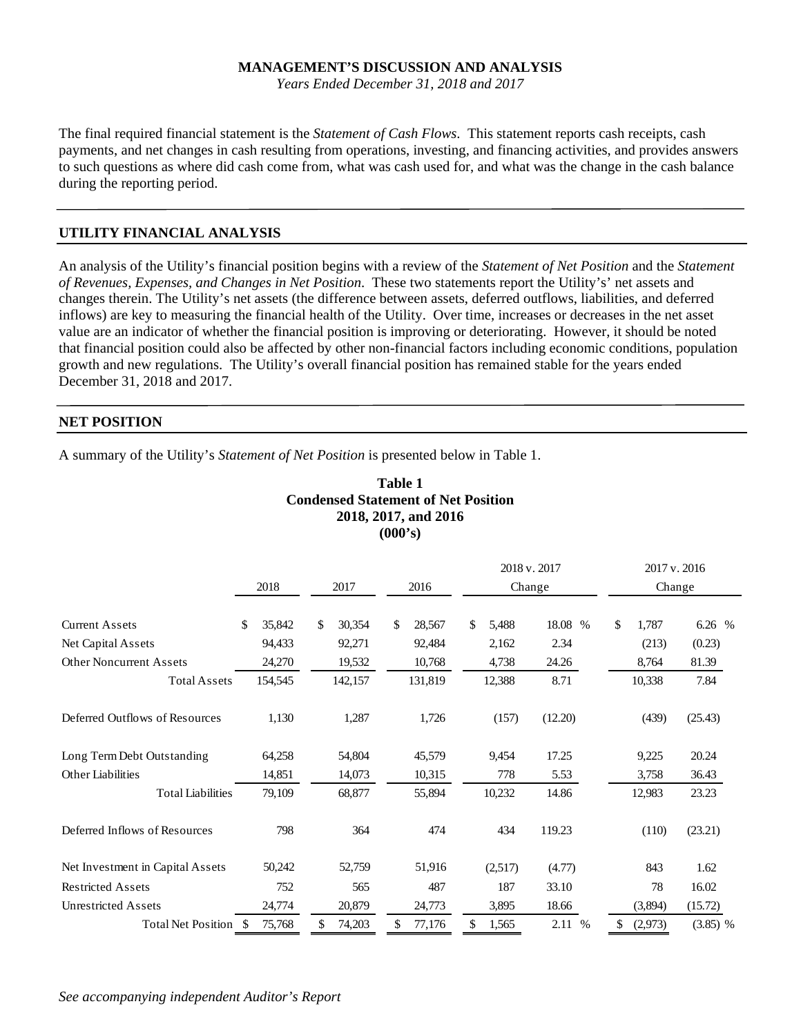**MANAGEMENT'S DISCUSSION AND ANALYSIS**

*Years Ended December 31, 2018 and 2017*

The final required financial statement is the *Statement of Cash Flows*. This statement reports cash receipts, cash payments, and net changes in cash resulting from operations, investing, and financing activities, and provides answers to such questions as where did cash come from, what was cash used for, and what was the change in the cash balance during the reporting period.

## UTILITY FINANCIAL ANALYSIS

An analysis of the Utility's financial position begins with a review of the *Statement of Net Position* and the *Statement of Revenues, Expenses, and Changes in Net Position*. These two statements report the Utility's' net assets and changes therein. The Utility's net assets (the difference between assets, deferred outflows, liabilities, and deferred inflows) are key to measuring the financial health of the Utility. Over time, increases or decreases in the net asset value are an indicator of whether the financial position is improving or deteriorating. However, it should be noted that financial position could also be affected by other non-financial factors including economic conditions, population growth and new regulations. The Utility's overall financial position has remained stable for the years ended December 31, 2018 and 2017.

## NET POSITION

A summary of the Utility's *Statement of Net Position* is presented below in Table 1.

**Table 1**
**Condensed Statement of Net Position**
**2018, 2017, and 2016**
**(000's)**

| | 2018 | 2017 | 2016 | 2018 v. 2017 Change | | 2017 v. 2016 Change | |
|---|---|---|---|---|---|---|---|
| Current Assets | $ 35,842 | $ 30,354 | $ 28,567 | $ 5,488 | 18.08 % | $ 1,787 | 6.26 % |
| Net Capital Assets | 94,433 | 92,271 | 92,484 | 2,162 | 2.34 | (213) | (0.23) |
| Other Noncurrent Assets | 24,270 | 19,532 | 10,768 | 4,738 | 24.26 | 8,764 | 81.39 |
| Total Assets | 154,545 | 142,157 | 131,819 | 12,388 | 8.71 | 10,338 | 7.84 |
| Deferred Outflows of Resources | 1,130 | 1,287 | 1,726 | (157) | (12.20) | (439) | (25.43) |
| Long Term Debt Outstanding | 64,258 | 54,804 | 45,579 | 9,454 | 17.25 | 9,225 | 20.24 |
| Other Liabilities | 14,851 | 14,073 | 10,315 | 778 | 5.53 | 3,758 | 36.43 |
| Total Liabilities | 79,109 | 68,877 | 55,894 | 10,232 | 14.86 | 12,983 | 23.23 |
| Deferred Inflows of Resources | 798 | 364 | 474 | 434 | 119.23 | (110) | (23.21) |
| Net Investment in Capital Assets | 50,242 | 52,759 | 51,916 | (2,517) | (4.77) | 843 | 1.62 |
| Restricted Assets | 752 | 565 | 487 | 187 | 33.10 | 78 | 16.02 |
| Unrestricted Assets | 24,774 | 20,879 | 24,773 | 3,895 | 18.66 | (3,894) | (15.72) |
| Total Net Position | $ 75,768 | $ 74,203 | $ 77,176 | $ 1,565 | 2.11 % | $ (2,973) | (3.85) % |

*See accompanying independent Auditor's Report*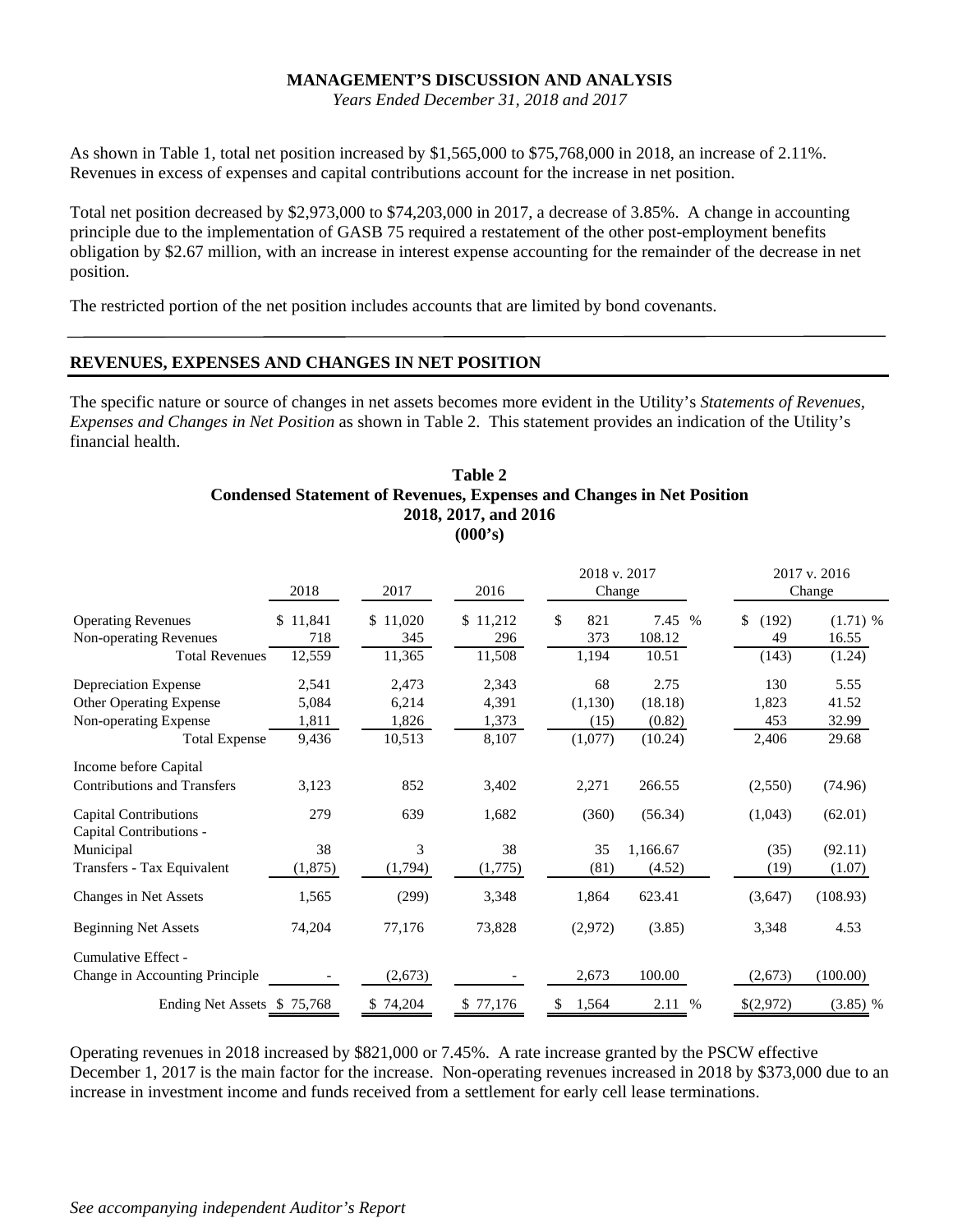**MANAGEMENT'S DISCUSSION AND ANALYSIS**

*Years Ended December 31, 2018 and 2017*

As shown in Table 1, total net position increased by $1,565,000 to $75,768,000 in 2018, an increase of 2.11%. Revenues in excess of expenses and capital contributions account for the increase in net position.

Total net position decreased by $2,973,000 to $74,203,000 in 2017, a decrease of 3.85%. A change in accounting principle due to the implementation of GASB 75 required a restatement of the other post-employment benefits obligation by $2.67 million, with an increase in interest expense accounting for the remainder of the decrease in net position.

The restricted portion of the net position includes accounts that are limited by bond covenants.

## REVENUES, EXPENSES AND CHANGES IN NET POSITION

The specific nature or source of changes in net assets becomes more evident in the Utility's *Statements of Revenues, Expenses and Changes in Net Position* as shown in Table 2. This statement provides an indication of the Utility's financial health.

**Table 2**
**Condensed Statement of Revenues, Expenses and Changes in Net Position**
**2018, 2017, and 2016**
**(000's)**

| | 2018 | 2017 | 2016 | 2018 v. 2017 Change | | 2017 v. 2016 Change | |
|---|---|---|---|---|---|---|---|
| Operating Revenues | $ 11,841 | $ 11,020 | $ 11,212 | $ 821 | 7.45 % | $ (192) | (1.71) % |
| Non-operating Revenues | 718 | 345 | 296 | 373 | 108.12 | 49 | 16.55 |
| Total Revenues | 12,559 | 11,365 | 11,508 | 1,194 | 10.51 | (143) | (1.24) |
| Depreciation Expense | 2,541 | 2,473 | 2,343 | 68 | 2.75 | 130 | 5.55 |
| Other Operating Expense | 5,084 | 6,214 | 4,391 | (1,130) | (18.18) | 1,823 | 41.52 |
| Non-operating Expense | 1,811 | 1,826 | 1,373 | (15) | (0.82) | 453 | 32.99 |
| Total Expense | 9,436 | 10,513 | 8,107 | (1,077) | (10.24) | 2,406 | 29.68 |
| Income before Capital Contributions and Transfers | 3,123 | 852 | 3,402 | 2,271 | 266.55 | (2,550) | (74.96) |
| Capital Contributions | 279 | 639 | 1,682 | (360) | (56.34) | (1,043) | (62.01) |
| Capital Contributions - Municipal | 38 | 3 | 38 | 35 | 1,166.67 | (35) | (92.11) |
| Transfers - Tax Equivalent | (1,875) | (1,794) | (1,775) | (81) | (4.52) | (19) | (1.07) |
| Changes in Net Assets | 1,565 | (299) | 3,348 | 1,864 | 623.41 | (3,647) | (108.93) |
| Beginning Net Assets | 74,204 | 77,176 | 73,828 | (2,972) | (3.85) | 3,348 | 4.53 |
| Cumulative Effect - Change in Accounting Principle | - | (2,673) | - | 2,673 | 100.00 | (2,673) | (100.00) |
| Ending Net Assets | $ 75,768 | $ 74,204 | $ 77,176 | $ 1,564 | 2.11 % | $(2,972) | (3.85) % |

Operating revenues in 2018 increased by $821,000 or 7.45%. A rate increase granted by the PSCW effective December 1, 2017 is the main factor for the increase. Non-operating revenues increased in 2018 by $373,000 due to an increase in investment income and funds received from a settlement for early cell lease terminations.

*See accompanying independent Auditor's Report*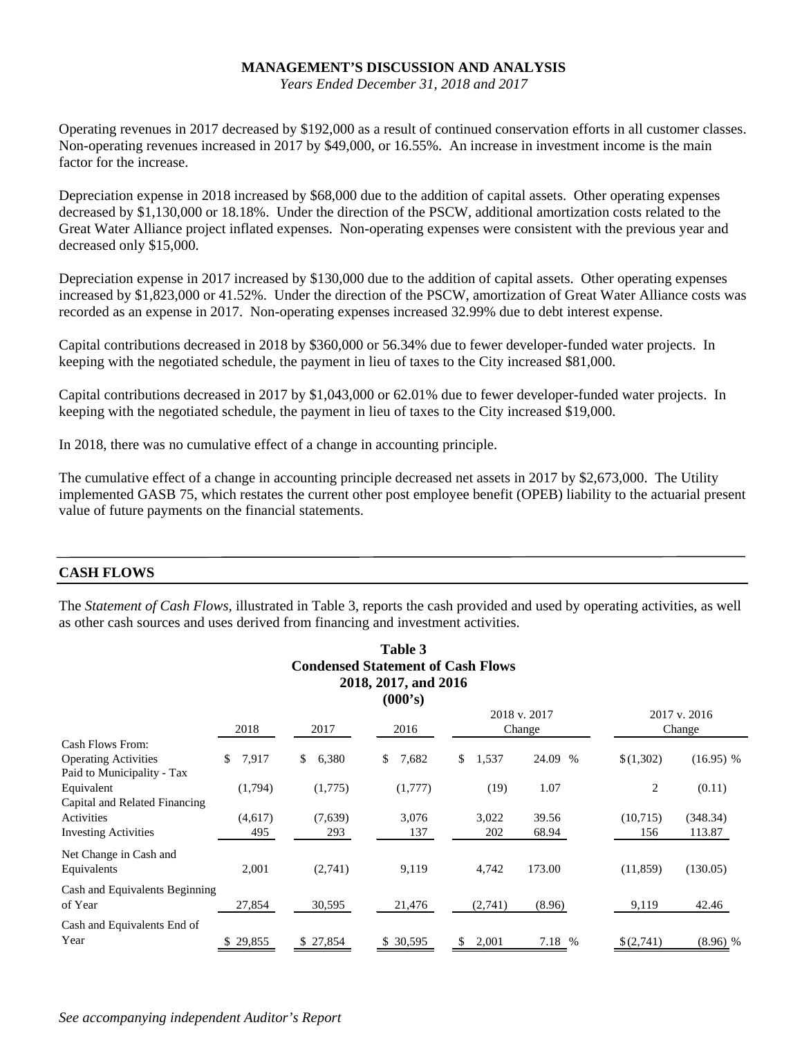**MANAGEMENT'S DISCUSSION AND ANALYSIS**
*Years Ended December 31, 2018 and 2017*

Operating revenues in 2017 decreased by $192,000 as a result of continued conservation efforts in all customer classes. Non-operating revenues increased in 2017 by $49,000, or 16.55%. An increase in investment income is the main factor for the increase.

Depreciation expense in 2018 increased by $68,000 due to the addition of capital assets. Other operating expenses decreased by $1,130,000 or 18.18%. Under the direction of the PSCW, additional amortization costs related to the Great Water Alliance project inflated expenses. Non-operating expenses were consistent with the previous year and decreased only $15,000.

Depreciation expense in 2017 increased by $130,000 due to the addition of capital assets. Other operating expenses increased by $1,823,000 or 41.52%. Under the direction of the PSCW, amortization of Great Water Alliance costs was recorded as an expense in 2017. Non-operating expenses increased 32.99% due to debt interest expense.

Capital contributions decreased in 2018 by $360,000 or 56.34% due to fewer developer-funded water projects. In keeping with the negotiated schedule, the payment in lieu of taxes to the City increased $81,000.

Capital contributions decreased in 2017 by $1,043,000 or 62.01% due to fewer developer-funded water projects. In keeping with the negotiated schedule, the payment in lieu of taxes to the City increased $19,000.

In 2018, there was no cumulative effect of a change in accounting principle.

The cumulative effect of a change in accounting principle decreased net assets in 2017 by $2,673,000. The Utility implemented GASB 75, which restates the current other post employee benefit (OPEB) liability to the actuarial present value of future payments on the financial statements.

## CASH FLOWS

The *Statement of Cash Flows*, illustrated in Table 3, reports the cash provided and used by operating activities, as well as other cash sources and uses derived from financing and investment activities.

**Table 3**
**Condensed Statement of Cash Flows**
**2018, 2017, and 2016**
**(000's)**

| | 2018 | 2017 | 2016 | 2018 v. 2017 Change | | 2017 v. 2016 Change | |
|---|---|---|---|---|---|---|---|
| Cash Flows From: | | | | | | | |
| Operating Activities | $ 7,917 | $ 6,380 | $ 7,682 | $ 1,537 | 24.09 % | $ (1,302) | (16.95) % |
| Paid to Municipality - Tax Equivalent | (1,794) | (1,775) | (1,777) | (19) | 1.07 | 2 | (0.11) |
| Capital and Related Financing Activities | (4,617) | (7,639) | 3,076 | 3,022 | 39.56 | (10,715) | (348.34) |
| Investing Activities | 495 | 293 | 137 | 202 | 68.94 | 156 | 113.87 |
| Net Change in Cash and Equivalents | 2,001 | (2,741) | 9,119 | 4,742 | 173.00 | (11,859) | (130.05) |
| Cash and Equivalents Beginning of Year | 27,854 | 30,595 | 21,476 | (2,741) | (8.96) | 9,119 | 42.46 |
| Cash and Equivalents End of Year | $ 29,855 | $ 27,854 | $ 30,595 | $ 2,001 | 7.18 % | $ (2,741) | (8.96) % |

*See accompanying independent Auditor's Report*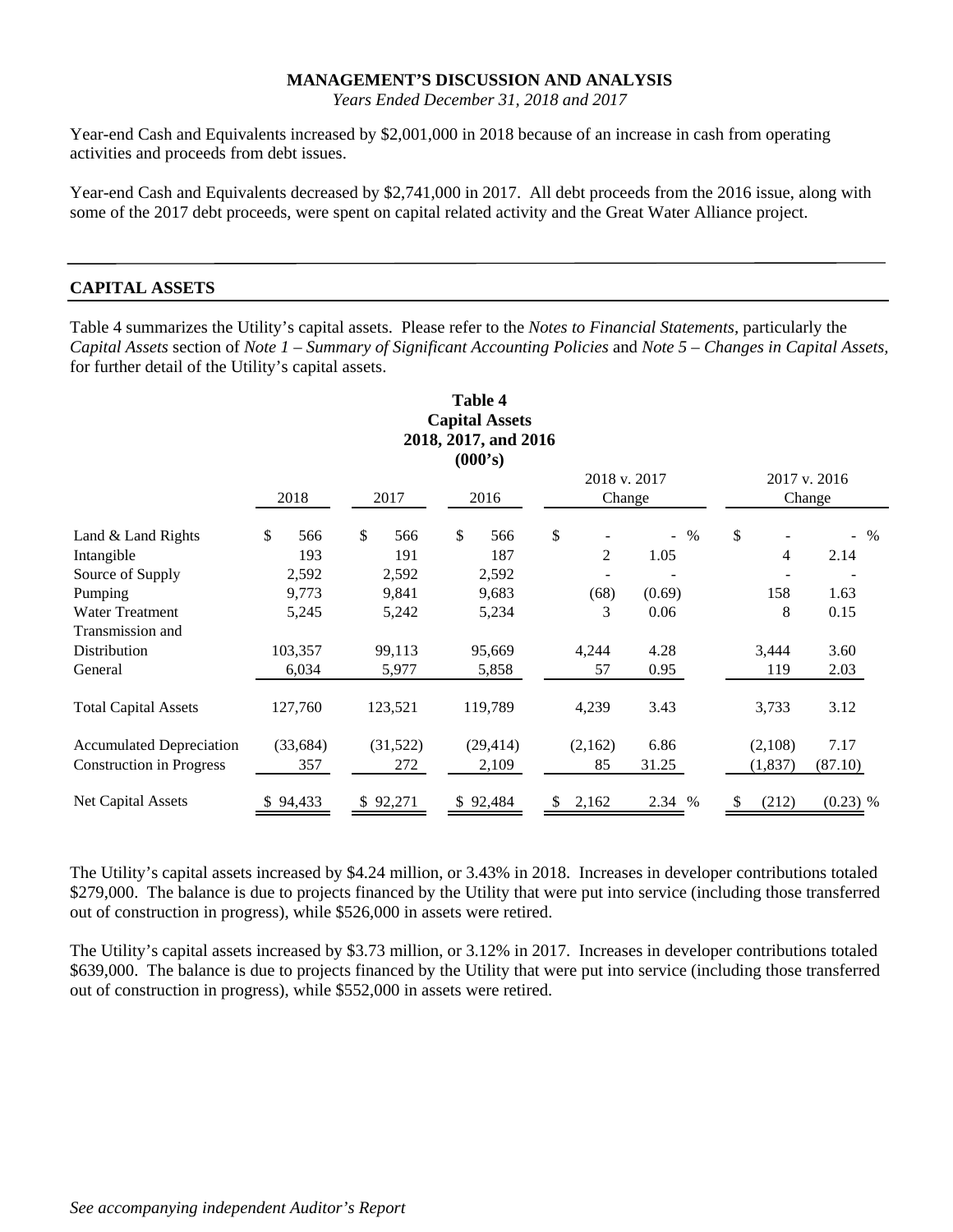**MANAGEMENT'S DISCUSSION AND ANALYSIS**
*Years Ended December 31, 2018 and 2017*

Year-end Cash and Equivalents increased by $2,001,000 in 2018 because of an increase in cash from operating activities and proceeds from debt issues.

Year-end Cash and Equivalents decreased by $2,741,000 in 2017. All debt proceeds from the 2016 issue, along with some of the 2017 debt proceeds, were spent on capital related activity and the Great Water Alliance project.

## CAPITAL ASSETS

Table 4 summarizes the Utility's capital assets. Please refer to the *Notes to Financial Statements*, particularly the *Capital Assets* section of *Note 1 – Summary of Significant Accounting Policies* and *Note 5 – Changes in Capital Assets*, for further detail of the Utility's capital assets.

**Table 4**
**Capital Assets**
**2018, 2017, and 2016**
**(000's)**

| | 2018 | 2017 | 2016 | 2018 v. 2017 Change | | 2017 v. 2016 Change | |
|---|---|---|---|---|---|---|---|
| Land & Land Rights | $ 566 | $ 566 | $ 566 | $ - | - % | $ - | - % |
| Intangible | 193 | 191 | 187 | 2 | 1.05 | 4 | 2.14 |
| Source of Supply | 2,592 | 2,592 | 2,592 | - | - | - | - |
| Pumping | 9,773 | 9,841 | 9,683 | (68) | (0.69) | 158 | 1.63 |
| Water Treatment | 5,245 | 5,242 | 5,234 | 3 | 0.06 | 8 | 0.15 |
| Transmission and Distribution | 103,357 | 99,113 | 95,669 | 4,244 | 4.28 | 3,444 | 3.60 |
| General | 6,034 | 5,977 | 5,858 | 57 | 0.95 | 119 | 2.03 |
| Total Capital Assets | 127,760 | 123,521 | 119,789 | 4,239 | 3.43 | 3,733 | 3.12 |
| Accumulated Depreciation | (33,684) | (31,522) | (29,414) | (2,162) | 6.86 | (2,108) | 7.17 |
| Construction in Progress | 357 | 272 | 2,109 | 85 | 31.25 | (1,837) | (87.10) |
| Net Capital Assets | $ 94,433 | $ 92,271 | $ 92,484 | $ 2,162 | 2.34 % | $ (212) | (0.23) % |

The Utility's capital assets increased by $4.24 million, or 3.43% in 2018. Increases in developer contributions totaled $279,000. The balance is due to projects financed by the Utility that were put into service (including those transferred out of construction in progress), while $526,000 in assets were retired.

The Utility's capital assets increased by $3.73 million, or 3.12% in 2017. Increases in developer contributions totaled $639,000. The balance is due to projects financed by the Utility that were put into service (including those transferred out of construction in progress), while $552,000 in assets were retired.

*See accompanying independent Auditor's Report*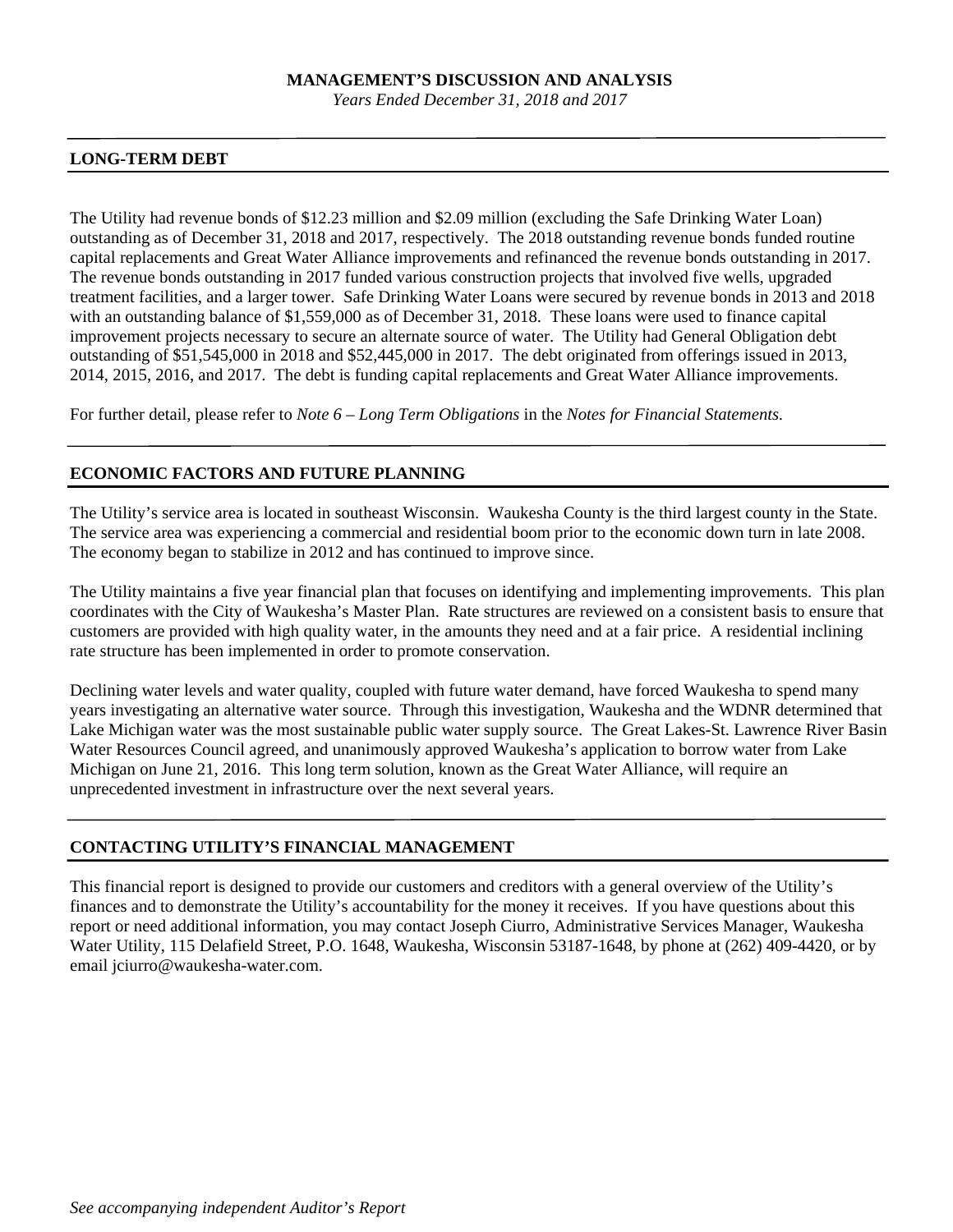# MANAGEMENT'S DISCUSSION AND ANALYSIS

*Years Ended December 31, 2018 and 2017*

## LONG-TERM DEBT

The Utility had revenue bonds of $12.23 million and $2.09 million (excluding the Safe Drinking Water Loan) outstanding as of December 31, 2018 and 2017, respectively. The 2018 outstanding revenue bonds funded routine capital replacements and Great Water Alliance improvements and refinanced the revenue bonds outstanding in 2017. The revenue bonds outstanding in 2017 funded various construction projects that involved five wells, upgraded treatment facilities, and a larger tower. Safe Drinking Water Loans were secured by revenue bonds in 2013 and 2018 with an outstanding balance of $1,559,000 as of December 31, 2018. These loans were used to finance capital improvement projects necessary to secure an alternate source of water. The Utility had General Obligation debt outstanding of $51,545,000 in 2018 and $52,445,000 in 2017. The debt originated from offerings issued in 2013, 2014, 2015, 2016, and 2017. The debt is funding capital replacements and Great Water Alliance improvements.

For further detail, please refer to *Note 6 – Long Term Obligations* in the *Notes for Financial Statements.*

## ECONOMIC FACTORS AND FUTURE PLANNING

The Utility's service area is located in southeast Wisconsin. Waukesha County is the third largest county in the State. The service area was experiencing a commercial and residential boom prior to the economic down turn in late 2008. The economy began to stabilize in 2012 and has continued to improve since.

The Utility maintains a five year financial plan that focuses on identifying and implementing improvements. This plan coordinates with the City of Waukesha's Master Plan. Rate structures are reviewed on a consistent basis to ensure that customers are provided with high quality water, in the amounts they need and at a fair price. A residential inclining rate structure has been implemented in order to promote conservation.

Declining water levels and water quality, coupled with future water demand, have forced Waukesha to spend many years investigating an alternative water source. Through this investigation, Waukesha and the WDNR determined that Lake Michigan water was the most sustainable public water supply source. The Great Lakes-St. Lawrence River Basin Water Resources Council agreed, and unanimously approved Waukesha's application to borrow water from Lake Michigan on June 21, 2016. This long term solution, known as the Great Water Alliance, will require an unprecedented investment in infrastructure over the next several years.

## CONTACTING UTILITY'S FINANCIAL MANAGEMENT

This financial report is designed to provide our customers and creditors with a general overview of the Utility's finances and to demonstrate the Utility's accountability for the money it receives. If you have questions about this report or need additional information, you may contact Joseph Ciurro, Administrative Services Manager, Waukesha Water Utility, 115 Delafield Street, P.O. 1648, Waukesha, Wisconsin 53187-1648, by phone at (262) 409-4420, or by email jciurro@waukesha-water.com.

*See accompanying independent Auditor's Report*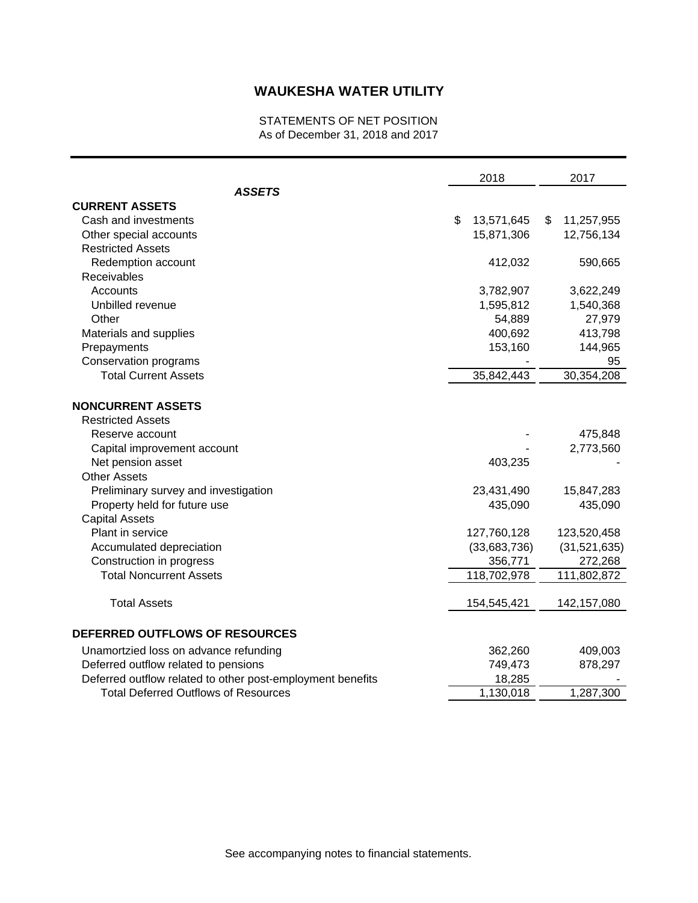# WAUKESHA WATER UTILITY

STATEMENTS OF NET POSITION
As of December 31, 2018 and 2017

| | 2018 | 2017 |
|---|---|---|
| ***ASSETS*** | | |
| **CURRENT ASSETS** | | |
| Cash and investments | $ 13,571,645 | $ 11,257,955 |
| Other special accounts | 15,871,306 | 12,756,134 |
| Restricted Assets | | |
| Redemption account | 412,032 | 590,665 |
| Receivables | | |
| Accounts | 3,782,907 | 3,622,249 |
| Unbilled revenue | 1,595,812 | 1,540,368 |
| Other | 54,889 | 27,979 |
| Materials and supplies | 400,692 | 413,798 |
| Prepayments | 153,160 | 144,965 |
| Conservation programs | - | 95 |
| Total Current Assets | 35,842,443 | 30,354,208 |
| **NONCURRENT ASSETS** | | |
| Restricted Assets | | |
| Reserve account | - | 475,848 |
| Capital improvement account | - | 2,773,560 |
| Net pension asset | 403,235 | - |
| Other Assets | | |
| Preliminary survey and investigation | 23,431,490 | 15,847,283 |
| Property held for future use | 435,090 | 435,090 |
| Capital Assets | | |
| Plant in service | 127,760,128 | 123,520,458 |
| Accumulated depreciation | (33,683,736) | (31,521,635) |
| Construction in progress | 356,771 | 272,268 |
| Total Noncurrent Assets | 118,702,978 | 111,802,872 |
| Total Assets | 154,545,421 | 142,157,080 |
| **DEFERRED OUTFLOWS OF RESOURCES** | | |
| Unamortzied loss on advance refunding | 362,260 | 409,003 |
| Deferred outflow related to pensions | 749,473 | 878,297 |
| Deferred outflow related to other post-employment benefits | 18,285 | - |
| Total Deferred Outflows of Resources | 1,130,018 | 1,287,300 |

See accompanying notes to financial statements.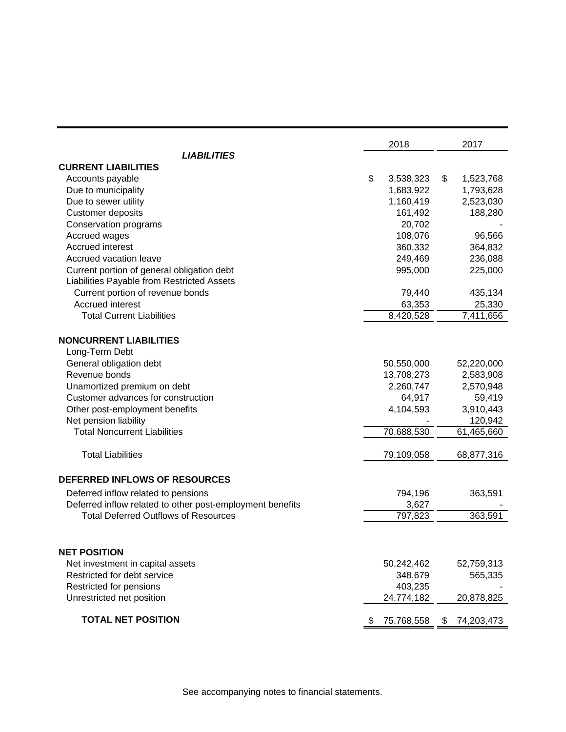| | 2018 | 2017 |
|---|---|---|
| ***LIABILITIES*** | | |
| **CURRENT LIABILITIES** | | |
| Accounts payable | $ 3,538,323 | $ 1,523,768 |
| Due to municipality | 1,683,922 | 1,793,628 |
| Due to sewer utility | 1,160,419 | 2,523,030 |
| Customer deposits | 161,492 | 188,280 |
| Conservation programs | 20,702 | - |
| Accrued wages | 108,076 | 96,566 |
| Accrued interest | 360,332 | 364,832 |
| Accrued vacation leave | 249,469 | 236,088 |
| Current portion of general obligation debt | 995,000 | 225,000 |
| Liabilities Payable from Restricted Assets | | |
| Current portion of revenue bonds | 79,440 | 435,134 |
| Accrued interest | 63,353 | 25,330 |
| Total Current Liabilities | 8,420,528 | 7,411,656 |
| | | |
| **NONCURRENT LIABILITIES** | | |
| Long-Term Debt | | |
| General obligation debt | 50,550,000 | 52,220,000 |
| Revenue bonds | 13,708,273 | 2,583,908 |
| Unamortized premium on debt | 2,260,747 | 2,570,948 |
| Customer advances for construction | 64,917 | 59,419 |
| Other post-employment benefits | 4,104,593 | 3,910,443 |
| Net pension liability | - | 120,942 |
| Total Noncurrent Liabilities | 70,688,530 | 61,465,660 |
| | | |
| Total Liabilities | 79,109,058 | 68,877,316 |
| | | |
| **DEFERRED INFLOWS OF RESOURCES** | | |
| Deferred inflow related to pensions | 794,196 | 363,591 |
| Deferred inflow related to other post-employment benefits | 3,627 | - |
| Total Deferred Outflows of Resources | 797,823 | 363,591 |
| | | |
| **NET POSITION** | | |
| Net investment in capital assets | 50,242,462 | 52,759,313 |
| Restricted for debt service | 348,679 | 565,335 |
| Restricted for pensions | 403,235 | - |
| Unrestricted net position | 24,774,182 | 20,878,825 |
| | | |
| **TOTAL NET POSITION** | $ 75,768,558 | $ 74,203,473 |

See accompanying notes to financial statements.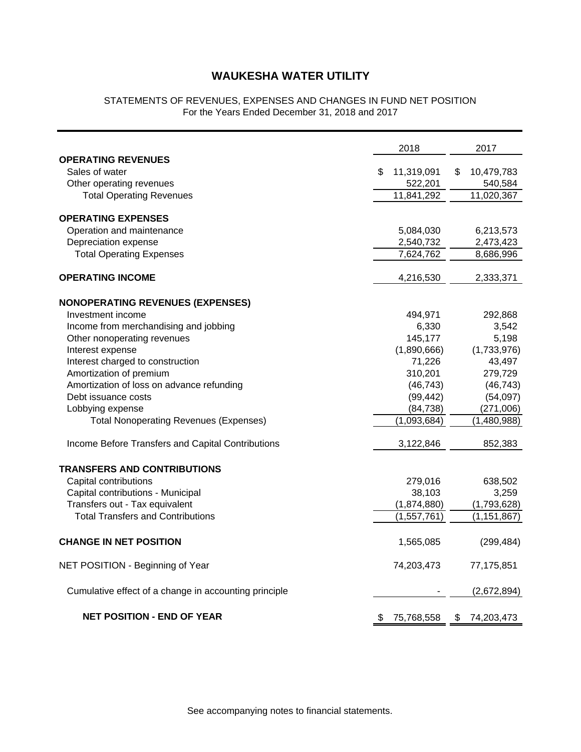# WAUKESHA WATER UTILITY

STATEMENTS OF REVENUES, EXPENSES AND CHANGES IN FUND NET POSITION
For the Years Ended December 31, 2018 and 2017

| | 2018 | 2017 |
|---|---|---|
| **OPERATING REVENUES** | | |
| Sales of water | $ 11,319,091 | $ 10,479,783 |
| Other operating revenues | 522,201 | 540,584 |
| Total Operating Revenues | 11,841,292 | 11,020,367 |
| **OPERATING EXPENSES** | | |
| Operation and maintenance | 5,084,030 | 6,213,573 |
| Depreciation expense | 2,540,732 | 2,473,423 |
| Total Operating Expenses | 7,624,762 | 8,686,996 |
| **OPERATING INCOME** | 4,216,530 | 2,333,371 |
| **NONOPERATING REVENUES (EXPENSES)** | | |
| Investment income | 494,971 | 292,868 |
| Income from merchandising and jobbing | 6,330 | 3,542 |
| Other nonoperating revenues | 145,177 | 5,198 |
| Interest expense | (1,890,666) | (1,733,976) |
| Interest charged to construction | 71,226 | 43,497 |
| Amortization of premium | 310,201 | 279,729 |
| Amortization of loss on advance refunding | (46,743) | (46,743) |
| Debt issuance costs | (99,442) | (54,097) |
| Lobbying expense | (84,738) | (271,006) |
| Total Nonoperating Revenues (Expenses) | (1,093,684) | (1,480,988) |
| Income Before Transfers and Capital Contributions | 3,122,846 | 852,383 |
| **TRANSFERS AND CONTRIBUTIONS** | | |
| Capital contributions | 279,016 | 638,502 |
| Capital contributions - Municipal | 38,103 | 3,259 |
| Transfers out - Tax equivalent | (1,874,880) | (1,793,628) |
| Total Transfers and Contributions | (1,557,761) | (1,151,867) |
| **CHANGE IN NET POSITION** | 1,565,085 | (299,484) |
| NET POSITION - Beginning of Year | 74,203,473 | 77,175,851 |
| Cumulative effect of a change in accounting principle | - | (2,672,894) |
| **NET POSITION - END OF YEAR** | $ 75,768,558 | $ 74,203,473 |

See accompanying notes to financial statements.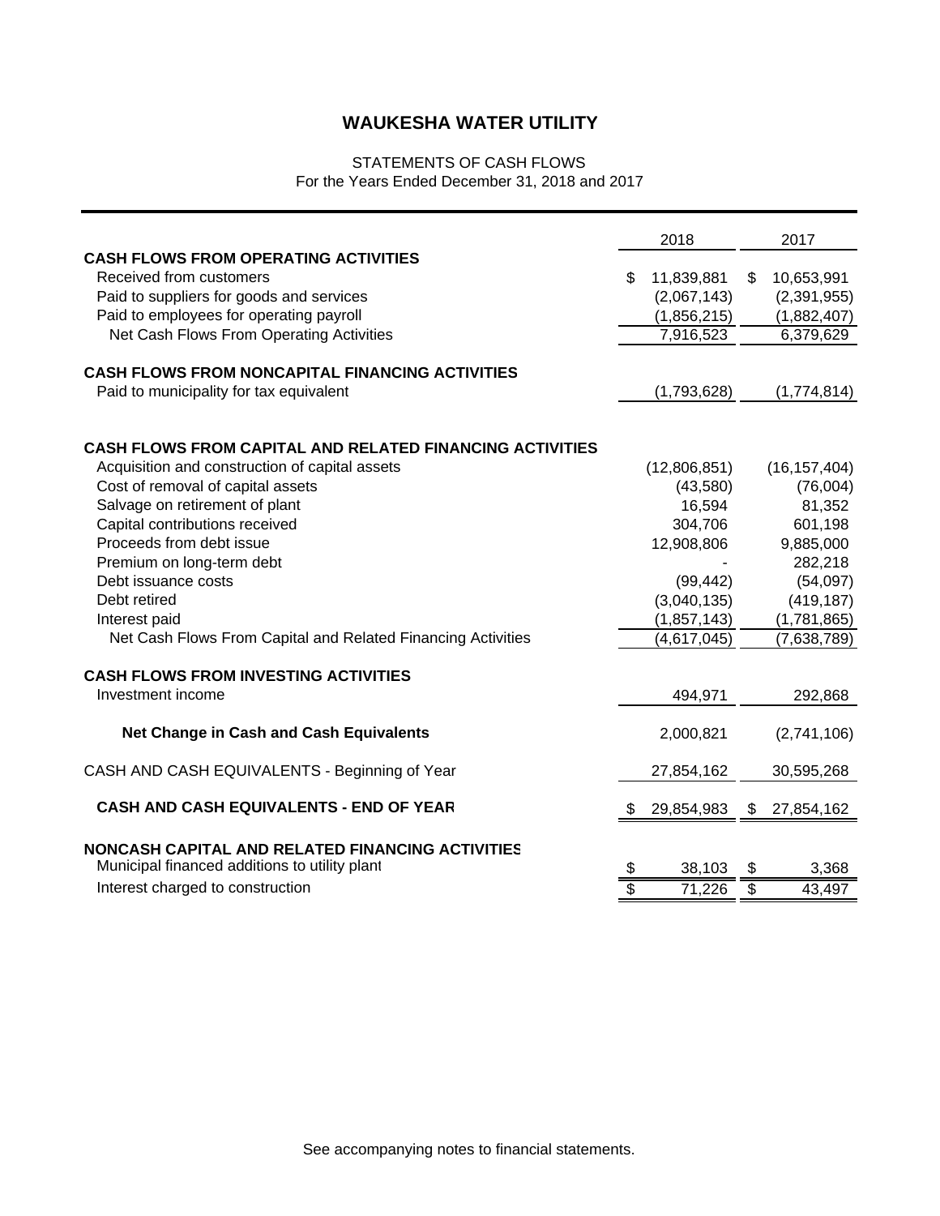# WAUKESHA WATER UTILITY

STATEMENTS OF CASH FLOWS
For the Years Ended December 31, 2018 and 2017

| | 2018 | 2017 |
|---|---|---|
| **CASH FLOWS FROM OPERATING ACTIVITIES** | | |
| Received from customers | $ 11,839,881 | $ 10,653,991 |
| Paid to suppliers for goods and services | (2,067,143) | (2,391,955) |
| Paid to employees for operating payroll | (1,856,215) | (1,882,407) |
| Net Cash Flows From Operating Activities | 7,916,523 | 6,379,629 |
| **CASH FLOWS FROM NONCAPITAL FINANCING ACTIVITIES** | | |
| Paid to municipality for tax equivalent | (1,793,628) | (1,774,814) |
| **CASH FLOWS FROM CAPITAL AND RELATED FINANCING ACTIVITIES** | | |
| Acquisition and construction of capital assets | (12,806,851) | (16,157,404) |
| Cost of removal of capital assets | (43,580) | (76,004) |
| Salvage on retirement of plant | 16,594 | 81,352 |
| Capital contributions received | 304,706 | 601,198 |
| Proceeds from debt issue | 12,908,806 | 9,885,000 |
| Premium on long-term debt | - | 282,218 |
| Debt issuance costs | (99,442) | (54,097) |
| Debt retired | (3,040,135) | (419,187) |
| Interest paid | (1,857,143) | (1,781,865) |
| Net Cash Flows From Capital and Related Financing Activities | (4,617,045) | (7,638,789) |
| **CASH FLOWS FROM INVESTING ACTIVITIES** | | |
| Investment income | 494,971 | 292,868 |
| **Net Change in Cash and Cash Equivalents** | 2,000,821 | (2,741,106) |
| CASH AND CASH EQUIVALENTS - Beginning of Year | 27,854,162 | 30,595,268 |
| **CASH AND CASH EQUIVALENTS - END OF YEAR** | $ 29,854,983 | $ 27,854,162 |
| **NONCASH CAPITAL AND RELATED FINANCING ACTIVITIES** | | |
| Municipal financed additions to utility plant | $ 38,103 | $ 3,368 |
| Interest charged to construction | $ 71,226 | $ 43,497 |

See accompanying notes to financial statements.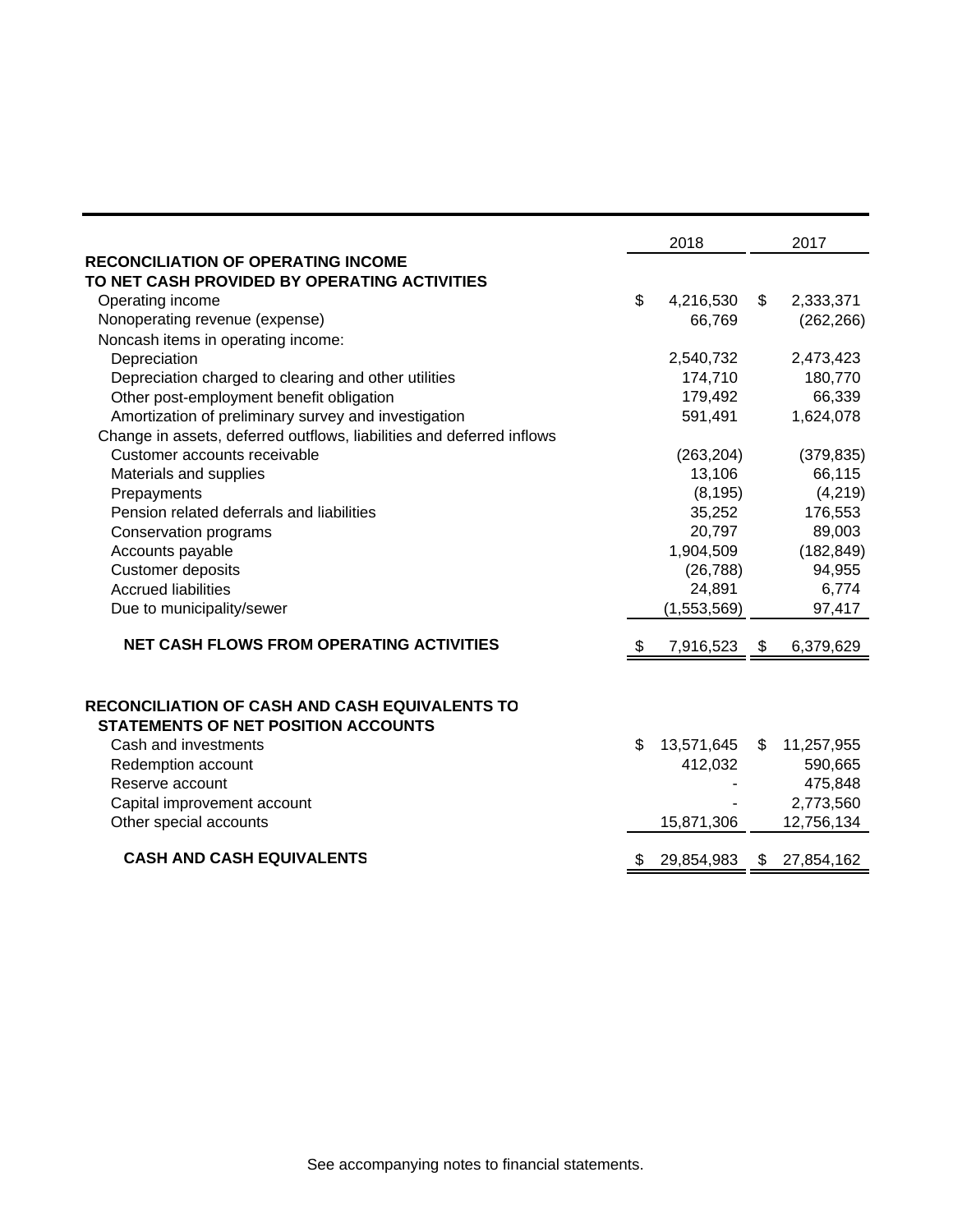| | 2018 | 2017 |
|---|---|---|
| **RECONCILIATION OF OPERATING INCOME TO NET CASH PROVIDED BY OPERATING ACTIVITIES** | | |
| Operating income | $ 4,216,530 | $ 2,333,371 |
| Nonoperating revenue (expense) | 66,769 | (262,266) |
| Noncash items in operating income: | | |
| Depreciation | 2,540,732 | 2,473,423 |
| Depreciation charged to clearing and other utilities | 174,710 | 180,770 |
| Other post-employment benefit obligation | 179,492 | 66,339 |
| Amortization of preliminary survey and investigation | 591,491 | 1,624,078 |
| Change in assets, deferred outflows, liabilities and deferred inflows | | |
| Customer accounts receivable | (263,204) | (379,835) |
| Materials and supplies | 13,106 | 66,115 |
| Prepayments | (8,195) | (4,219) |
| Pension related deferrals and liabilities | 35,252 | 176,553 |
| Conservation programs | 20,797 | 89,003 |
| Accounts payable | 1,904,509 | (182,849) |
| Customer deposits | (26,788) | 94,955 |
| Accrued liabilities | 24,891 | 6,774 |
| Due to municipality/sewer | (1,553,569) | 97,417 |
| **NET CASH FLOWS FROM OPERATING ACTIVITIES** | $ 7,916,523 | $ 6,379,629 |
| | | |
| **RECONCILIATION OF CASH AND CASH EQUIVALENTS TO STATEMENTS OF NET POSITION ACCOUNTS** | | |
| Cash and investments | $ 13,571,645 | $ 11,257,955 |
| Redemption account | 412,032 | 590,665 |
| Reserve account | - | 475,848 |
| Capital improvement account | - | 2,773,560 |
| Other special accounts | 15,871,306 | 12,756,134 |
| **CASH AND CASH EQUIVALENTS** | $ 29,854,983 | $ 27,854,162 |

See accompanying notes to financial statements.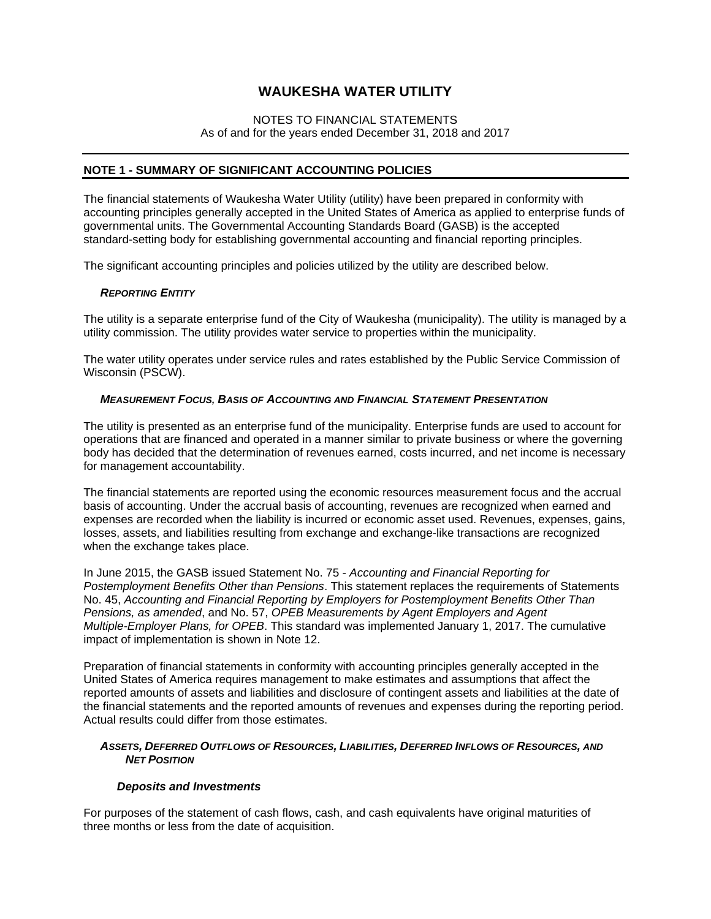# WAUKESHA WATER UTILITY

NOTES TO FINANCIAL STATEMENTS
As of and for the years ended December 31, 2018 and 2017

## NOTE 1 - SUMMARY OF SIGNIFICANT ACCOUNTING POLICIES

The financial statements of Waukesha Water Utility (utility) have been prepared in conformity with accounting principles generally accepted in the United States of America as applied to enterprise funds of governmental units. The Governmental Accounting Standards Board (GASB) is the accepted standard-setting body for establishing governmental accounting and financial reporting principles.

The significant accounting principles and policies utilized by the utility are described below.

### *REPORTING ENTITY*

The utility is a separate enterprise fund of the City of Waukesha (municipality). The utility is managed by a utility commission. The utility provides water service to properties within the municipality.

The water utility operates under service rules and rates established by the Public Service Commission of Wisconsin (PSCW).

### *MEASUREMENT FOCUS, BASIS OF ACCOUNTING AND FINANCIAL STATEMENT PRESENTATION*

The utility is presented as an enterprise fund of the municipality. Enterprise funds are used to account for operations that are financed and operated in a manner similar to private business or where the governing body has decided that the determination of revenues earned, costs incurred, and net income is necessary for management accountability.

The financial statements are reported using the economic resources measurement focus and the accrual basis of accounting. Under the accrual basis of accounting, revenues are recognized when earned and expenses are recorded when the liability is incurred or economic asset used. Revenues, expenses, gains, losses, assets, and liabilities resulting from exchange and exchange-like transactions are recognized when the exchange takes place.

In June 2015, the GASB issued Statement No. 75 - *Accounting and Financial Reporting for Postemployment Benefits Other than Pensions*. This statement replaces the requirements of Statements No. 45, *Accounting and Financial Reporting by Employers for Postemployment Benefits Other Than Pensions, as amended*, and No. 57, *OPEB Measurements by Agent Employers and Agent Multiple-Employer Plans, for OPEB*. This standard was implemented January 1, 2017. The cumulative impact of implementation is shown in Note 12.

Preparation of financial statements in conformity with accounting principles generally accepted in the United States of America requires management to make estimates and assumptions that affect the reported amounts of assets and liabilities and disclosure of contingent assets and liabilities at the date of the financial statements and the reported amounts of revenues and expenses during the reporting period. Actual results could differ from those estimates.

### *ASSETS, DEFERRED OUTFLOWS OF RESOURCES, LIABILITIES, DEFERRED INFLOWS OF RESOURCES, AND NET POSITION*

#### *Deposits and Investments*

For purposes of the statement of cash flows, cash, and cash equivalents have original maturities of three months or less from the date of acquisition.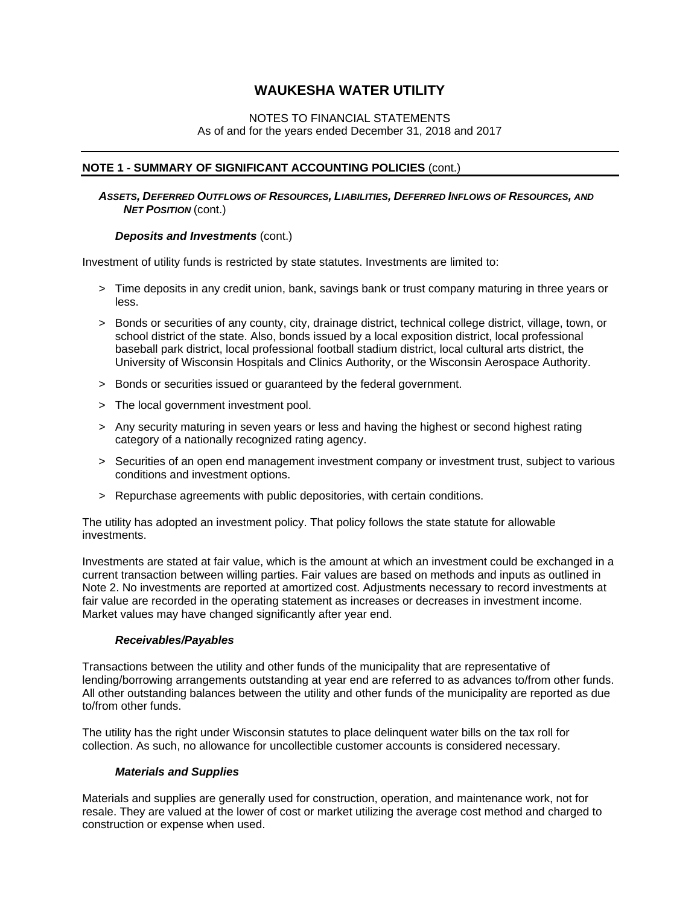# WAUKESHA WATER UTILITY

NOTES TO FINANCIAL STATEMENTS
As of and for the years ended December 31, 2018 and 2017

## NOTE 1 - SUMMARY OF SIGNIFICANT ACCOUNTING POLICIES (cont.)

### *Assets, Deferred Outflows of Resources, Liabilities, Deferred Inflows of Resources, and Net Position* (cont.)

#### *Deposits and Investments* (cont.)

Investment of utility funds is restricted by state statutes. Investments are limited to:

> Time deposits in any credit union, bank, savings bank or trust company maturing in three years or less.

> Bonds or securities of any county, city, drainage district, technical college district, village, town, or school district of the state. Also, bonds issued by a local exposition district, local professional baseball park district, local professional football stadium district, local cultural arts district, the University of Wisconsin Hospitals and Clinics Authority, or the Wisconsin Aerospace Authority.

> Bonds or securities issued or guaranteed by the federal government.

> The local government investment pool.

> Any security maturing in seven years or less and having the highest or second highest rating category of a nationally recognized rating agency.

> Securities of an open end management investment company or investment trust, subject to various conditions and investment options.

> Repurchase agreements with public depositories, with certain conditions.

The utility has adopted an investment policy. That policy follows the state statute for allowable investments.

Investments are stated at fair value, which is the amount at which an investment could be exchanged in a current transaction between willing parties. Fair values are based on methods and inputs as outlined in Note 2. No investments are reported at amortized cost. Adjustments necessary to record investments at fair value are recorded in the operating statement as increases or decreases in investment income. Market values may have changed significantly after year end.

#### *Receivables/Payables*

Transactions between the utility and other funds of the municipality that are representative of lending/borrowing arrangements outstanding at year end are referred to as advances to/from other funds. All other outstanding balances between the utility and other funds of the municipality are reported as due to/from other funds.

The utility has the right under Wisconsin statutes to place delinquent water bills on the tax roll for collection. As such, no allowance for uncollectible customer accounts is considered necessary.

#### *Materials and Supplies*

Materials and supplies are generally used for construction, operation, and maintenance work, not for resale. They are valued at the lower of cost or market utilizing the average cost method and charged to construction or expense when used.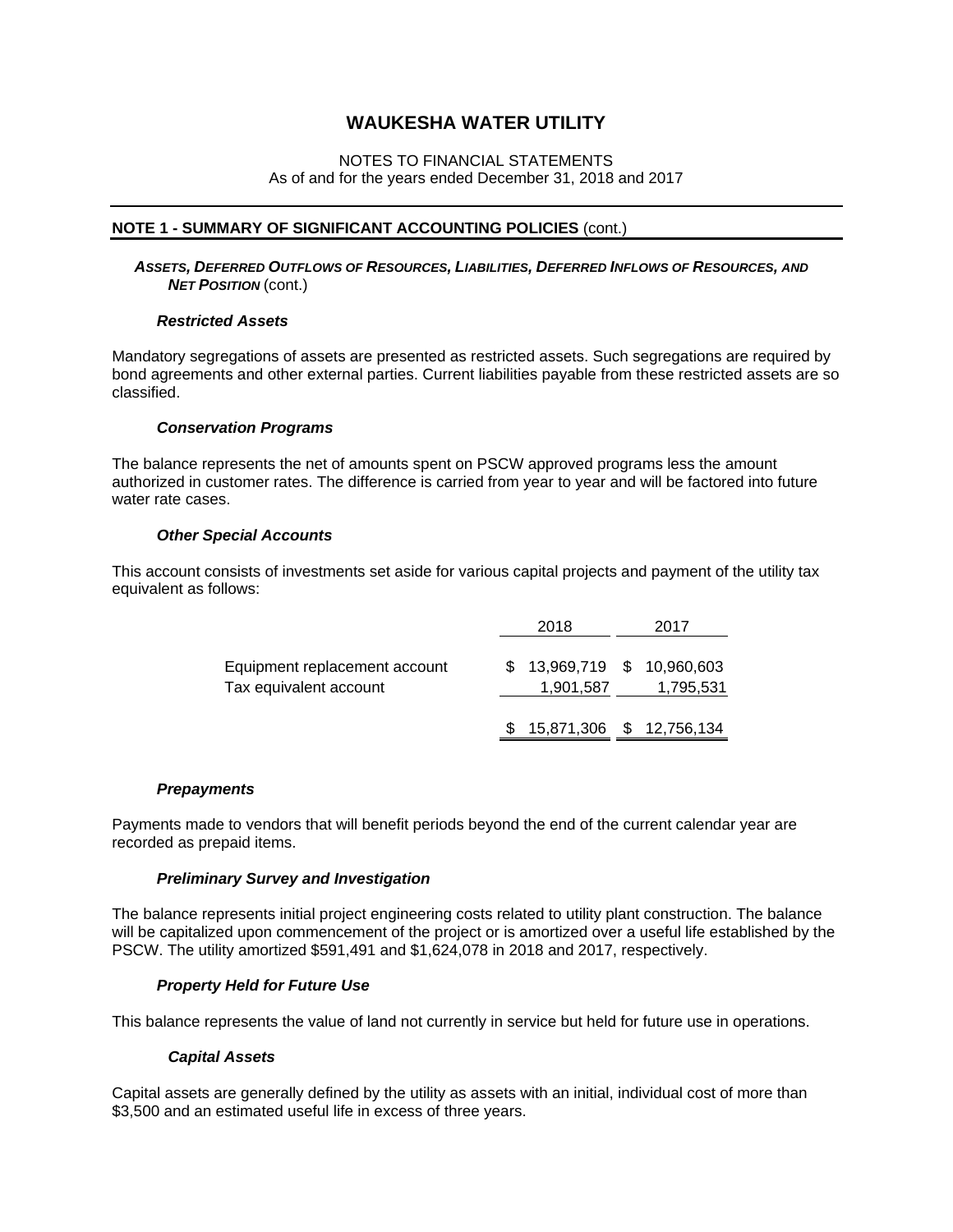# WAUKESHA WATER UTILITY

NOTES TO FINANCIAL STATEMENTS
As of and for the years ended December 31, 2018 and 2017

## NOTE 1 - SUMMARY OF SIGNIFICANT ACCOUNTING POLICIES (cont.)

### *Assets, Deferred Outflows of Resources, Liabilities, Deferred Inflows of Resources, and Net Position* (cont.)

#### *Restricted Assets*

Mandatory segregations of assets are presented as restricted assets. Such segregations are required by bond agreements and other external parties. Current liabilities payable from these restricted assets are so classified.

#### *Conservation Programs*

The balance represents the net of amounts spent on PSCW approved programs less the amount authorized in customer rates. The difference is carried from year to year and will be factored into future water rate cases.

#### *Other Special Accounts*

This account consists of investments set aside for various capital projects and payment of the utility tax equivalent as follows:

| | 2018 | 2017 |
|---|---|---|
| Equipment replacement account | $ 13,969,719 | $ 10,960,603 |
| Tax equivalent account | 1,901,587 | 1,795,531 |
| | $ 15,871,306 | $ 12,756,134 |

#### *Prepayments*

Payments made to vendors that will benefit periods beyond the end of the current calendar year are recorded as prepaid items.

#### *Preliminary Survey and Investigation*

The balance represents initial project engineering costs related to utility plant construction. The balance will be capitalized upon commencement of the project or is amortized over a useful life established by the PSCW. The utility amortized $591,491 and $1,624,078 in 2018 and 2017, respectively.

#### *Property Held for Future Use*

This balance represents the value of land not currently in service but held for future use in operations.

#### *Capital Assets*

Capital assets are generally defined by the utility as assets with an initial, individual cost of more than $3,500 and an estimated useful life in excess of three years.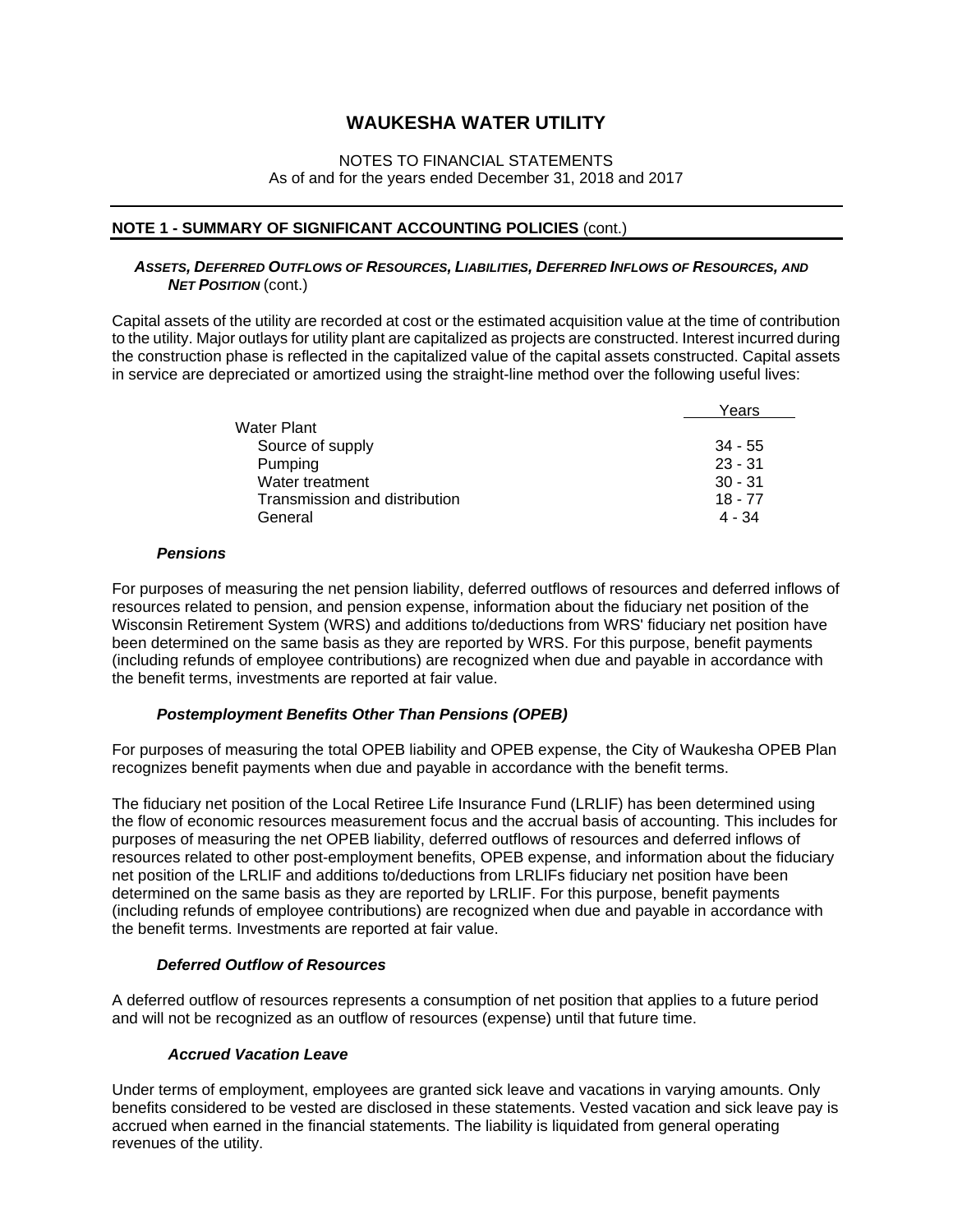# WAUKESHA WATER UTILITY

NOTES TO FINANCIAL STATEMENTS
As of and for the years ended December 31, 2018 and 2017

## NOTE 1 - SUMMARY OF SIGNIFICANT ACCOUNTING POLICIES (cont.)

### *ASSETS, DEFERRED OUTFLOWS OF RESOURCES, LIABILITIES, DEFERRED INFLOWS OF RESOURCES, AND NET POSITION* (cont.)

Capital assets of the utility are recorded at cost or the estimated acquisition value at the time of contribution to the utility. Major outlays for utility plant are capitalized as projects are constructed. Interest incurred during the construction phase is reflected in the capitalized value of the capital assets constructed. Capital assets in service are depreciated or amortized using the straight-line method over the following useful lives:

| | Years |
|---|---|
| Water Plant | |
| Source of supply | 34 - 55 |
| Pumping | 23 - 31 |
| Water treatment | 30 - 31 |
| Transmission and distribution | 18 - 77 |
| General | 4 - 34 |

#### *Pensions*

For purposes of measuring the net pension liability, deferred outflows of resources and deferred inflows of resources related to pension, and pension expense, information about the fiduciary net position of the Wisconsin Retirement System (WRS) and additions to/deductions from WRS' fiduciary net position have been determined on the same basis as they are reported by WRS. For this purpose, benefit payments (including refunds of employee contributions) are recognized when due and payable in accordance with the benefit terms, investments are reported at fair value.

#### *Postemployment Benefits Other Than Pensions (OPEB)*

For purposes of measuring the total OPEB liability and OPEB expense, the City of Waukesha OPEB Plan recognizes benefit payments when due and payable in accordance with the benefit terms.

The fiduciary net position of the Local Retiree Life Insurance Fund (LRLIF) has been determined using the flow of economic resources measurement focus and the accrual basis of accounting. This includes for purposes of measuring the net OPEB liability, deferred outflows of resources and deferred inflows of resources related to other post-employment benefits, OPEB expense, and information about the fiduciary net position of the LRLIF and additions to/deductions from LRLIFs fiduciary net position have been determined on the same basis as they are reported by LRLIF. For this purpose, benefit payments (including refunds of employee contributions) are recognized when due and payable in accordance with the benefit terms. Investments are reported at fair value.

#### *Deferred Outflow of Resources*

A deferred outflow of resources represents a consumption of net position that applies to a future period and will not be recognized as an outflow of resources (expense) until that future time.

#### *Accrued Vacation Leave*

Under terms of employment, employees are granted sick leave and vacations in varying amounts. Only benefits considered to be vested are disclosed in these statements. Vested vacation and sick leave pay is accrued when earned in the financial statements. The liability is liquidated from general operating revenues of the utility.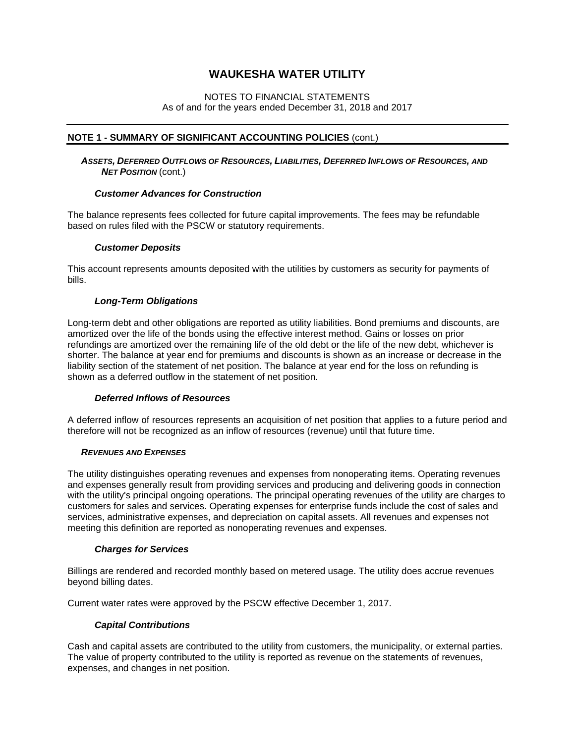# WAUKESHA WATER UTILITY

NOTES TO FINANCIAL STATEMENTS
As of and for the years ended December 31, 2018 and 2017

## NOTE 1 - SUMMARY OF SIGNIFICANT ACCOUNTING POLICIES (cont.)

### *Assets, Deferred Outflows of Resources, Liabilities, Deferred Inflows of Resources, and Net Position* (cont.)

#### *Customer Advances for Construction*

The balance represents fees collected for future capital improvements. The fees may be refundable based on rules filed with the PSCW or statutory requirements.

#### *Customer Deposits*

This account represents amounts deposited with the utilities by customers as security for payments of bills.

#### *Long-Term Obligations*

Long-term debt and other obligations are reported as utility liabilities. Bond premiums and discounts, are amortized over the life of the bonds using the effective interest method. Gains or losses on prior refundings are amortized over the remaining life of the old debt or the life of the new debt, whichever is shorter. The balance at year end for premiums and discounts is shown as an increase or decrease in the liability section of the statement of net position. The balance at year end for the loss on refunding is shown as a deferred outflow in the statement of net position.

#### *Deferred Inflows of Resources*

A deferred inflow of resources represents an acquisition of net position that applies to a future period and therefore will not be recognized as an inflow of resources (revenue) until that future time.

### *Revenues and Expenses*

The utility distinguishes operating revenues and expenses from nonoperating items. Operating revenues and expenses generally result from providing services and producing and delivering goods in connection with the utility's principal ongoing operations. The principal operating revenues of the utility are charges to customers for sales and services. Operating expenses for enterprise funds include the cost of sales and services, administrative expenses, and depreciation on capital assets. All revenues and expenses not meeting this definition are reported as nonoperating revenues and expenses.

#### *Charges for Services*

Billings are rendered and recorded monthly based on metered usage. The utility does accrue revenues beyond billing dates.

Current water rates were approved by the PSCW effective December 1, 2017.

#### *Capital Contributions*

Cash and capital assets are contributed to the utility from customers, the municipality, or external parties. The value of property contributed to the utility is reported as revenue on the statements of revenues, expenses, and changes in net position.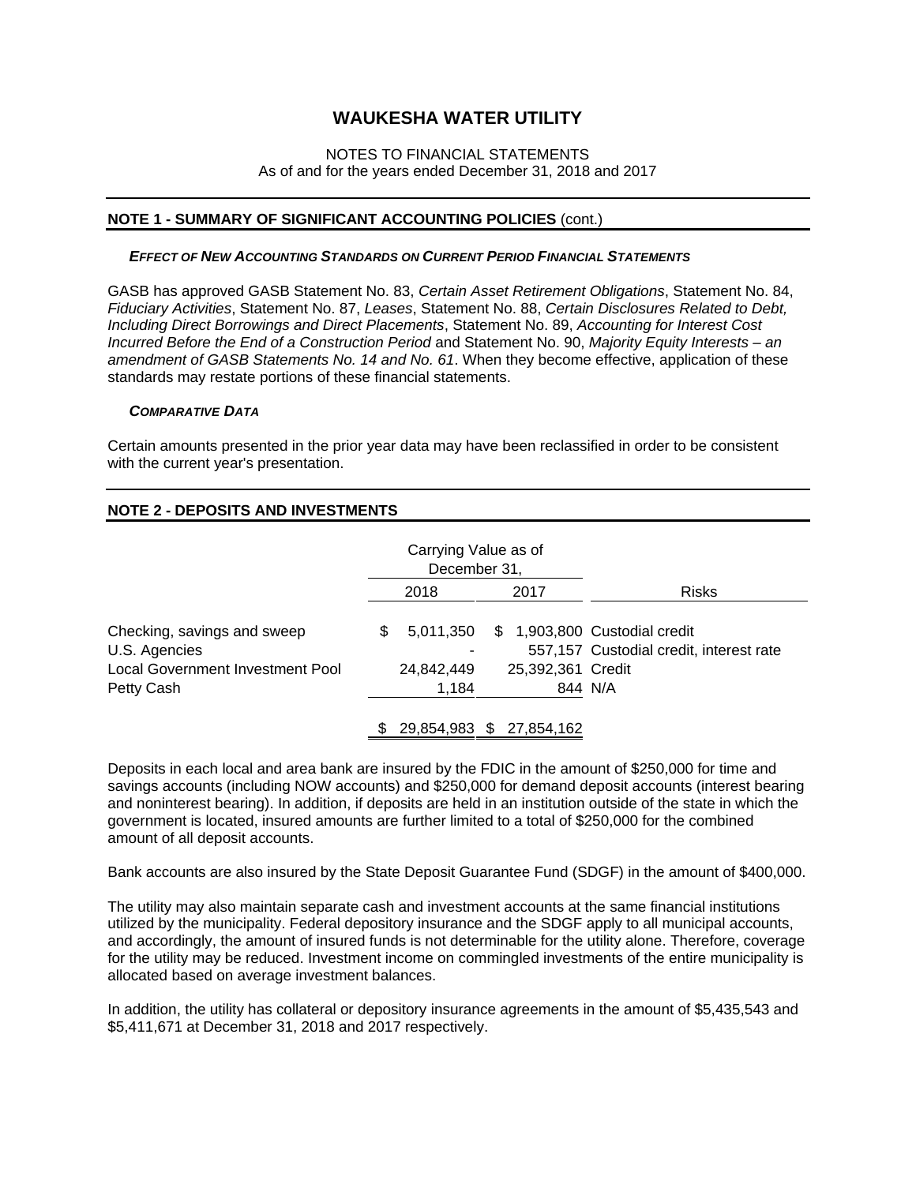# WAUKESHA WATER UTILITY

NOTES TO FINANCIAL STATEMENTS
As of and for the years ended December 31, 2018 and 2017

## NOTE 1 - SUMMARY OF SIGNIFICANT ACCOUNTING POLICIES (cont.)

### *EFFECT OF NEW ACCOUNTING STANDARDS ON CURRENT PERIOD FINANCIAL STATEMENTS*

GASB has approved GASB Statement No. 83, *Certain Asset Retirement Obligations*, Statement No. 84, *Fiduciary Activities*, Statement No. 87, *Leases*, Statement No. 88, *Certain Disclosures Related to Debt, Including Direct Borrowings and Direct Placements*, Statement No. 89, *Accounting for Interest Cost Incurred Before the End of a Construction Period* and Statement No. 90, *Majority Equity Interests – an amendment of GASB Statements No. 14 and No. 61*. When they become effective, application of these standards may restate portions of these financial statements.

### *COMPARATIVE DATA*

Certain amounts presented in the prior year data may have been reclassified in order to be consistent with the current year's presentation.

## NOTE 2 - DEPOSITS AND INVESTMENTS

| | Carrying Value as of December 31, | | |
|---|---|---|---|
| | 2018 | 2017 | Risks |
| Checking, savings and sweep | $ 5,011,350 | $ 1,903,800 | Custodial credit |
| U.S. Agencies | - | 557,157 | Custodial credit, interest rate |
| Local Government Investment Pool | 24,842,449 | 25,392,361 | Credit |
| Petty Cash | 1,184 | 844 | N/A |
| | $ 29,854,983 | $ 27,854,162 | |

Deposits in each local and area bank are insured by the FDIC in the amount of $250,000 for time and savings accounts (including NOW accounts) and $250,000 for demand deposit accounts (interest bearing and noninterest bearing). In addition, if deposits are held in an institution outside of the state in which the government is located, insured amounts are further limited to a total of $250,000 for the combined amount of all deposit accounts.

Bank accounts are also insured by the State Deposit Guarantee Fund (SDGF) in the amount of $400,000.

The utility may also maintain separate cash and investment accounts at the same financial institutions utilized by the municipality. Federal depository insurance and the SDGF apply to all municipal accounts, and accordingly, the amount of insured funds is not determinable for the utility alone. Therefore, coverage for the utility may be reduced. Investment income on commingled investments of the entire municipality is allocated based on average investment balances.

In addition, the utility has collateral or depository insurance agreements in the amount of $5,435,543 and $5,411,671 at December 31, 2018 and 2017 respectively.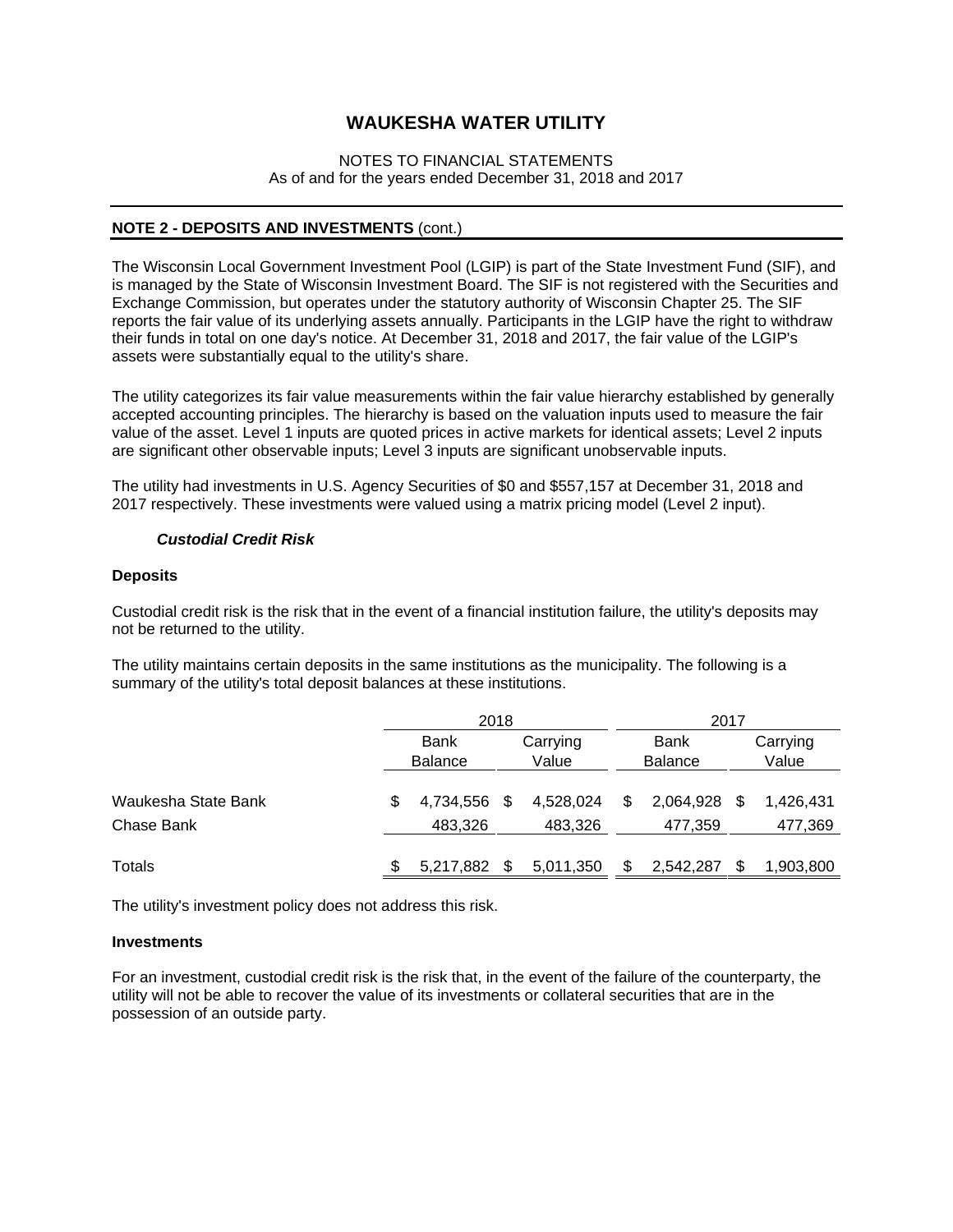# WAUKESHA WATER UTILITY

NOTES TO FINANCIAL STATEMENTS
As of and for the years ended December 31, 2018 and 2017

## NOTE 2 - DEPOSITS AND INVESTMENTS (cont.)

The Wisconsin Local Government Investment Pool (LGIP) is part of the State Investment Fund (SIF), and is managed by the State of Wisconsin Investment Board. The SIF is not registered with the Securities and Exchange Commission, but operates under the statutory authority of Wisconsin Chapter 25. The SIF reports the fair value of its underlying assets annually. Participants in the LGIP have the right to withdraw their funds in total on one day's notice. At December 31, 2018 and 2017, the fair value of the LGIP's assets were substantially equal to the utility's share.

The utility categorizes its fair value measurements within the fair value hierarchy established by generally accepted accounting principles. The hierarchy is based on the valuation inputs used to measure the fair value of the asset. Level 1 inputs are quoted prices in active markets for identical assets; Level 2 inputs are significant other observable inputs; Level 3 inputs are significant unobservable inputs.

The utility had investments in U.S. Agency Securities of $0 and $557,157 at December 31, 2018 and 2017 respectively. These investments were valued using a matrix pricing model (Level 2 input).

### *Custodial Credit Risk*

**Deposits**

Custodial credit risk is the risk that in the event of a financial institution failure, the utility's deposits may not be returned to the utility.

The utility maintains certain deposits in the same institutions as the municipality. The following is a summary of the utility's total deposit balances at these institutions.

| | 2018 | | 2017 | |
|---|---|---|---|---|
| | Bank Balance | Carrying Value | Bank Balance | Carrying Value |
| Waukesha State Bank | $ 4,734,556 | $ 4,528,024 | $ 2,064,928 | $ 1,426,431 |
| Chase Bank | 483,326 | 483,326 | 477,359 | 477,369 |
| Totals | $ 5,217,882 | $ 5,011,350 | $ 2,542,287 | $ 1,903,800 |

The utility's investment policy does not address this risk.

**Investments**

For an investment, custodial credit risk is the risk that, in the event of the failure of the counterparty, the utility will not be able to recover the value of its investments or collateral securities that are in the possession of an outside party.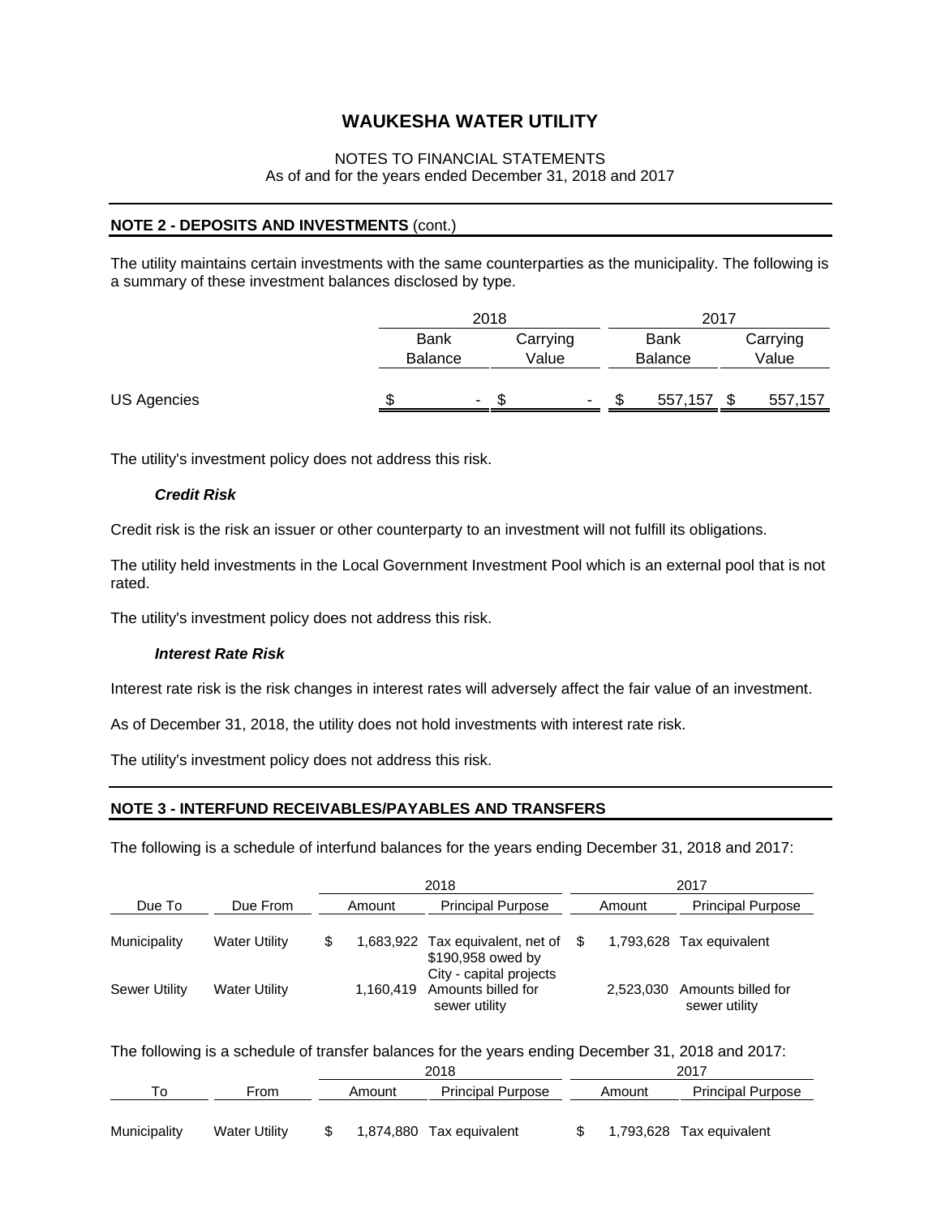# WAUKESHA WATER UTILITY

NOTES TO FINANCIAL STATEMENTS
As of and for the years ended December 31, 2018 and 2017

## NOTE 2 - DEPOSITS AND INVESTMENTS (cont.)

The utility maintains certain investments with the same counterparties as the municipality. The following is a summary of these investment balances disclosed by type.

| | 2018 | | 2017 | |
|---|---|---|---|---|
| | Bank Balance | Carrying Value | Bank Balance | Carrying Value |
| US Agencies | $ - | $ - | $ 557,157 | $ 557,157 |

The utility's investment policy does not address this risk.

### *Credit Risk*

Credit risk is the risk an issuer or other counterparty to an investment will not fulfill its obligations.

The utility held investments in the Local Government Investment Pool which is an external pool that is not rated.

The utility's investment policy does not address this risk.

### *Interest Rate Risk*

Interest rate risk is the risk changes in interest rates will adversely affect the fair value of an investment.

As of December 31, 2018, the utility does not hold investments with interest rate risk.

The utility's investment policy does not address this risk.

## NOTE 3 - INTERFUND RECEIVABLES/PAYABLES AND TRANSFERS

The following is a schedule of interfund balances for the years ending December 31, 2018 and 2017:

| | | 2018 | | 2017 | |
|---|---|---|---|---|---|
| Due To | Due From | Amount | Principal Purpose | Amount | Principal Purpose |
| Municipality | Water Utility | $ 1,683,922 | Tax equivalent, net of $190,958 owed by City - capital projects | $ 1,793,628 | Tax equivalent |
| Sewer Utility | Water Utility | 1,160,419 | Amounts billed for sewer utility | 2,523,030 | Amounts billed for sewer utility |

The following is a schedule of transfer balances for the years ending December 31, 2018 and 2017:

| | | 2018 | | 2017 | |
|---|---|---|---|---|---|
| To | From | Amount | Principal Purpose | Amount | Principal Purpose |
| Municipality | Water Utility | $ 1,874,880 | Tax equivalent | $ 1,793,628 | Tax equivalent |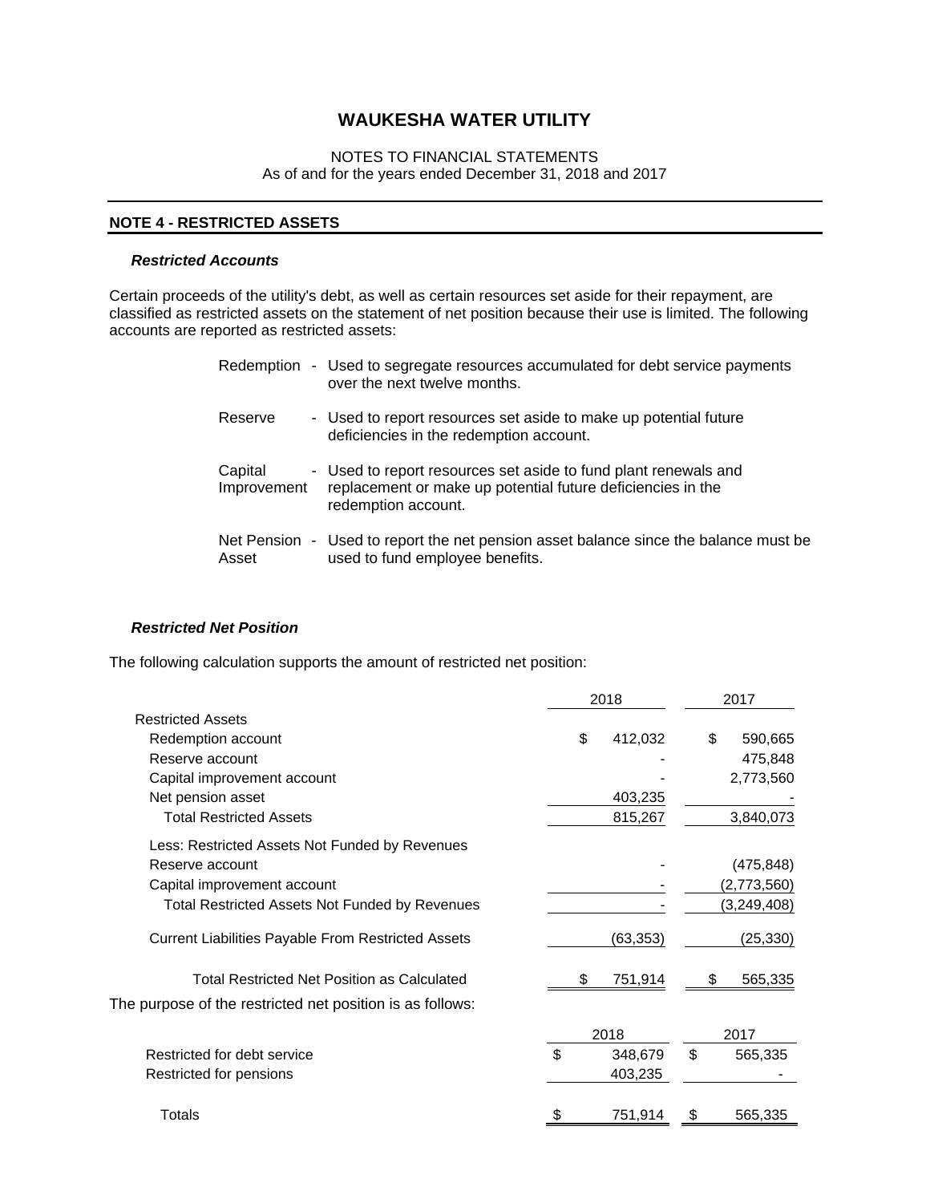# WAUKESHA WATER UTILITY

NOTES TO FINANCIAL STATEMENTS
As of and for the years ended December 31, 2018 and 2017

## NOTE 4 - RESTRICTED ASSETS

### *Restricted Accounts*

Certain proceeds of the utility's debt, as well as certain resources set aside for their repayment, are classified as restricted assets on the statement of net position because their use is limited. The following accounts are reported as restricted assets:

| | |
|---|---|
| Redemption | - Used to segregate resources accumulated for debt service payments over the next twelve months. |
| Reserve | - Used to report resources set aside to make up potential future deficiencies in the redemption account. |
| Capital Improvement | - Used to report resources set aside to fund plant renewals and replacement or make up potential future deficiencies in the redemption account. |
| Net Pension Asset | - Used to report the net pension asset balance since the balance must be used to fund employee benefits. |

### *Restricted Net Position*

The following calculation supports the amount of restricted net position:

| | 2018 | 2017 |
|---|---|---|
| Restricted Assets | | |
| Redemption account | $ 412,032 | $ 590,665 |
| Reserve account | - | 475,848 |
| Capital improvement account | - | 2,773,560 |
| Net pension asset | 403,235 | - |
| Total Restricted Assets | 815,267 | 3,840,073 |
| Less: Restricted Assets Not Funded by Revenues | | |
| Reserve account | - | (475,848) |
| Capital improvement account | - | (2,773,560) |
| Total Restricted Assets Not Funded by Revenues | - | (3,249,408) |
| Current Liabilities Payable From Restricted Assets | (63,353) | (25,330) |
| Total Restricted Net Position as Calculated | $ 751,914 | $ 565,335 |

The purpose of the restricted net position is as follows:

| | 2018 | 2017 |
|---|---|---|
| Restricted for debt service | $ 348,679 | $ 565,335 |
| Restricted for pensions | 403,235 | - |
| Totals | $ 751,914 | $ 565,335 |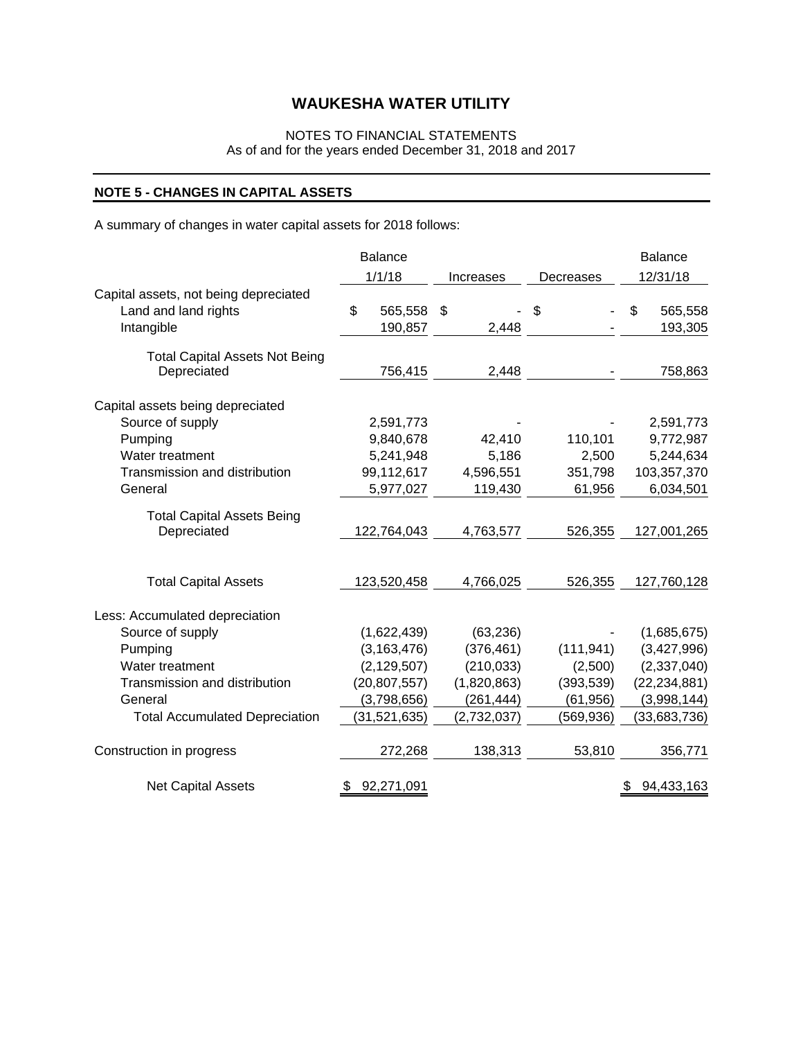# WAUKESHA WATER UTILITY

NOTES TO FINANCIAL STATEMENTS
As of and for the years ended December 31, 2018 and 2017

## NOTE 5 - CHANGES IN CAPITAL ASSETS

A summary of changes in water capital assets for 2018 follows:

| | Balance 1/1/18 | Increases | Decreases | Balance 12/31/18 |
|---|---|---|---|---|
| Capital assets, not being depreciated | | | | |
| Land and land rights | $ 565,558 | $ - | $ - | $ 565,558 |
| Intangible | 190,857 | 2,448 | - | 193,305 |
| Total Capital Assets Not Being Depreciated | 756,415 | 2,448 | - | 758,863 |
| Capital assets being depreciated | | | | |
| Source of supply | 2,591,773 | - | - | 2,591,773 |
| Pumping | 9,840,678 | 42,410 | 110,101 | 9,772,987 |
| Water treatment | 5,241,948 | 5,186 | 2,500 | 5,244,634 |
| Transmission and distribution | 99,112,617 | 4,596,551 | 351,798 | 103,357,370 |
| General | 5,977,027 | 119,430 | 61,956 | 6,034,501 |
| Total Capital Assets Being Depreciated | 122,764,043 | 4,763,577 | 526,355 | 127,001,265 |
| Total Capital Assets | 123,520,458 | 4,766,025 | 526,355 | 127,760,128 |
| Less: Accumulated depreciation | | | | |
| Source of supply | (1,622,439) | (63,236) | - | (1,685,675) |
| Pumping | (3,163,476) | (376,461) | (111,941) | (3,427,996) |
| Water treatment | (2,129,507) | (210,033) | (2,500) | (2,337,040) |
| Transmission and distribution | (20,807,557) | (1,820,863) | (393,539) | (22,234,881) |
| General | (3,798,656) | (261,444) | (61,956) | (3,998,144) |
| Total Accumulated Depreciation | (31,521,635) | (2,732,037) | (569,936) | (33,683,736) |
| Construction in progress | 272,268 | 138,313 | 53,810 | 356,771 |
| Net Capital Assets | $ 92,271,091 | | | $ 94,433,163 |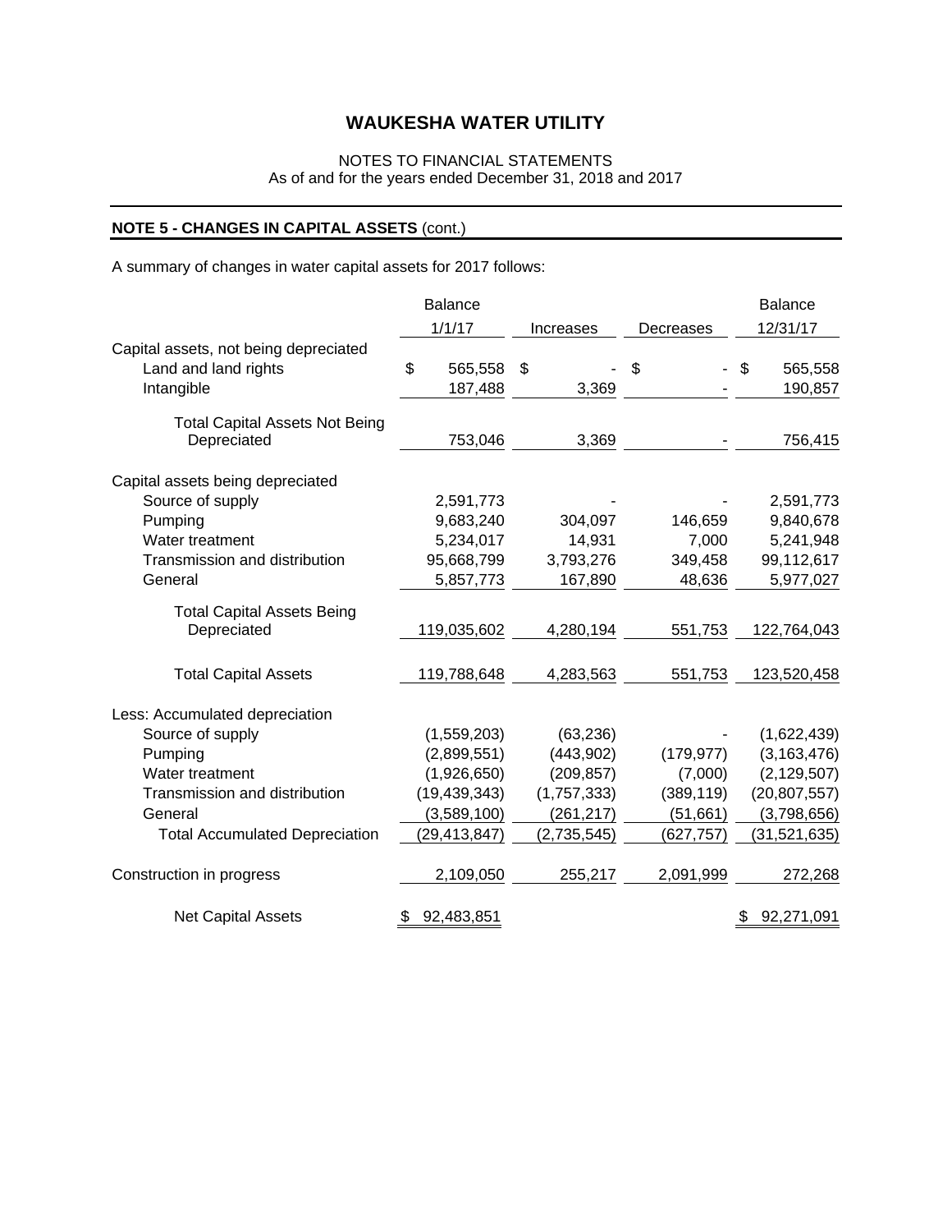# WAUKESHA WATER UTILITY

NOTES TO FINANCIAL STATEMENTS
As of and for the years ended December 31, 2018 and 2017

## NOTE 5 - CHANGES IN CAPITAL ASSETS (cont.)

A summary of changes in water capital assets for 2017 follows:

| | Balance 1/1/17 | Increases | Decreases | Balance 12/31/17 |
|---|---|---|---|---|
| Capital assets, not being depreciated | | | | |
| Land and land rights | $ 565,558 | $ - | $ - | $ 565,558 |
| Intangible | 187,488 | 3,369 | - | 190,857 |
| Total Capital Assets Not Being Depreciated | 753,046 | 3,369 | - | 756,415 |
| Capital assets being depreciated | | | | |
| Source of supply | 2,591,773 | - | - | 2,591,773 |
| Pumping | 9,683,240 | 304,097 | 146,659 | 9,840,678 |
| Water treatment | 5,234,017 | 14,931 | 7,000 | 5,241,948 |
| Transmission and distribution | 95,668,799 | 3,793,276 | 349,458 | 99,112,617 |
| General | 5,857,773 | 167,890 | 48,636 | 5,977,027 |
| Total Capital Assets Being Depreciated | 119,035,602 | 4,280,194 | 551,753 | 122,764,043 |
| Total Capital Assets | 119,788,648 | 4,283,563 | 551,753 | 123,520,458 |
| Less: Accumulated depreciation | | | | |
| Source of supply | (1,559,203) | (63,236) | - | (1,622,439) |
| Pumping | (2,899,551) | (443,902) | (179,977) | (3,163,476) |
| Water treatment | (1,926,650) | (209,857) | (7,000) | (2,129,507) |
| Transmission and distribution | (19,439,343) | (1,757,333) | (389,119) | (20,807,557) |
| General | (3,589,100) | (261,217) | (51,661) | (3,798,656) |
| Total Accumulated Depreciation | (29,413,847) | (2,735,545) | (627,757) | (31,521,635) |
| Construction in progress | 2,109,050 | 255,217 | 2,091,999 | 272,268 |
| Net Capital Assets | $ 92,483,851 | | | $ 92,271,091 |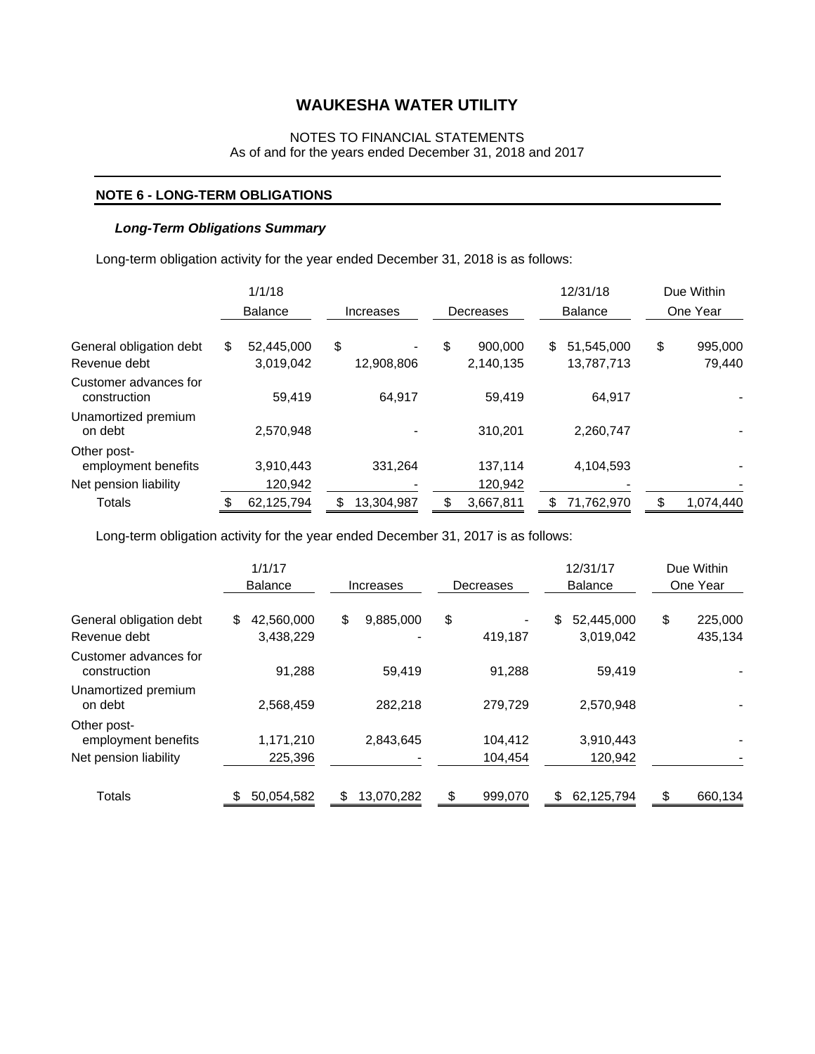## WAUKESHA WATER UTILITY

NOTES TO FINANCIAL STATEMENTS
As of and for the years ended December 31, 2018 and 2017

### NOTE 6 - LONG-TERM OBLIGATIONS

#### *Long-Term Obligations Summary*

Long-term obligation activity for the year ended December 31, 2018 is as follows:

| | 1/1/18 Balance | Increases | Decreases | 12/31/18 Balance | Due Within One Year |
|---|---|---|---|---|---|
| General obligation debt | $ 52,445,000 | $ - | $ 900,000 | $ 51,545,000 | $ 995,000 |
| Revenue debt | 3,019,042 | 12,908,806 | 2,140,135 | 13,787,713 | 79,440 |
| Customer advances for construction | 59,419 | 64,917 | 59,419 | 64,917 | - |
| Unamortized premium on debt | 2,570,948 | - | 310,201 | 2,260,747 | - |
| Other post-employment benefits | 3,910,443 | 331,264 | 137,114 | 4,104,593 | - |
| Net pension liability | 120,942 | - | 120,942 | - | - |
| Totals | $ 62,125,794 | $ 13,304,987 | $ 3,667,811 | $ 71,762,970 | $ 1,074,440 |

Long-term obligation activity for the year ended December 31, 2017 is as follows:

| | 1/1/17 Balance | Increases | Decreases | 12/31/17 Balance | Due Within One Year |
|---|---|---|---|---|---|
| General obligation debt | $ 42,560,000 | $ 9,885,000 | $ - | $ 52,445,000 | $ 225,000 |
| Revenue debt | 3,438,229 | - | 419,187 | 3,019,042 | 435,134 |
| Customer advances for construction | 91,288 | 59,419 | 91,288 | 59,419 | - |
| Unamortized premium on debt | 2,568,459 | 282,218 | 279,729 | 2,570,948 | - |
| Other post-employment benefits | 1,171,210 | 2,843,645 | 104,412 | 3,910,443 | - |
| Net pension liability | 225,396 | - | 104,454 | 120,942 | - |
| Totals | $ 50,054,582 | $ 13,070,282 | $ 999,070 | $ 62,125,794 | $ 660,134 |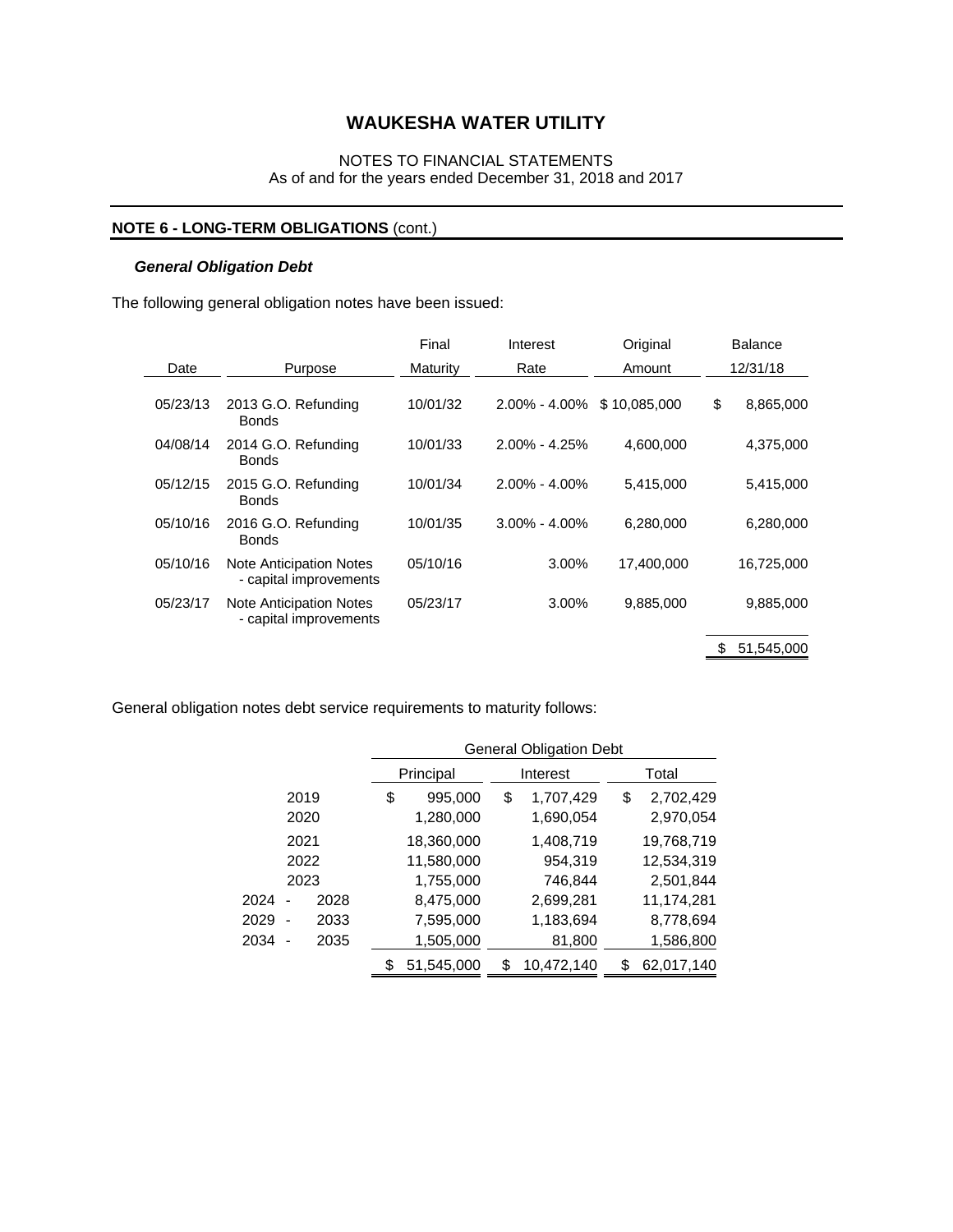# WAUKESHA WATER UTILITY

NOTES TO FINANCIAL STATEMENTS
As of and for the years ended December 31, 2018 and 2017

## NOTE 6 - LONG-TERM OBLIGATIONS (cont.)

### *General Obligation Debt*

The following general obligation notes have been issued:

| Date | Purpose | Final Maturity | Interest Rate | Original Amount | Balance 12/31/18 |
|---|---|---|---|---|---|
| 05/23/13 | 2013 G.O. Refunding Bonds | 10/01/32 | 2.00% - 4.00% | $ 10,085,000 | $ 8,865,000 |
| 04/08/14 | 2014 G.O. Refunding Bonds | 10/01/33 | 2.00% - 4.25% | 4,600,000 | 4,375,000 |
| 05/12/15 | 2015 G.O. Refunding Bonds | 10/01/34 | 2.00% - 4.00% | 5,415,000 | 5,415,000 |
| 05/10/16 | 2016 G.O. Refunding Bonds | 10/01/35 | 3.00% - 4.00% | 6,280,000 | 6,280,000 |
| 05/10/16 | Note Anticipation Notes - capital improvements | 05/10/16 | 3.00% | 17,400,000 | 16,725,000 |
| 05/23/17 | Note Anticipation Notes - capital improvements | 05/23/17 | 3.00% | 9,885,000 | 9,885,000 |
| | | | | | $ 51,545,000 |

General obligation notes debt service requirements to maturity follows:

| | General Obligation Debt | | |
|---|---|---|---|
| | Principal | Interest | Total |
| 2019 | $ 995,000 | $ 1,707,429 | $ 2,702,429 |
| 2020 | 1,280,000 | 1,690,054 | 2,970,054 |
| 2021 | 18,360,000 | 1,408,719 | 19,768,719 |
| 2022 | 11,580,000 | 954,319 | 12,534,319 |
| 2023 | 1,755,000 | 746,844 | 2,501,844 |
| 2024 - 2028 | 8,475,000 | 2,699,281 | 11,174,281 |
| 2029 - 2033 | 7,595,000 | 1,183,694 | 8,778,694 |
| 2034 - 2035 | 1,505,000 | 81,800 | 1,586,800 |
| | $ 51,545,000 | $ 10,472,140 | $ 62,017,140 |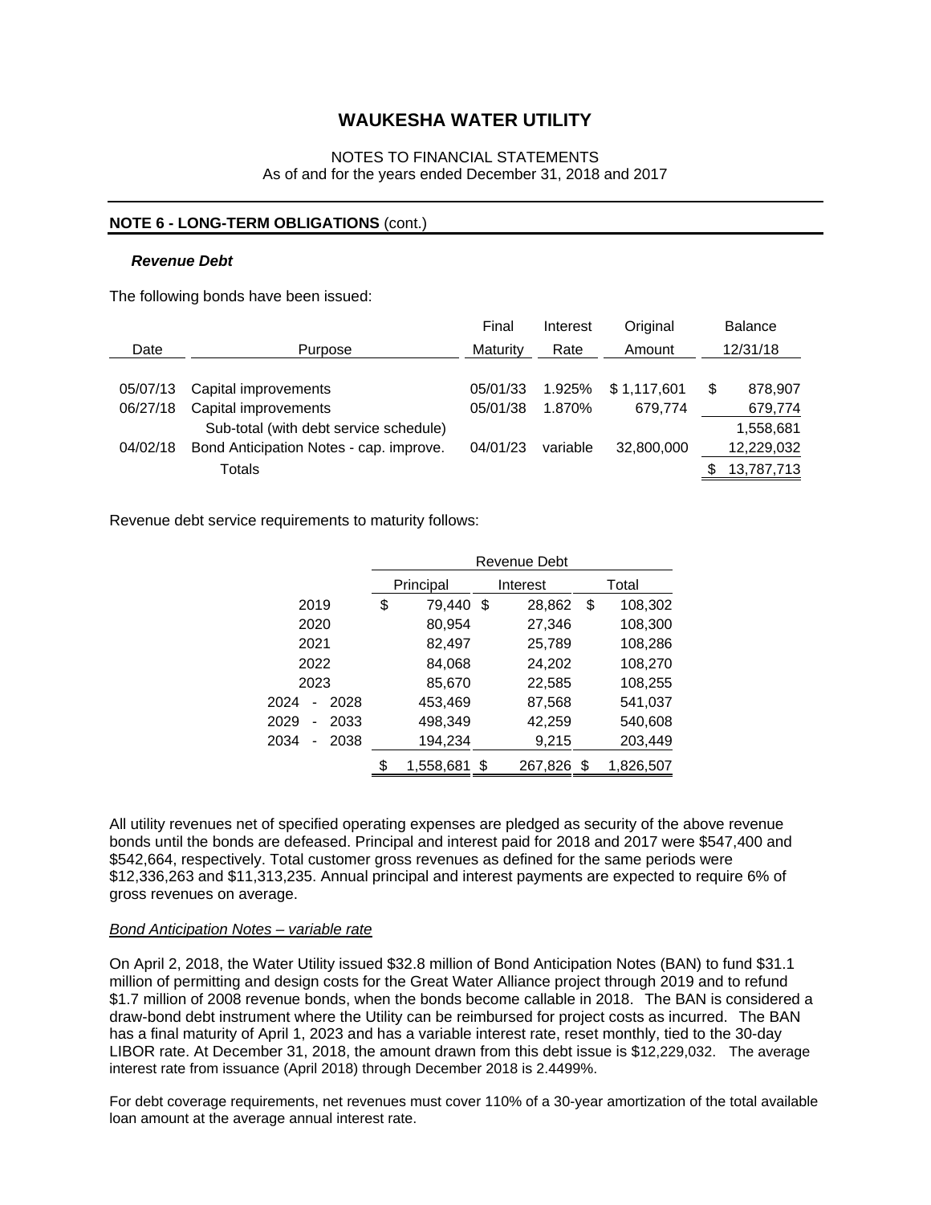# WAUKESHA WATER UTILITY

NOTES TO FINANCIAL STATEMENTS
As of and for the years ended December 31, 2018 and 2017

## NOTE 6 - LONG-TERM OBLIGATIONS (cont.)

### *Revenue Debt*

The following bonds have been issued:

| Date | Purpose | Final Maturity | Interest Rate | Original Amount | Balance 12/31/18 |
|---|---|---|---|---|---|
| 05/07/13 | Capital improvements | 05/01/33 | 1.925% | $ 1,117,601 | $ 878,907 |
| 06/27/18 | Capital improvements | 05/01/38 | 1.870% | 679,774 | 679,774 |
| | Sub-total (with debt service schedule) | | | | 1,558,681 |
| 04/02/18 | Bond Anticipation Notes - cap. improve. | 04/01/23 | variable | 32,800,000 | 12,229,032 |
| | Totals | | | | $ 13,787,713 |

Revenue debt service requirements to maturity follows:

| | Revenue Debt | | |
|---|---|---|---|
| | Principal | Interest | Total |
| 2019 | $ 79,440 | $ 28,862 | $ 108,302 |
| 2020 | 80,954 | 27,346 | 108,300 |
| 2021 | 82,497 | 25,789 | 108,286 |
| 2022 | 84,068 | 24,202 | 108,270 |
| 2023 | 85,670 | 22,585 | 108,255 |
| 2024 - 2028 | 453,469 | 87,568 | 541,037 |
| 2029 - 2033 | 498,349 | 42,259 | 540,608 |
| 2034 - 2038 | 194,234 | 9,215 | 203,449 |
| | $ 1,558,681 | $ 267,826 | $ 1,826,507 |

All utility revenues net of specified operating expenses are pledged as security of the above revenue bonds until the bonds are defeased. Principal and interest paid for 2018 and 2017 were $547,400 and $542,664, respectively. Total customer gross revenues as defined for the same periods were $12,336,263 and $11,313,235. Annual principal and interest payments are expected to require 6% of gross revenues on average.

<u>*Bond Anticipation Notes – variable rate*</u>

On April 2, 2018, the Water Utility issued $32.8 million of Bond Anticipation Notes (BAN) to fund $31.1 million of permitting and design costs for the Great Water Alliance project through 2019 and to refund $1.7 million of 2008 revenue bonds, when the bonds become callable in 2018. The BAN is considered a draw-bond debt instrument where the Utility can be reimbursed for project costs as incurred. The BAN has a final maturity of April 1, 2023 and has a variable interest rate, reset monthly, tied to the 30-day LIBOR rate. At December 31, 2018, the amount drawn from this debt issue is $12,229,032. The average interest rate from issuance (April 2018) through December 2018 is 2.4499%.

For debt coverage requirements, net revenues must cover 110% of a 30-year amortization of the total available loan amount at the average annual interest rate.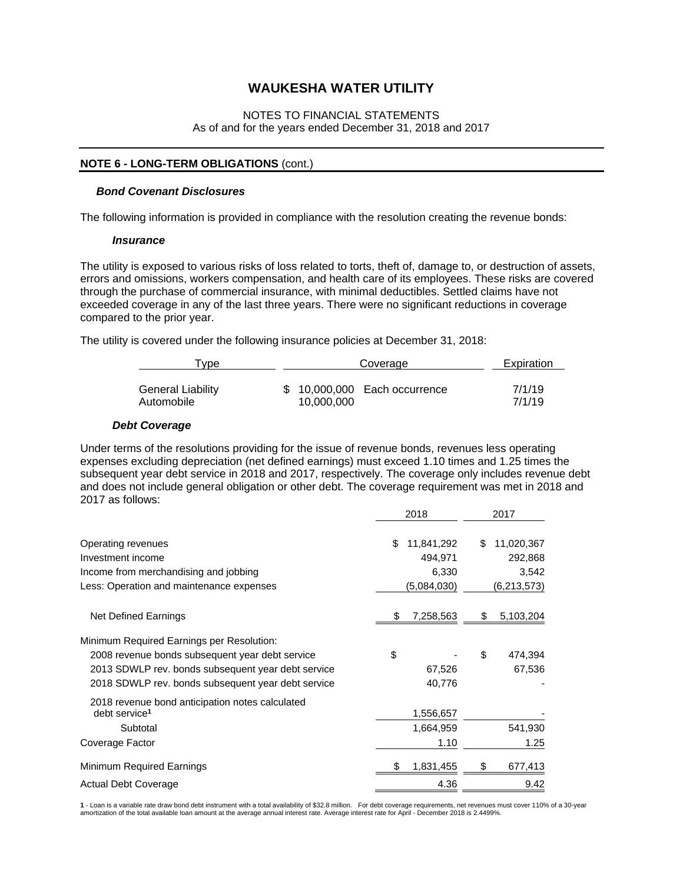# WAUKESHA WATER UTILITY

NOTES TO FINANCIAL STATEMENTS
As of and for the years ended December 31, 2018 and 2017

## NOTE 6 - LONG-TERM OBLIGATIONS (cont.)

### *Bond Covenant Disclosures*

The following information is provided in compliance with the resolution creating the revenue bonds:

#### *Insurance*

The utility is exposed to various risks of loss related to torts, theft of, damage to, or destruction of assets, errors and omissions, workers compensation, and health care of its employees. These risks are covered through the purchase of commercial insurance, with minimal deductibles. Settled claims have not exceeded coverage in any of the last three years. There were no significant reductions in coverage compared to the prior year.

The utility is covered under the following insurance policies at December 31, 2018:

| Type | Coverage | | Expiration |
|---|---|---|---|
| General Liability | $ 10,000,000 | Each occurrence | 7/1/19 |
| Automobile | 10,000,000 | | 7/1/19 |

#### *Debt Coverage*

Under terms of the resolutions providing for the issue of revenue bonds, revenues less operating expenses excluding depreciation (net defined earnings) must exceed 1.10 times and 1.25 times the subsequent year debt service in 2018 and 2017, respectively. The coverage only includes revenue debt and does not include general obligation or other debt. The coverage requirement was met in 2018 and 2017 as follows:

| | 2018 | 2017 |
|---|---|---|
| Operating revenues | $ 11,841,292 | $ 11,020,367 |
| Investment income | 494,971 | 292,868 |
| Income from merchandising and jobbing | 6,330 | 3,542 |
| Less: Operation and maintenance expenses | (5,084,030) | (6,213,573) |
| Net Defined Earnings | $ 7,258,563 | $ 5,103,204 |
| Minimum Required Earnings per Resolution: | | |
| 2008 revenue bonds subsequent year debt service | $ - | $ 474,394 |
| 2013 SDWLP rev. bonds subsequent year debt service | 67,526 | 67,536 |
| 2018 SDWLP rev. bonds subsequent year debt service | 40,776 | - |
| 2018 revenue bond anticipation notes calculated debt service[1] | 1,556,657 | - |
| Subtotal | 1,664,959 | 541,930 |
| Coverage Factor | 1.10 | 1.25 |
| Minimum Required Earnings | $ 1,831,455 | $ 677,413 |
| Actual Debt Coverage | 4.36 | 9.42 |

**1** - Loan is a variable rate draw bond debt instrument with a total availability of $32.8 million. For debt coverage requirements, net revenues must cover 110% of a 30-year amortization of the total available loan amount at the average annual interest rate. Average interest rate for April - December 2018 is 2.4499%.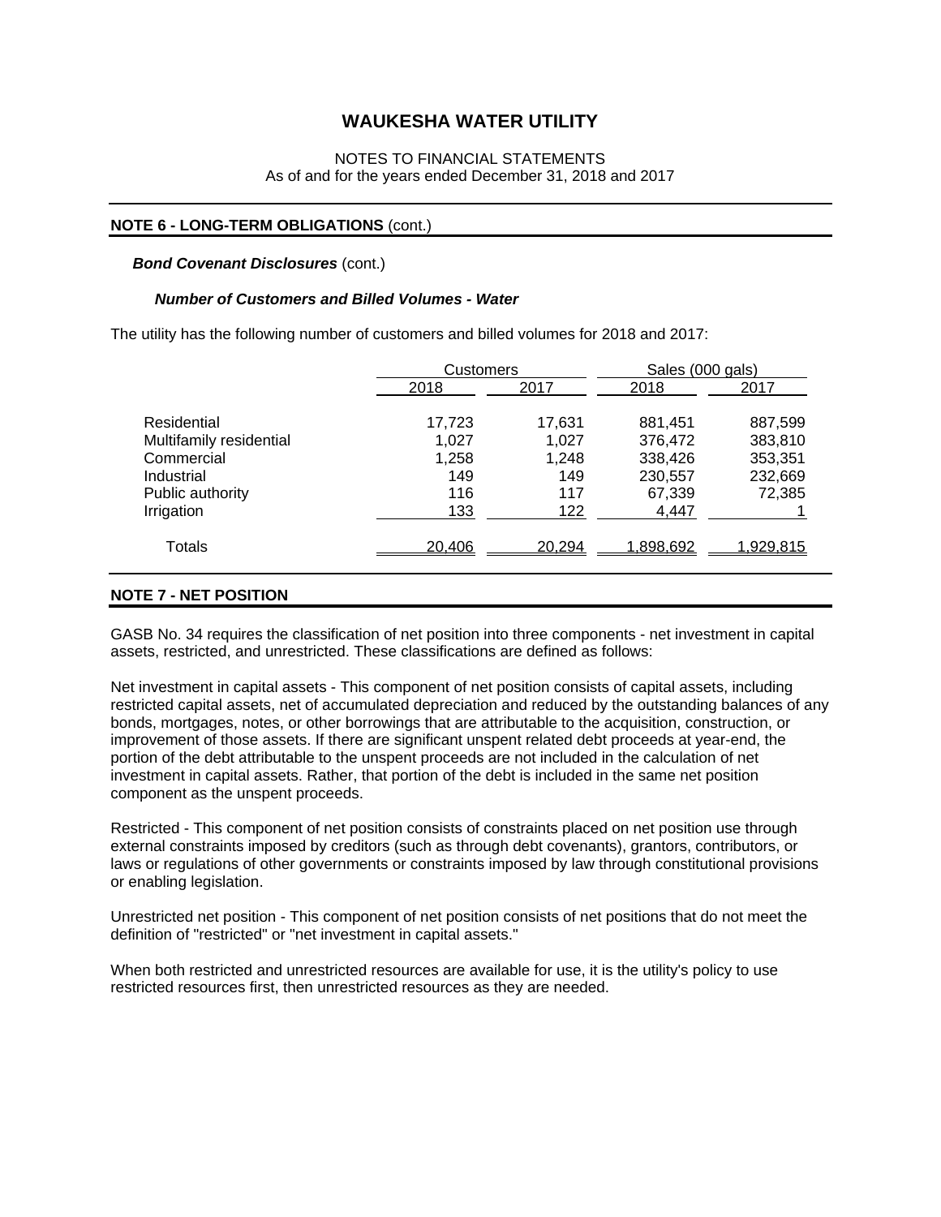# WAUKESHA WATER UTILITY

NOTES TO FINANCIAL STATEMENTS
As of and for the years ended December 31, 2018 and 2017

## NOTE 6 - LONG-TERM OBLIGATIONS (cont.)

***Bond Covenant Disclosures*** (cont.)

***Number of Customers and Billed Volumes - Water***

The utility has the following number of customers and billed volumes for 2018 and 2017:

| | Customers | | Sales (000 gals) | |
|---|---|---|---|---|
| | 2018 | 2017 | 2018 | 2017 |
| Residential | 17,723 | 17,631 | 881,451 | 887,599 |
| Multifamily residential | 1,027 | 1,027 | 376,472 | 383,810 |
| Commercial | 1,258 | 1,248 | 338,426 | 353,351 |
| Industrial | 149 | 149 | 230,557 | 232,669 |
| Public authority | 116 | 117 | 67,339 | 72,385 |
| Irrigation | 133 | 122 | 4,447 | 1 |
| Totals | 20,406 | 20,294 | 1,898,692 | 1,929,815 |

## NOTE 7 - NET POSITION

GASB No. 34 requires the classification of net position into three components - net investment in capital assets, restricted, and unrestricted. These classifications are defined as follows:

Net investment in capital assets - This component of net position consists of capital assets, including restricted capital assets, net of accumulated depreciation and reduced by the outstanding balances of any bonds, mortgages, notes, or other borrowings that are attributable to the acquisition, construction, or improvement of those assets. If there are significant unspent related debt proceeds at year-end, the portion of the debt attributable to the unspent proceeds are not included in the calculation of net investment in capital assets. Rather, that portion of the debt is included in the same net position component as the unspent proceeds.

Restricted - This component of net position consists of constraints placed on net position use through external constraints imposed by creditors (such as through debt covenants), grantors, contributors, or laws or regulations of other governments or constraints imposed by law through constitutional provisions or enabling legislation.

Unrestricted net position - This component of net position consists of net positions that do not meet the definition of "restricted" or "net investment in capital assets."

When both restricted and unrestricted resources are available for use, it is the utility's policy to use restricted resources first, then unrestricted resources as they are needed.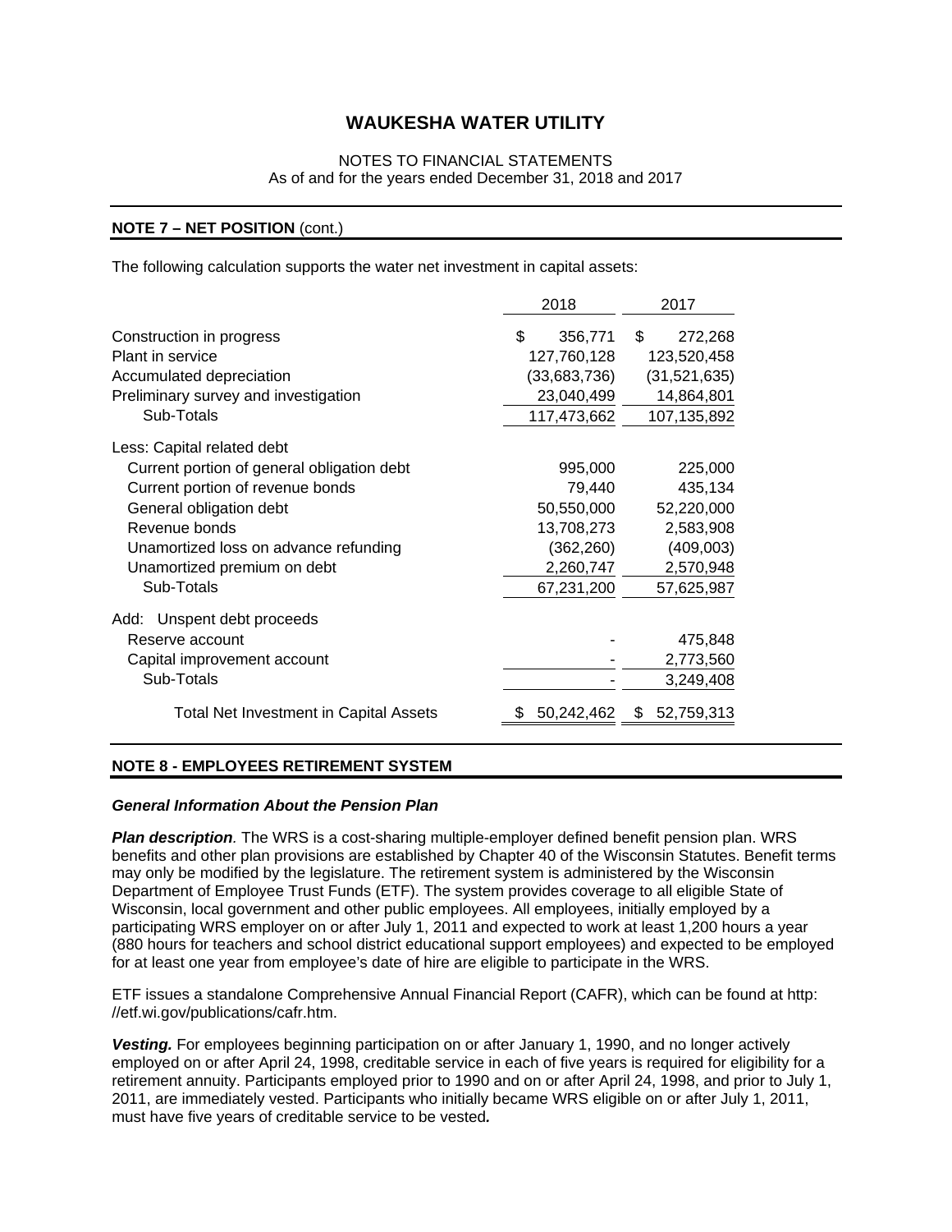# WAUKESHA WATER UTILITY

NOTES TO FINANCIAL STATEMENTS
As of and for the years ended December 31, 2018 and 2017

## NOTE 7 – NET POSITION (cont.)

The following calculation supports the water net investment in capital assets:

| | 2018 | 2017 |
|---|---|---|
| Construction in progress | $ 356,771 | $ 272,268 |
| Plant in service | 127,760,128 | 123,520,458 |
| Accumulated depreciation | (33,683,736) | (31,521,635) |
| Preliminary survey and investigation | 23,040,499 | 14,864,801 |
| Sub-Totals | 117,473,662 | 107,135,892 |
| Less: Capital related debt | | |
| Current portion of general obligation debt | 995,000 | 225,000 |
| Current portion of revenue bonds | 79,440 | 435,134 |
| General obligation debt | 50,550,000 | 52,220,000 |
| Revenue bonds | 13,708,273 | 2,583,908 |
| Unamortized loss on advance refunding | (362,260) | (409,003) |
| Unamortized premium on debt | 2,260,747 | 2,570,948 |
| Sub-Totals | 67,231,200 | 57,625,987 |
| Add: Unspent debt proceeds | | |
| Reserve account | - | 475,848 |
| Capital improvement account | - | 2,773,560 |
| Sub-Totals | - | 3,249,408 |
| Total Net Investment in Capital Assets | $ 50,242,462 | $ 52,759,313 |

## NOTE 8 - EMPLOYEES RETIREMENT SYSTEM

### *General Information About the Pension Plan*

***Plan description***. The WRS is a cost-sharing multiple-employer defined benefit pension plan. WRS benefits and other plan provisions are established by Chapter 40 of the Wisconsin Statutes. Benefit terms may only be modified by the legislature. The retirement system is administered by the Wisconsin Department of Employee Trust Funds (ETF). The system provides coverage to all eligible State of Wisconsin, local government and other public employees. All employees, initially employed by a participating WRS employer on or after July 1, 2011 and expected to work at least 1,200 hours a year (880 hours for teachers and school district educational support employees) and expected to be employed for at least one year from employee's date of hire are eligible to participate in the WRS.

ETF issues a standalone Comprehensive Annual Financial Report (CAFR), which can be found at http: //etf.wi.gov/publications/cafr.htm.

***Vesting.*** For employees beginning participation on or after January 1, 1990, and no longer actively employed on or after April 24, 1998, creditable service in each of five years is required for eligibility for a retirement annuity. Participants employed prior to 1990 and on or after April 24, 1998, and prior to July 1, 2011, are immediately vested. Participants who initially became WRS eligible on or after July 1, 2011, must have five years of creditable service to be vested.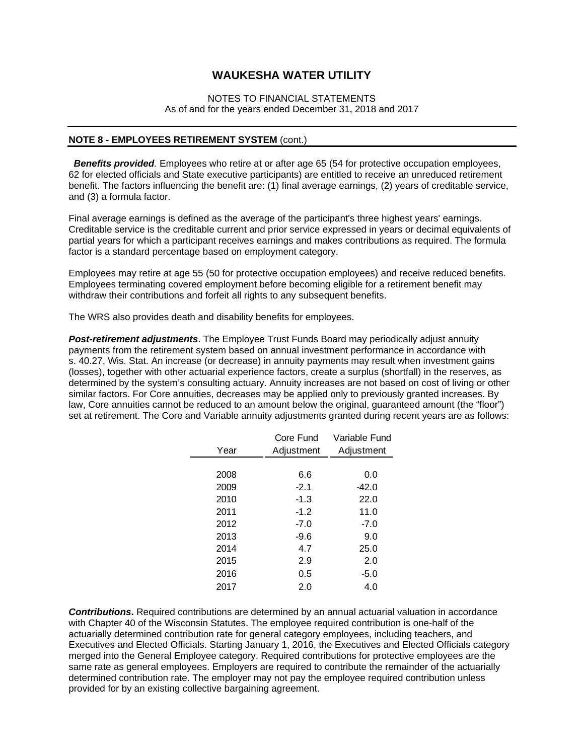# WAUKESHA WATER UTILITY

NOTES TO FINANCIAL STATEMENTS
As of and for the years ended December 31, 2018 and 2017

## NOTE 8 - EMPLOYEES RETIREMENT SYSTEM (cont.)

***Benefits provided***. Employees who retire at or after age 65 (54 for protective occupation employees, 62 for elected officials and State executive participants) are entitled to receive an unreduced retirement benefit. The factors influencing the benefit are: (1) final average earnings, (2) years of creditable service, and (3) a formula factor.

Final average earnings is defined as the average of the participant's three highest years' earnings. Creditable service is the creditable current and prior service expressed in years or decimal equivalents of partial years for which a participant receives earnings and makes contributions as required. The formula factor is a standard percentage based on employment category.

Employees may retire at age 55 (50 for protective occupation employees) and receive reduced benefits. Employees terminating covered employment before becoming eligible for a retirement benefit may withdraw their contributions and forfeit all rights to any subsequent benefits.

The WRS also provides death and disability benefits for employees.

***Post-retirement adjustments***. The Employee Trust Funds Board may periodically adjust annuity payments from the retirement system based on annual investment performance in accordance with s. 40.27, Wis. Stat. An increase (or decrease) in annuity payments may result when investment gains (losses), together with other actuarial experience factors, create a surplus (shortfall) in the reserves, as determined by the system's consulting actuary. Annuity increases are not based on cost of living or other similar factors. For Core annuities, decreases may be applied only to previously granted increases. By law, Core annuities cannot be reduced to an amount below the original, guaranteed amount (the "floor") set at retirement. The Core and Variable annuity adjustments granted during recent years are as follows:

| Year | Core Fund Adjustment | Variable Fund Adjustment |
|---|---|---|
| 2008 | 6.6 | 0.0 |
| 2009 | -2.1 | -42.0 |
| 2010 | -1.3 | 22.0 |
| 2011 | -1.2 | 11.0 |
| 2012 | -7.0 | -7.0 |
| 2013 | -9.6 | 9.0 |
| 2014 | 4.7 | 25.0 |
| 2015 | 2.9 | 2.0 |
| 2016 | 0.5 | -5.0 |
| 2017 | 2.0 | 4.0 |

***Contributions***. Required contributions are determined by an annual actuarial valuation in accordance with Chapter 40 of the Wisconsin Statutes. The employee required contribution is one-half of the actuarially determined contribution rate for general category employees, including teachers, and Executives and Elected Officials. Starting January 1, 2016, the Executives and Elected Officials category merged into the General Employee category. Required contributions for protective employees are the same rate as general employees. Employers are required to contribute the remainder of the actuarially determined contribution rate. The employer may not pay the employee required contribution unless provided for by an existing collective bargaining agreement.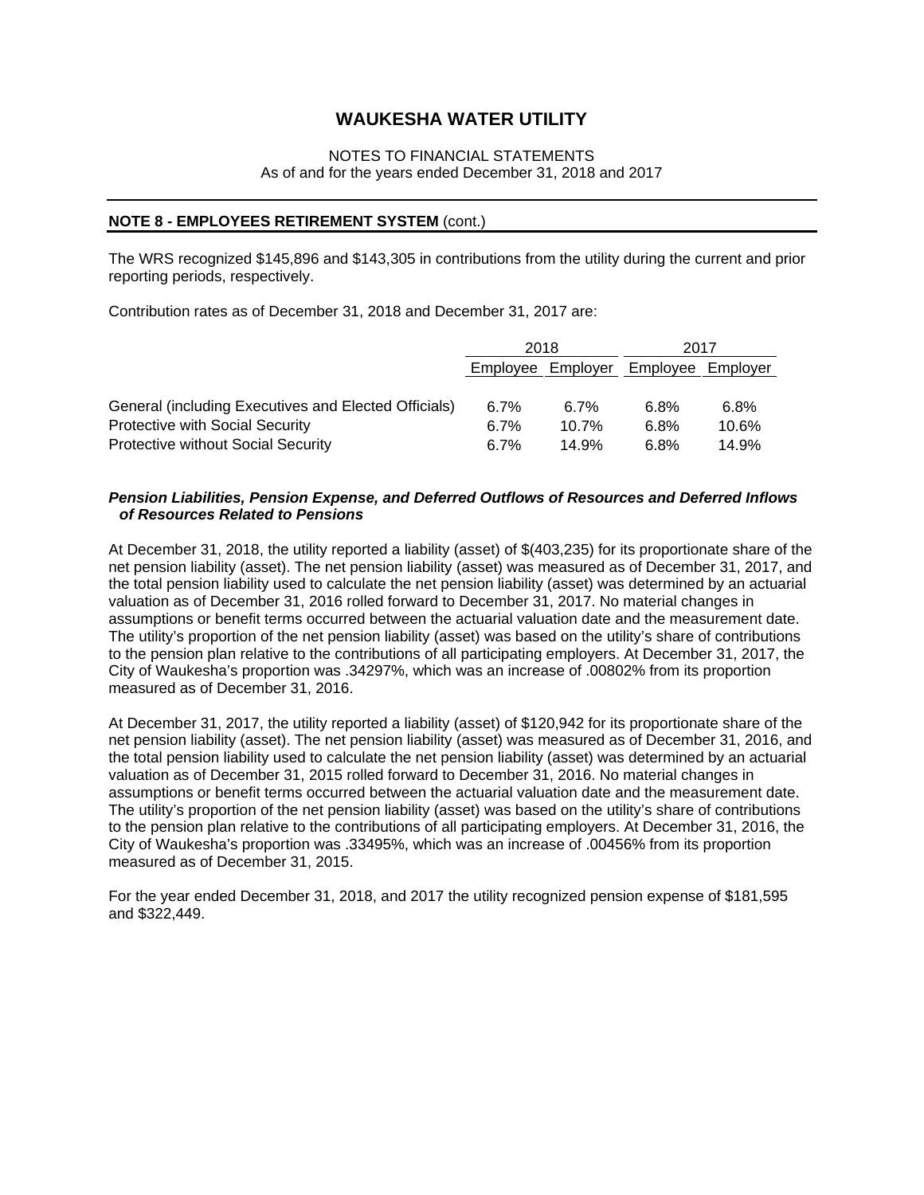# WAUKESHA WATER UTILITY

NOTES TO FINANCIAL STATEMENTS
As of and for the years ended December 31, 2018 and 2017

## NOTE 8 - EMPLOYEES RETIREMENT SYSTEM (cont.)

The WRS recognized $145,896 and $143,305 in contributions from the utility during the current and prior reporting periods, respectively.

Contribution rates as of December 31, 2018 and December 31, 2017 are:

| | 2018 | | 2017 | |
|---|---|---|---|---|
| | Employee | Employer | Employee | Employer |
| General (including Executives and Elected Officials) | 6.7% | 6.7% | 6.8% | 6.8% |
| Protective with Social Security | 6.7% | 10.7% | 6.8% | 10.6% |
| Protective without Social Security | 6.7% | 14.9% | 6.8% | 14.9% |

### *Pension Liabilities, Pension Expense, and Deferred Outflows of Resources and Deferred Inflows of Resources Related to Pensions*

At December 31, 2018, the utility reported a liability (asset) of $(403,235) for its proportionate share of the net pension liability (asset). The net pension liability (asset) was measured as of December 31, 2017, and the total pension liability used to calculate the net pension liability (asset) was determined by an actuarial valuation as of December 31, 2016 rolled forward to December 31, 2017. No material changes in assumptions or benefit terms occurred between the actuarial valuation date and the measurement date. The utility's proportion of the net pension liability (asset) was based on the utility's share of contributions to the pension plan relative to the contributions of all participating employers. At December 31, 2017, the City of Waukesha's proportion was .34297%, which was an increase of .00802% from its proportion measured as of December 31, 2016.

At December 31, 2017, the utility reported a liability (asset) of $120,942 for its proportionate share of the net pension liability (asset). The net pension liability (asset) was measured as of December 31, 2016, and the total pension liability used to calculate the net pension liability (asset) was determined by an actuarial valuation as of December 31, 2015 rolled forward to December 31, 2016. No material changes in assumptions or benefit terms occurred between the actuarial valuation date and the measurement date. The utility's proportion of the net pension liability (asset) was based on the utility's share of contributions to the pension plan relative to the contributions of all participating employers. At December 31, 2016, the City of Waukesha's proportion was .33495%, which was an increase of .00456% from its proportion measured as of December 31, 2015.

For the year ended December 31, 2018, and 2017 the utility recognized pension expense of $181,595 and $322,449.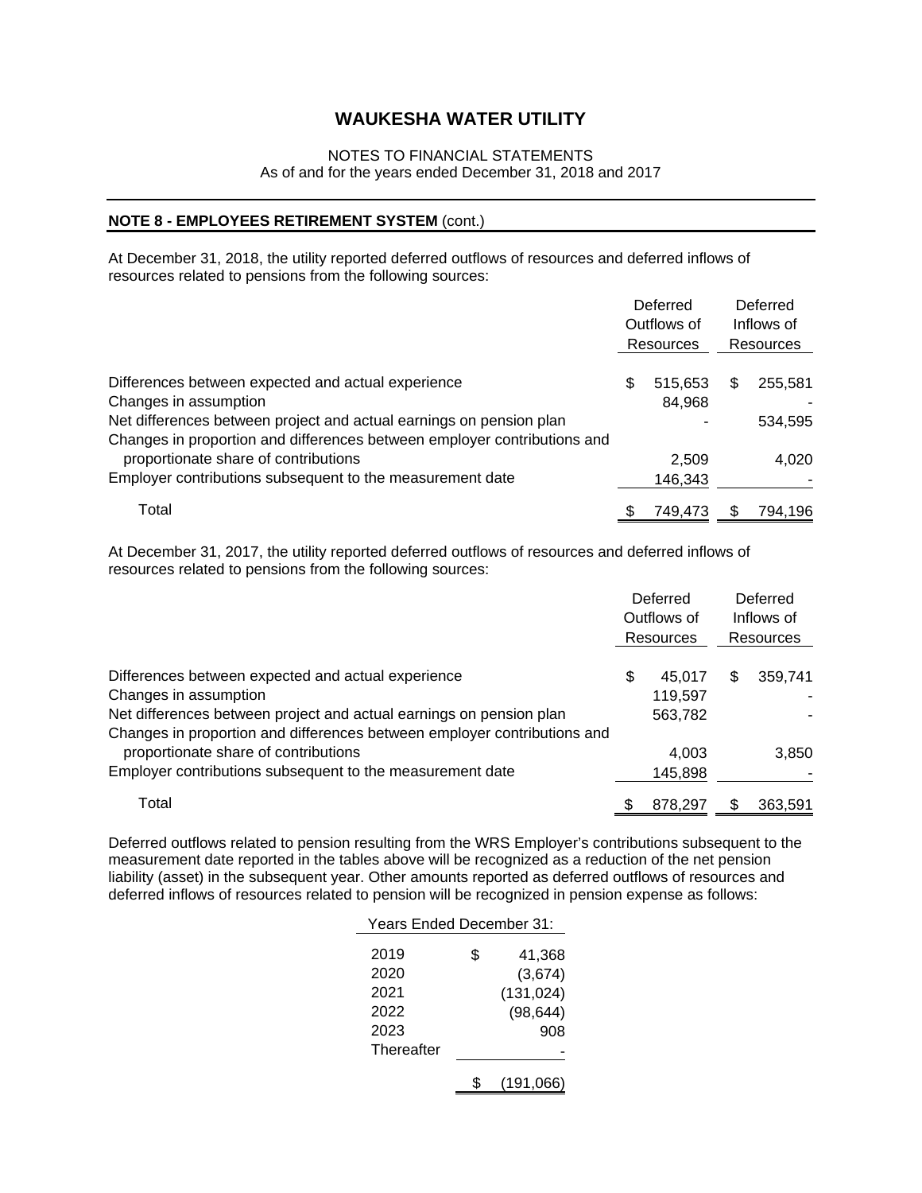# WAUKESHA WATER UTILITY

NOTES TO FINANCIAL STATEMENTS
As of and for the years ended December 31, 2018 and 2017

## NOTE 8 - EMPLOYEES RETIREMENT SYSTEM (cont.)

At December 31, 2018, the utility reported deferred outflows of resources and deferred inflows of resources related to pensions from the following sources:

| | Deferred Outflows of Resources | Deferred Inflows of Resources |
|---|---|---|
| Differences between expected and actual experience | $ 515,653 | $ 255,581 |
| Changes in assumption | 84,968 | - |
| Net differences between project and actual earnings on pension plan | - | 534,595 |
| Changes in proportion and differences between employer contributions and proportionate share of contributions | 2,509 | 4,020 |
| Employer contributions subsequent to the measurement date | 146,343 | - |
| Total | $ 749,473 | $ 794,196 |

At December 31, 2017, the utility reported deferred outflows of resources and deferred inflows of resources related to pensions from the following sources:

| | Deferred Outflows of Resources | Deferred Inflows of Resources |
|---|---|---|
| Differences between expected and actual experience | $ 45,017 | $ 359,741 |
| Changes in assumption | 119,597 | - |
| Net differences between project and actual earnings on pension plan | 563,782 | - |
| Changes in proportion and differences between employer contributions and proportionate share of contributions | 4,003 | 3,850 |
| Employer contributions subsequent to the measurement date | 145,898 | - |
| Total | $ 878,297 | $ 363,591 |

Deferred outflows related to pension resulting from the WRS Employer's contributions subsequent to the measurement date reported in the tables above will be recognized as a reduction of the net pension liability (asset) in the subsequent year. Other amounts reported as deferred outflows of resources and deferred inflows of resources related to pension will be recognized in pension expense as follows:

| Years Ended December 31: | |
|---|---|
| 2019 | $ 41,368 |
| 2020 | (3,674) |
| 2021 | (131,024) |
| 2022 | (98,644) |
| 2023 | 908 |
| Thereafter | - |
| | $ (191,066) |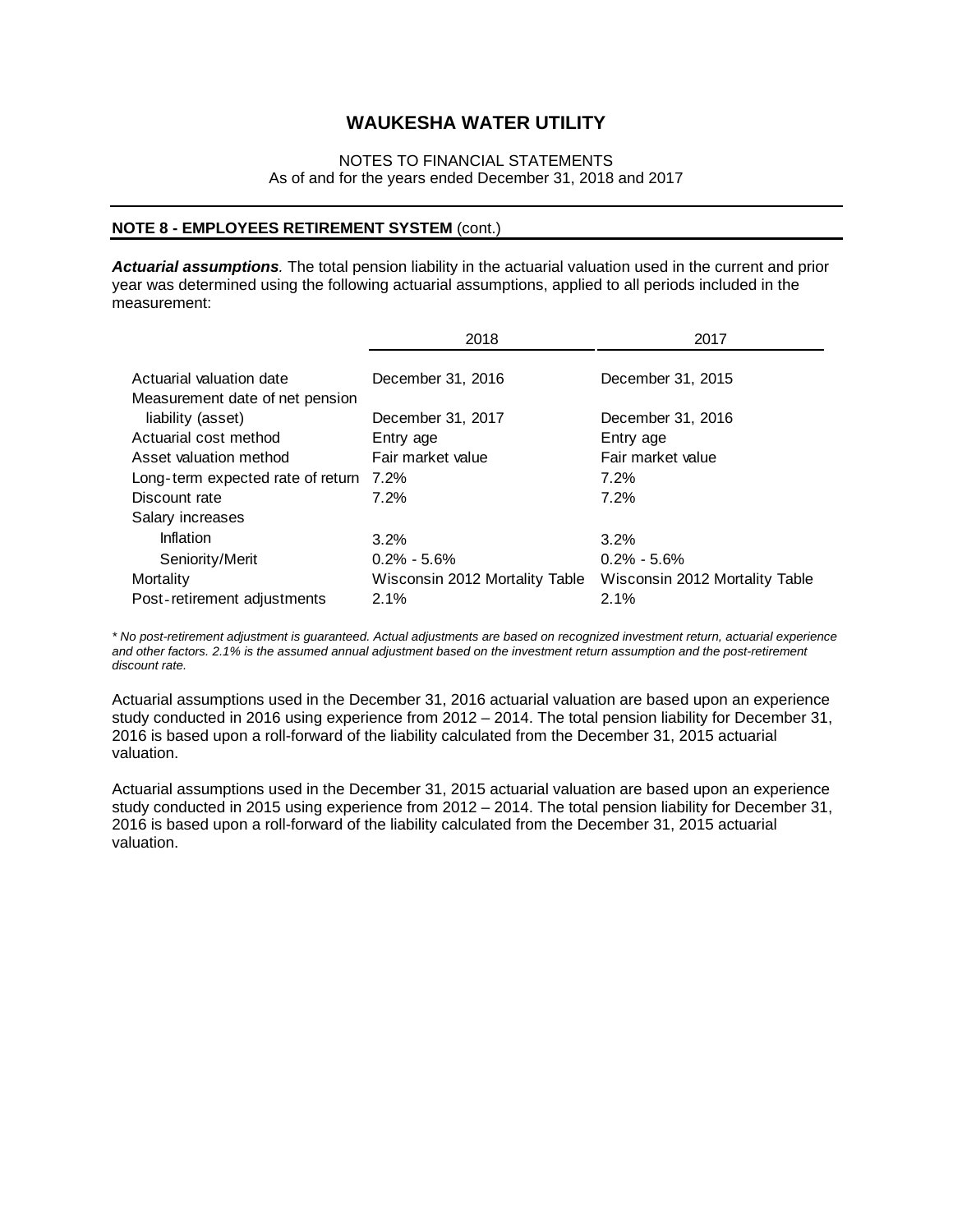# WAUKESHA WATER UTILITY

NOTES TO FINANCIAL STATEMENTS
As of and for the years ended December 31, 2018 and 2017

## NOTE 8 - EMPLOYEES RETIREMENT SYSTEM (cont.)

***Actuarial assumptions***. The total pension liability in the actuarial valuation used in the current and prior year was determined using the following actuarial assumptions, applied to all periods included in the measurement:

| | 2018 | 2017 |
|---|---|---|
| Actuarial valuation date | December 31, 2016 | December 31, 2015 |
| Measurement date of net pension liability (asset) | December 31, 2017 | December 31, 2016 |
| Actuarial cost method | Entry age | Entry age |
| Asset valuation method | Fair market value | Fair market value |
| Long-term expected rate of return | 7.2% | 7.2% |
| Discount rate | 7.2% | 7.2% |
| Salary increases | | |
| Inflation | 3.2% | 3.2% |
| Seniority/Merit | 0.2% - 5.6% | 0.2% - 5.6% |
| Mortality | Wisconsin 2012 Mortality Table | Wisconsin 2012 Mortality Table |
| Post-retirement adjustments | 2.1% | 2.1% |

*\* No post-retirement adjustment is guaranteed. Actual adjustments are based on recognized investment return, actuarial experience and other factors. 2.1% is the assumed annual adjustment based on the investment return assumption and the post-retirement discount rate.*

Actuarial assumptions used in the December 31, 2016 actuarial valuation are based upon an experience study conducted in 2016 using experience from 2012 – 2014. The total pension liability for December 31, 2016 is based upon a roll-forward of the liability calculated from the December 31, 2015 actuarial valuation.

Actuarial assumptions used in the December 31, 2015 actuarial valuation are based upon an experience study conducted in 2015 using experience from 2012 – 2014. The total pension liability for December 31, 2016 is based upon a roll-forward of the liability calculated from the December 31, 2015 actuarial valuation.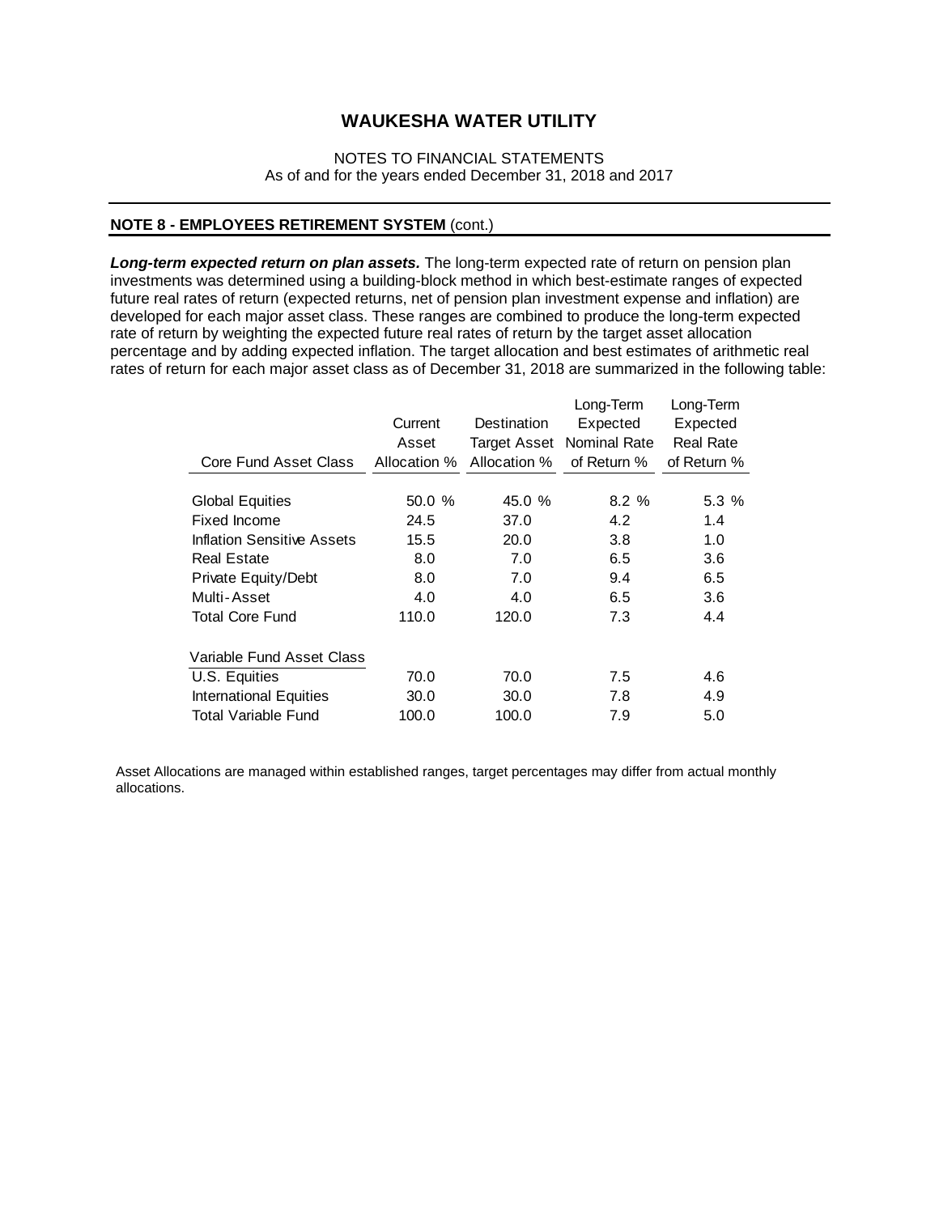# WAUKESHA WATER UTILITY

NOTES TO FINANCIAL STATEMENTS
As of and for the years ended December 31, 2018 and 2017

## NOTE 8 - EMPLOYEES RETIREMENT SYSTEM (cont.)

***Long-term expected return on plan assets.*** The long-term expected rate of return on pension plan investments was determined using a building-block method in which best-estimate ranges of expected future real rates of return (expected returns, net of pension plan investment expense and inflation) are developed for each major asset class. These ranges are combined to produce the long-term expected rate of return by weighting the expected future real rates of return by the target asset allocation percentage and by adding expected inflation. The target allocation and best estimates of arithmetic real rates of return for each major asset class as of December 31, 2018 are summarized in the following table:

| Core Fund Asset Class | Current Asset Allocation % | Destination Target Asset Allocation % | Long-Term Expected Nominal Rate of Return % | Long-Term Expected Real Rate of Return % |
|---|---|---|---|---|
| Global Equities | 50.0 % | 45.0 % | 8.2 % | 5.3 % |
| Fixed Income | 24.5 | 37.0 | 4.2 | 1.4 |
| Inflation Sensitive Assets | 15.5 | 20.0 | 3.8 | 1.0 |
| Real Estate | 8.0 | 7.0 | 6.5 | 3.6 |
| Private Equity/Debt | 8.0 | 7.0 | 9.4 | 6.5 |
| Multi-Asset | 4.0 | 4.0 | 6.5 | 3.6 |
| Total Core Fund | 110.0 | 120.0 | 7.3 | 4.4 |
| | | | | |
| Variable Fund Asset Class | | | | |
| U.S. Equities | 70.0 | 70.0 | 7.5 | 4.6 |
| International Equities | 30.0 | 30.0 | 7.8 | 4.9 |
| Total Variable Fund | 100.0 | 100.0 | 7.9 | 5.0 |

Asset Allocations are managed within established ranges, target percentages may differ from actual monthly allocations.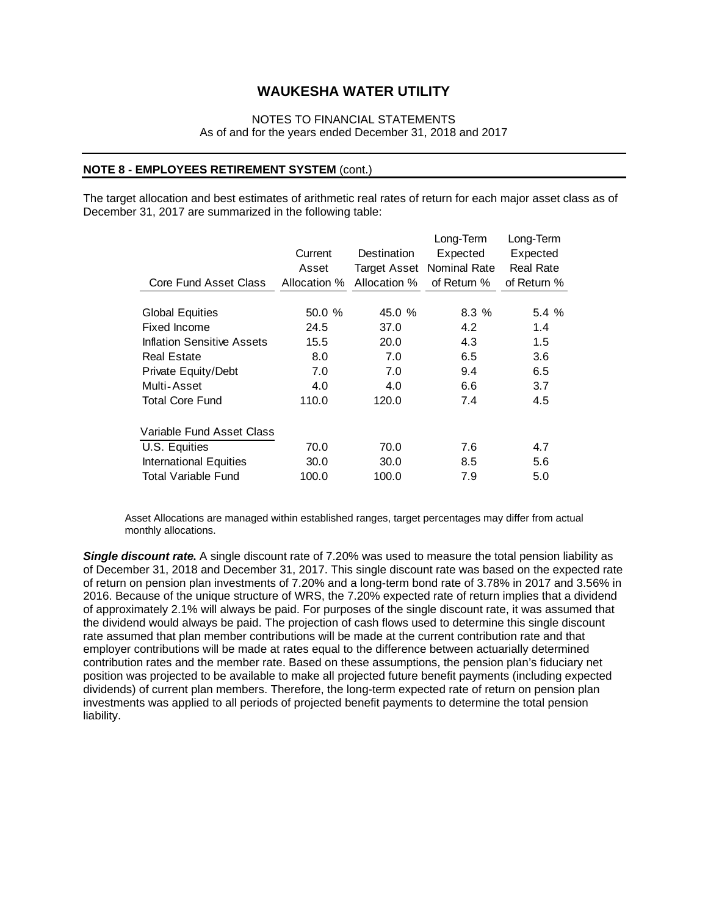# WAUKESHA WATER UTILITY

NOTES TO FINANCIAL STATEMENTS
As of and for the years ended December 31, 2018 and 2017

## NOTE 8 - EMPLOYEES RETIREMENT SYSTEM (cont.)

The target allocation and best estimates of arithmetic real rates of return for each major asset class as of December 31, 2017 are summarized in the following table:

| Core Fund Asset Class | Current Asset Allocation % | Destination Target Asset Allocation % | Long-Term Expected Nominal Rate of Return % | Long-Term Expected Real Rate of Return % |
|---|---|---|---|---|
| Global Equities | 50.0 % | 45.0 % | 8.3 % | 5.4 % |
| Fixed Income | 24.5 | 37.0 | 4.2 | 1.4 |
| Inflation Sensitive Assets | 15.5 | 20.0 | 4.3 | 1.5 |
| Real Estate | 8.0 | 7.0 | 6.5 | 3.6 |
| Private Equity/Debt | 7.0 | 7.0 | 9.4 | 6.5 |
| Multi-Asset | 4.0 | 4.0 | 6.6 | 3.7 |
| Total Core Fund | 110.0 | 120.0 | 7.4 | 4.5 |
| Variable Fund Asset Class | | | | |
| U.S. Equities | 70.0 | 70.0 | 7.6 | 4.7 |
| International Equities | 30.0 | 30.0 | 8.5 | 5.6 |
| Total Variable Fund | 100.0 | 100.0 | 7.9 | 5.0 |

Asset Allocations are managed within established ranges, target percentages may differ from actual monthly allocations.

***Single discount rate.*** A single discount rate of 7.20% was used to measure the total pension liability as of December 31, 2018 and December 31, 2017. This single discount rate was based on the expected rate of return on pension plan investments of 7.20% and a long-term bond rate of 3.78% in 2017 and 3.56% in 2016. Because of the unique structure of WRS, the 7.20% expected rate of return implies that a dividend of approximately 2.1% will always be paid. For purposes of the single discount rate, it was assumed that the dividend would always be paid. The projection of cash flows used to determine this single discount rate assumed that plan member contributions will be made at the current contribution rate and that employer contributions will be made at rates equal to the difference between actuarially determined contribution rates and the member rate. Based on these assumptions, the pension plan's fiduciary net position was projected to be available to make all projected future benefit payments (including expected dividends) of current plan members. Therefore, the long-term expected rate of return on pension plan investments was applied to all periods of projected benefit payments to determine the total pension liability.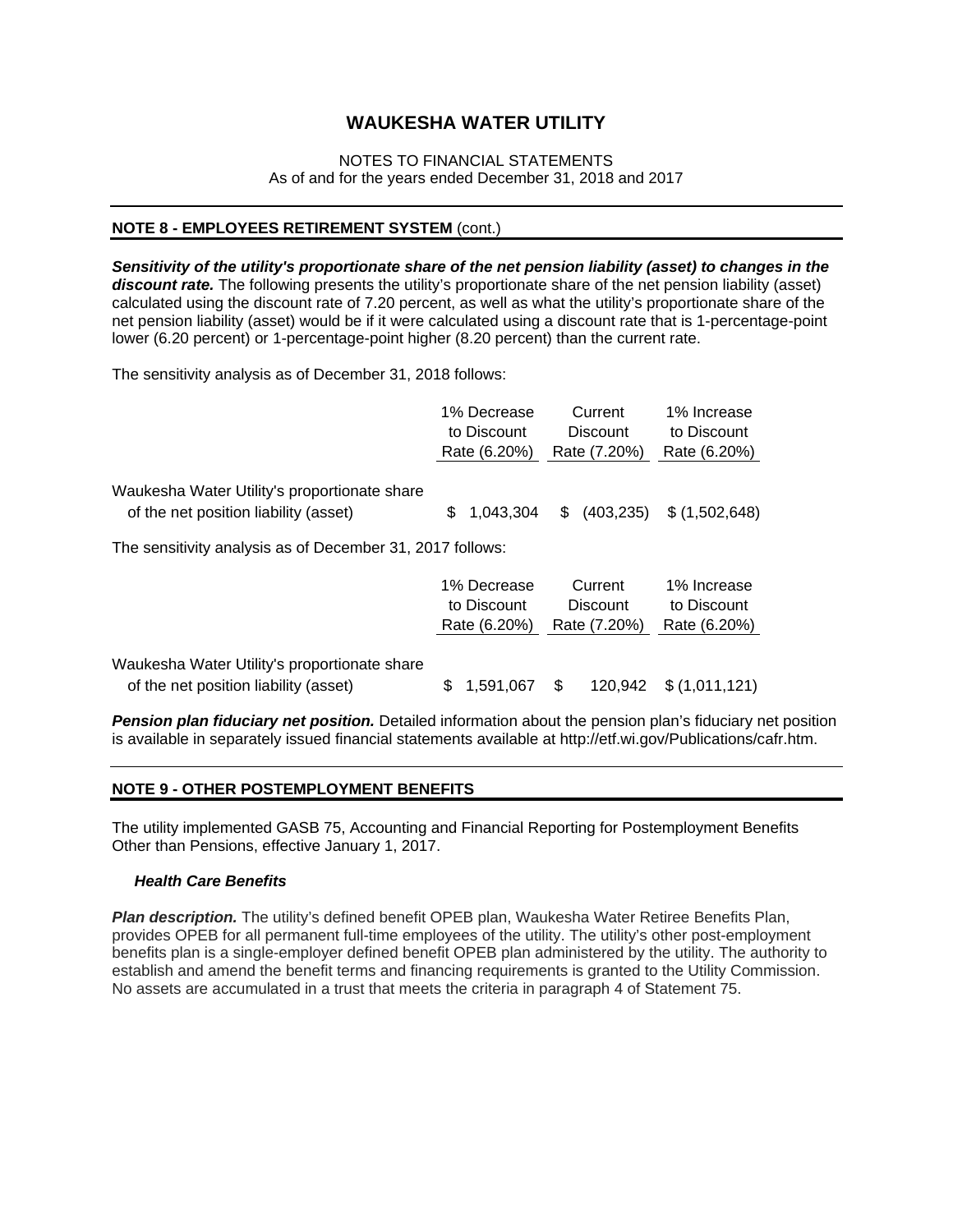# WAUKESHA WATER UTILITY

NOTES TO FINANCIAL STATEMENTS
As of and for the years ended December 31, 2018 and 2017

## NOTE 8 - EMPLOYEES RETIREMENT SYSTEM (cont.)

***Sensitivity of the utility's proportionate share of the net pension liability (asset) to changes in the discount rate.*** The following presents the utility's proportionate share of the net pension liability (asset) calculated using the discount rate of 7.20 percent, as well as what the utility's proportionate share of the net pension liability (asset) would be if it were calculated using a discount rate that is 1-percentage-point lower (6.20 percent) or 1-percentage-point higher (8.20 percent) than the current rate.

The sensitivity analysis as of December 31, 2018 follows:

| | 1% Decrease to Discount Rate (6.20%) | Current Discount Rate (7.20%) | 1% Increase to Discount Rate (6.20%) |
|---|---|---|---|
| Waukesha Water Utility's proportionate share of the net position liability (asset) | $ 1,043,304 | $ (403,235) | $ (1,502,648) |

The sensitivity analysis as of December 31, 2017 follows:

| | 1% Decrease to Discount Rate (6.20%) | Current Discount Rate (7.20%) | 1% Increase to Discount Rate (6.20%) |
|---|---|---|---|
| Waukesha Water Utility's proportionate share of the net position liability (asset) | $ 1,591,067 | $ 120,942 | $ (1,011,121) |

***Pension plan fiduciary net position.*** Detailed information about the pension plan's fiduciary net position is available in separately issued financial statements available at http://etf.wi.gov/Publications/cafr.htm.

## NOTE 9 - OTHER POSTEMPLOYMENT BENEFITS

The utility implemented GASB 75, Accounting and Financial Reporting for Postemployment Benefits Other than Pensions, effective January 1, 2017.

### *Health Care Benefits*

***Plan description.*** The utility's defined benefit OPEB plan, Waukesha Water Retiree Benefits Plan, provides OPEB for all permanent full-time employees of the utility. The utility's other post-employment benefits plan is a single-employer defined benefit OPEB plan administered by the utility. The authority to establish and amend the benefit terms and financing requirements is granted to the Utility Commission. No assets are accumulated in a trust that meets the criteria in paragraph 4 of Statement 75.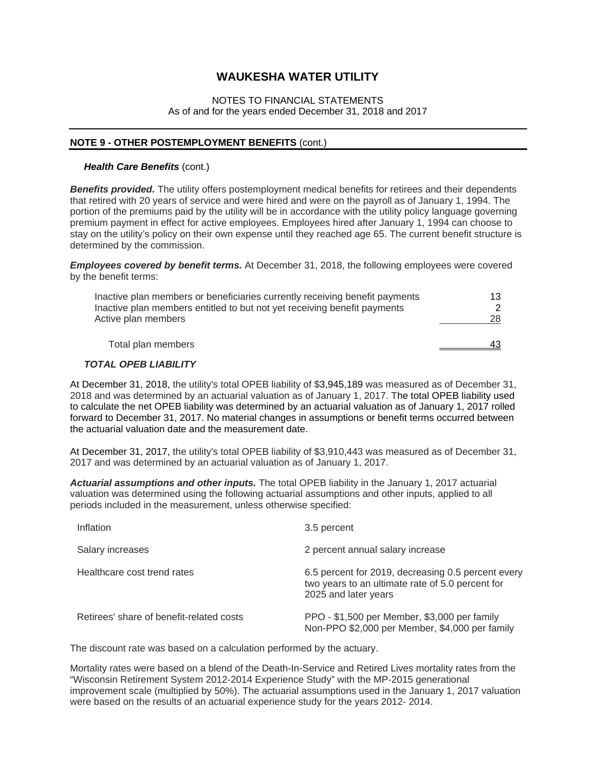# WAUKESHA WATER UTILITY

NOTES TO FINANCIAL STATEMENTS
As of and for the years ended December 31, 2018 and 2017

## NOTE 9 - OTHER POSTEMPLOYMENT BENEFITS (cont.)

***Health Care Benefits*** (cont.)

***Benefits provided.*** The utility offers postemployment medical benefits for retirees and their dependents that retired with 20 years of service and were hired and were on the payroll as of January 1, 1994. The portion of the premiums paid by the utility will be in accordance with the utility policy language governing premium payment in effect for active employees. Employees hired after January 1, 1994 can choose to stay on the utility's policy on their own expense until they reached age 65. The current benefit structure is determined by the commission.

***Employees covered by benefit terms.*** At December 31, 2018, the following employees were covered by the benefit terms:

| | |
|---|---|
| Inactive plan members or beneficiaries currently receiving benefit payments | 13 |
| Inactive plan members entitled to but not yet receiving benefit payments | 2 |
| Active plan members | 28 |
| Total plan members | 43 |

***TOTAL OPEB LIABILITY***

At December 31, 2018, the utility's total OPEB liability of $3,945,189 was measured as of December 31, 2018 and was determined by an actuarial valuation as of January 1, 2017. The total OPEB liability used to calculate the net OPEB liability was determined by an actuarial valuation as of January 1, 2017 rolled forward to December 31, 2017. No material changes in assumptions or benefit terms occurred between the actuarial valuation date and the measurement date.

At December 31, 2017, the utility's total OPEB liability of $3,910,443 was measured as of December 31, 2017 and was determined by an actuarial valuation as of January 1, 2017.

***Actuarial assumptions and other inputs.*** The total OPEB liability in the January 1, 2017 actuarial valuation was determined using the following actuarial assumptions and other inputs, applied to all periods included in the measurement, unless otherwise specified:

| | |
|---|---|
| Inflation | 3.5 percent |
| Salary increases | 2 percent annual salary increase |
| Healthcare cost trend rates | 6.5 percent for 2019, decreasing 0.5 percent every two years to an ultimate rate of 5.0 percent for 2025 and later years |
| Retirees' share of benefit-related costs | PPO - $1,500 per Member, $3,000 per family<br>Non-PPO $2,000 per Member, $4,000 per family |

The discount rate was based on a calculation performed by the actuary.

Mortality rates were based on a blend of the Death-In-Service and Retired Lives mortality rates from the "Wisconsin Retirement System 2012-2014 Experience Study" with the MP-2015 generational improvement scale (multiplied by 50%). The actuarial assumptions used in the January 1, 2017 valuation were based on the results of an actuarial experience study for the years 2012- 2014.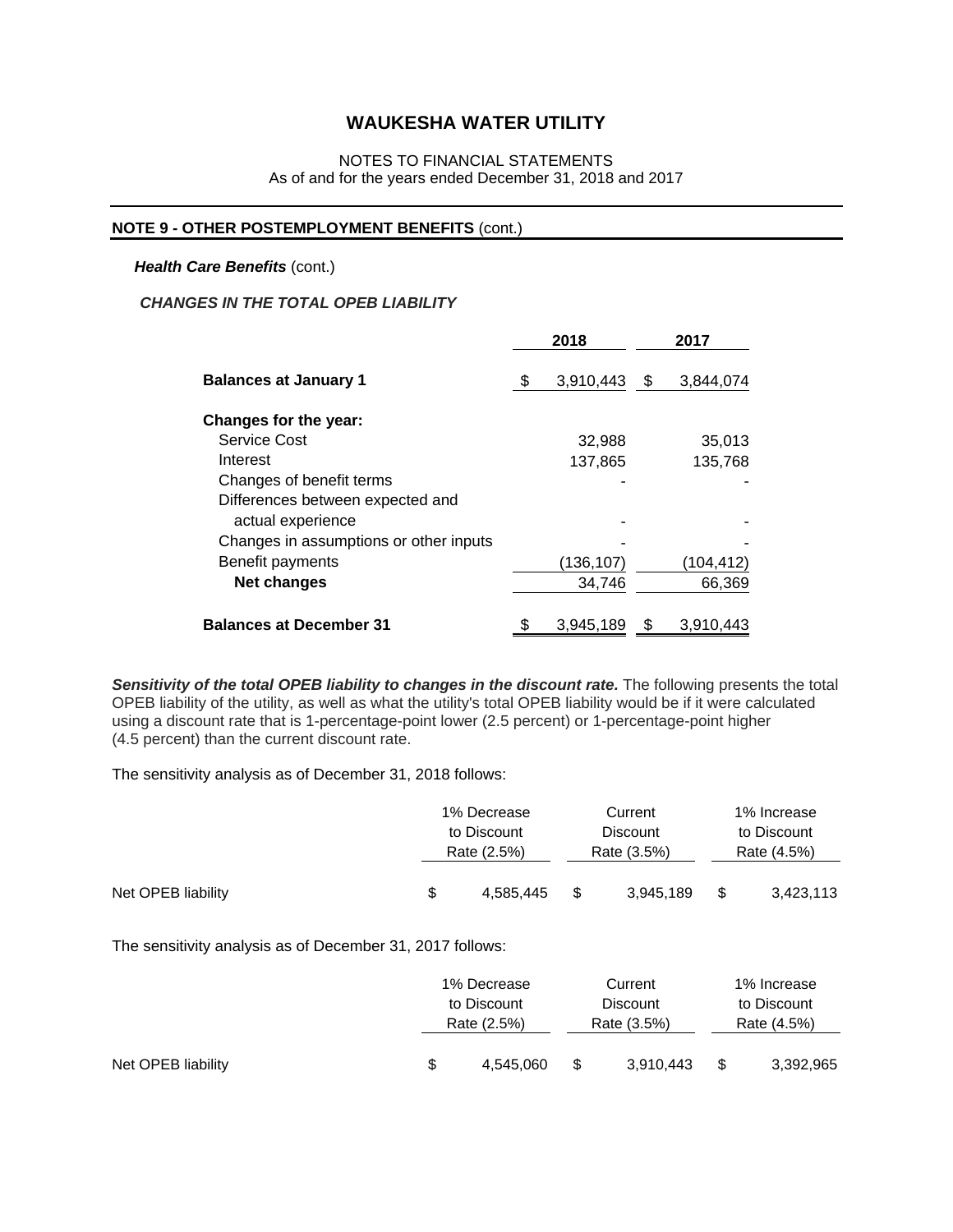# WAUKESHA WATER UTILITY

NOTES TO FINANCIAL STATEMENTS
As of and for the years ended December 31, 2018 and 2017

## NOTE 9 - OTHER POSTEMPLOYMENT BENEFITS (cont.)

***Health Care Benefits*** (cont.)

***CHANGES IN THE TOTAL OPEB LIABILITY***

| | 2018 | 2017 |
|---|---|---|
| **Balances at January 1** | $ 3,910,443 | $ 3,844,074 |
| **Changes for the year:** | | |
| Service Cost | 32,988 | 35,013 |
| Interest | 137,865 | 135,768 |
| Changes of benefit terms | - | - |
| Differences between expected and actual experience | - | - |
| Changes in assumptions or other inputs | - | - |
| Benefit payments | (136,107) | (104,412) |
| **Net changes** | 34,746 | 66,369 |
| **Balances at December 31** | $ 3,945,189 | $ 3,910,443 |

***Sensitivity of the total OPEB liability to changes in the discount rate.*** The following presents the total OPEB liability of the utility, as well as what the utility's total OPEB liability would be if it were calculated using a discount rate that is 1-percentage-point lower (2.5 percent) or 1-percentage-point higher (4.5 percent) than the current discount rate.

The sensitivity analysis as of December 31, 2018 follows:

| | 1% Decrease to Discount Rate (2.5%) | Current Discount Rate (3.5%) | 1% Increase to Discount Rate (4.5%) |
|---|---|---|---|
| Net OPEB liability | $ 4,585,445 | $ 3,945,189 | $ 3,423,113 |

The sensitivity analysis as of December 31, 2017 follows:

| | 1% Decrease to Discount Rate (2.5%) | Current Discount Rate (3.5%) | 1% Increase to Discount Rate (4.5%) |
|---|---|---|---|
| Net OPEB liability | $ 4,545,060 | $ 3,910,443 | $ 3,392,965 |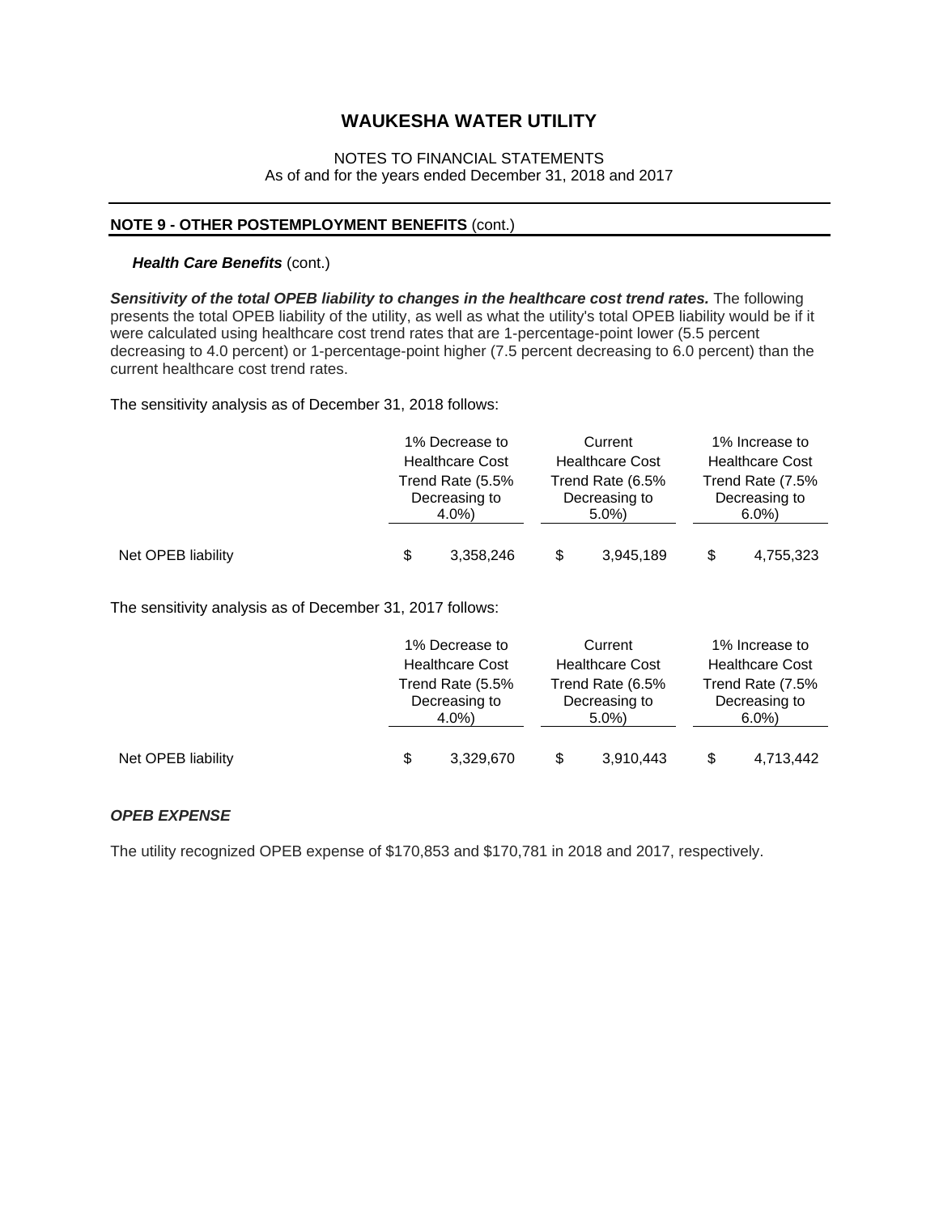# WAUKESHA WATER UTILITY

NOTES TO FINANCIAL STATEMENTS
As of and for the years ended December 31, 2018 and 2017

## NOTE 9 - OTHER POSTEMPLOYMENT BENEFITS (cont.)

***Health Care Benefits*** (cont.)

***Sensitivity of the total OPEB liability to changes in the healthcare cost trend rates.*** The following presents the total OPEB liability of the utility, as well as what the utility's total OPEB liability would be if it were calculated using healthcare cost trend rates that are 1-percentage-point lower (5.5 percent decreasing to 4.0 percent) or 1-percentage-point higher (7.5 percent decreasing to 6.0 percent) than the current healthcare cost trend rates.

The sensitivity analysis as of December 31, 2018 follows:

| | 1% Decrease to Healthcare Cost Trend Rate (5.5% Decreasing to 4.0%) | Current Healthcare Cost Trend Rate (6.5% Decreasing to 5.0%) | 1% Increase to Healthcare Cost Trend Rate (7.5% Decreasing to 6.0%) |
|---|---|---|---|
| Net OPEB liability | $ 3,358,246 | $ 3,945,189 | $ 4,755,323 |

The sensitivity analysis as of December 31, 2017 follows:

| | 1% Decrease to Healthcare Cost Trend Rate (5.5% Decreasing to 4.0%) | Current Healthcare Cost Trend Rate (6.5% Decreasing to 5.0%) | 1% Increase to Healthcare Cost Trend Rate (7.5% Decreasing to 6.0%) |
|---|---|---|---|
| Net OPEB liability | $ 3,329,670 | $ 3,910,443 | $ 4,713,442 |

***OPEB EXPENSE***

The utility recognized OPEB expense of $170,853 and $170,781 in 2018 and 2017, respectively.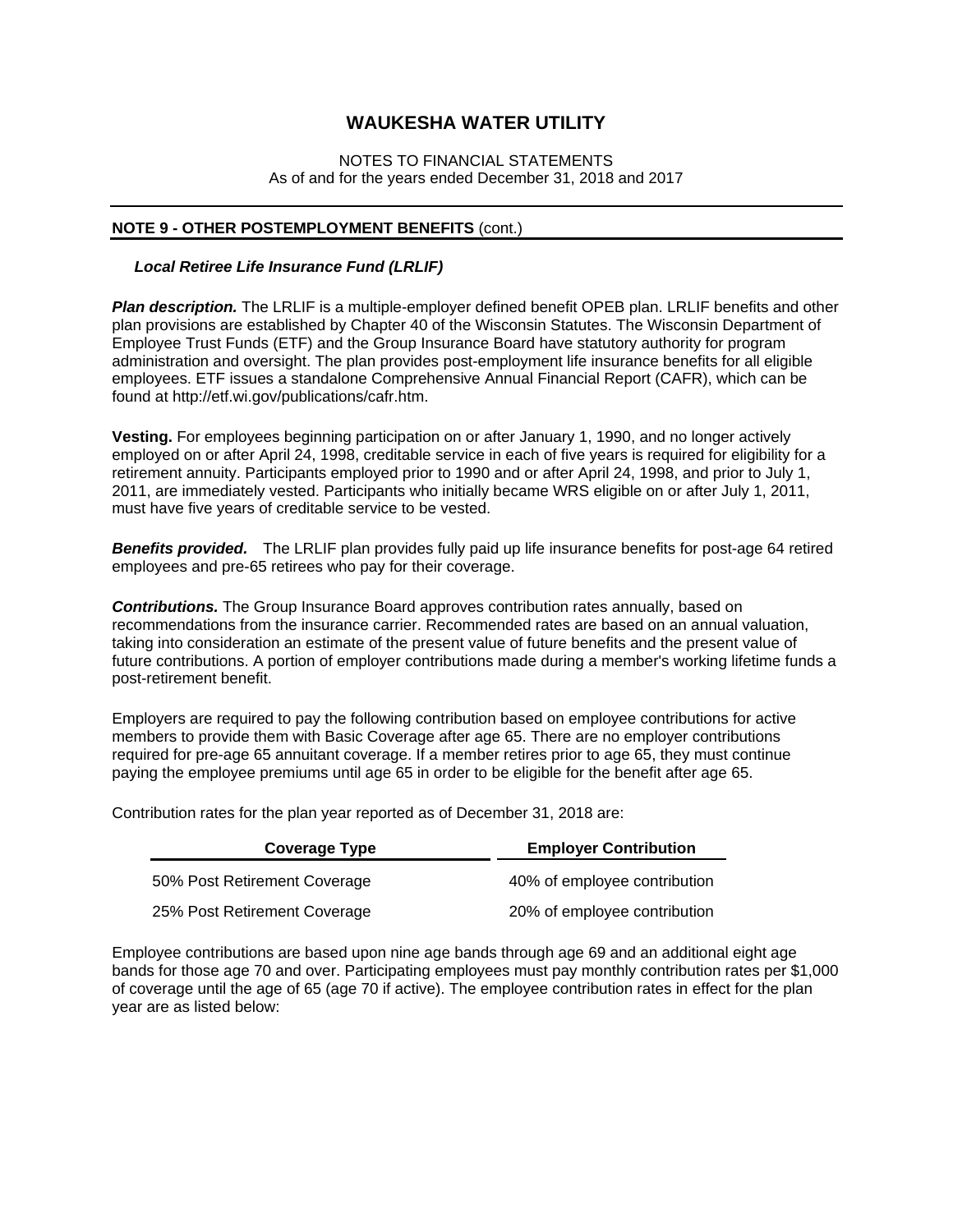# WAUKESHA WATER UTILITY

NOTES TO FINANCIAL STATEMENTS
As of and for the years ended December 31, 2018 and 2017

## NOTE 9 - OTHER POSTEMPLOYMENT BENEFITS (cont.)

### *Local Retiree Life Insurance Fund (LRLIF)*

***Plan description.*** The LRLIF is a multiple-employer defined benefit OPEB plan. LRLIF benefits and other plan provisions are established by Chapter 40 of the Wisconsin Statutes. The Wisconsin Department of Employee Trust Funds (ETF) and the Group Insurance Board have statutory authority for program administration and oversight. The plan provides post-employment life insurance benefits for all eligible employees. ETF issues a standalone Comprehensive Annual Financial Report (CAFR), which can be found at http://etf.wi.gov/publications/cafr.htm.

**Vesting.** For employees beginning participation on or after January 1, 1990, and no longer actively employed on or after April 24, 1998, creditable service in each of five years is required for eligibility for a retirement annuity. Participants employed prior to 1990 and or after April 24, 1998, and prior to July 1, 2011, are immediately vested. Participants who initially became WRS eligible on or after July 1, 2011, must have five years of creditable service to be vested.

***Benefits provided.*** The LRLIF plan provides fully paid up life insurance benefits for post-age 64 retired employees and pre-65 retirees who pay for their coverage.

***Contributions.*** The Group Insurance Board approves contribution rates annually, based on recommendations from the insurance carrier. Recommended rates are based on an annual valuation, taking into consideration an estimate of the present value of future benefits and the present value of future contributions. A portion of employer contributions made during a member's working lifetime funds a post-retirement benefit.

Employers are required to pay the following contribution based on employee contributions for active members to provide them with Basic Coverage after age 65. There are no employer contributions required for pre-age 65 annuitant coverage. If a member retires prior to age 65, they must continue paying the employee premiums until age 65 in order to be eligible for the benefit after age 65.

Contribution rates for the plan year reported as of December 31, 2018 are:

| Coverage Type | Employer Contribution |
|---|---|
| 50% Post Retirement Coverage | 40% of employee contribution |
| 25% Post Retirement Coverage | 20% of employee contribution |

Employee contributions are based upon nine age bands through age 69 and an additional eight age bands for those age 70 and over. Participating employees must pay monthly contribution rates per $1,000 of coverage until the age of 65 (age 70 if active). The employee contribution rates in effect for the plan year are as listed below: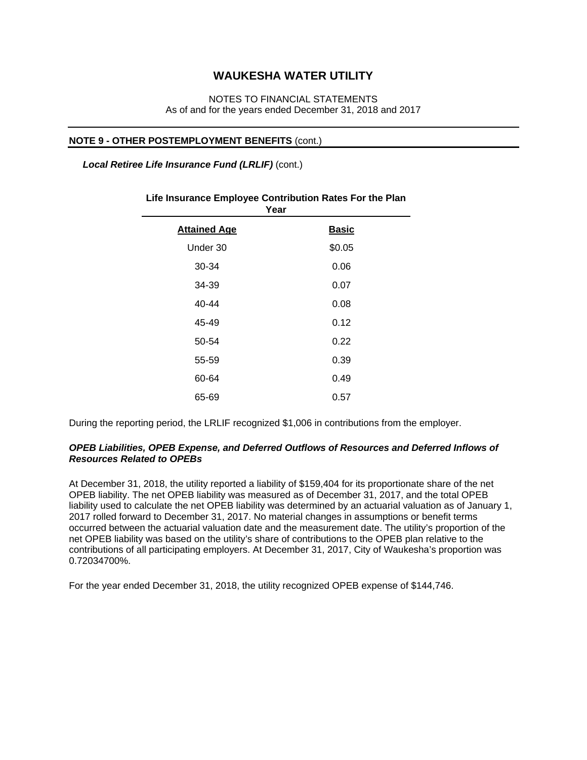## NOTE 9 - OTHER POSTEMPLOYMENT BENEFITS (cont.)

***Local Retiree Life Insurance Fund (LRLIF)*** (cont.)

**Life Insurance Employee Contribution Rates For the Plan Year**

| Attained Age | Basic |
|---|---|
| Under 30 | $0.05 |
| 30-34 | 0.06 |
| 34-39 | 0.07 |
| 40-44 | 0.08 |
| 45-49 | 0.12 |
| 50-54 | 0.22 |
| 55-59 | 0.39 |
| 60-64 | 0.49 |
| 65-69 | 0.57 |

During the reporting period, the LRLIF recognized $1,006 in contributions from the employer.

***OPEB Liabilities, OPEB Expense, and Deferred Outflows of Resources and Deferred Inflows of Resources Related to OPEBs***

At December 31, 2018, the utility reported a liability of $159,404 for its proportionate share of the net OPEB liability. The net OPEB liability was measured as of December 31, 2017, and the total OPEB liability used to calculate the net OPEB liability was determined by an actuarial valuation as of January 1, 2017 rolled forward to December 31, 2017. No material changes in assumptions or benefit terms occurred between the actuarial valuation date and the measurement date. The utility's proportion of the net OPEB liability was based on the utility's share of contributions to the OPEB plan relative to the contributions of all participating employers. At December 31, 2017, City of Waukesha's proportion was 0.72034700%.

For the year ended December 31, 2018, the utility recognized OPEB expense of $144,746.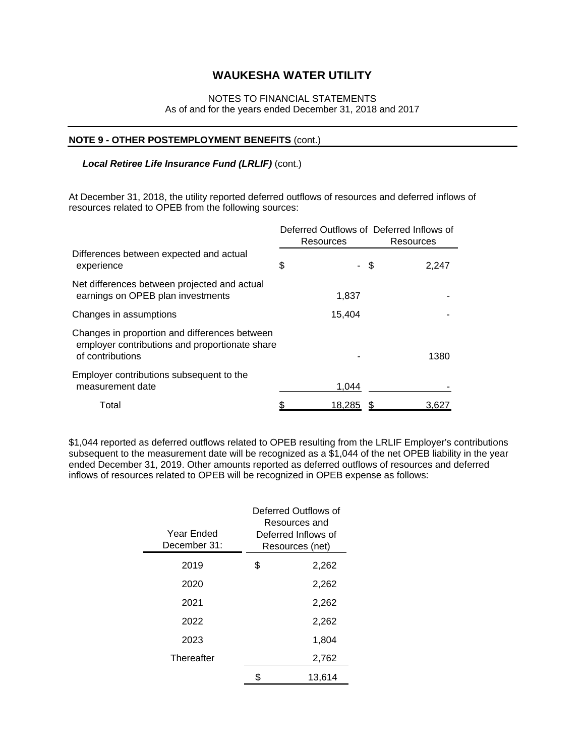# WAUKESHA WATER UTILITY

NOTES TO FINANCIAL STATEMENTS
As of and for the years ended December 31, 2018 and 2017

## NOTE 9 - OTHER POSTEMPLOYMENT BENEFITS (cont.)

***Local Retiree Life Insurance Fund (LRLIF)*** (cont.)

At December 31, 2018, the utility reported deferred outflows of resources and deferred inflows of resources related to OPEB from the following sources:

| | Deferred Outflows of Resources | Deferred Inflows of Resources |
|---|---|---|
| Differences between expected and actual experience | $ - | $ 2,247 |
| Net differences between projected and actual earnings on OPEB plan investments | 1,837 | - |
| Changes in assumptions | 15,404 | - |
| Changes in proportion and differences between employer contributions and proportionate share of contributions | - | 1380 |
| Employer contributions subsequent to the measurement date | 1,044 | - |
| Total | $ 18,285 | $ 3,627 |

$1,044 reported as deferred outflows related to OPEB resulting from the LRLIF Employer's contributions subsequent to the measurement date will be recognized as a $1,044 of the net OPEB liability in the year ended December 31, 2019. Other amounts reported as deferred outflows of resources and deferred inflows of resources related to OPEB will be recognized in OPEB expense as follows:

| Year Ended December 31: | Deferred Outflows of Resources and Deferred Inflows of Resources (net) |
|---|---|
| 2019 | $ 2,262 |
| 2020 | 2,262 |
| 2021 | 2,262 |
| 2022 | 2,262 |
| 2023 | 1,804 |
| Thereafter | 2,762 |
| | $ 13,614 |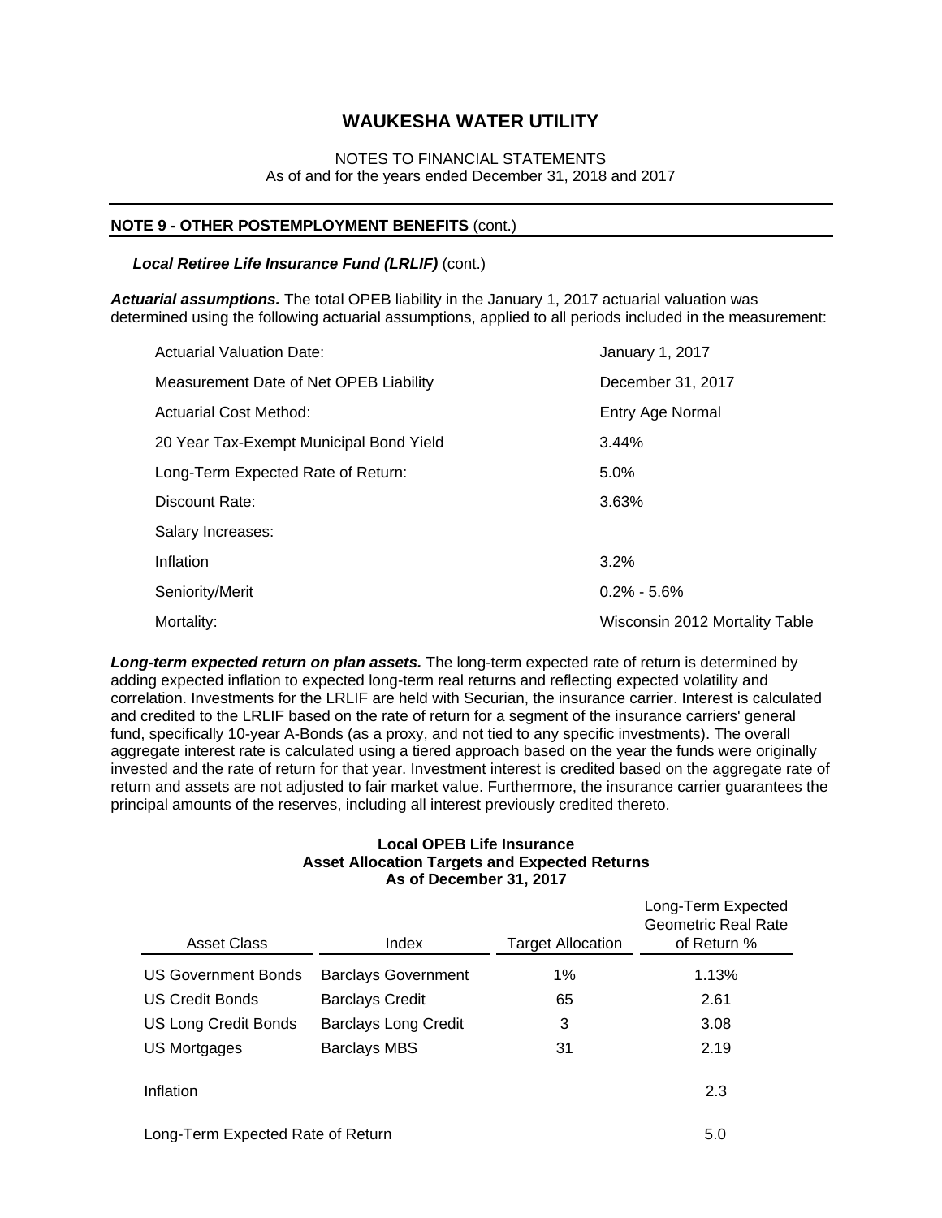# WAUKESHA WATER UTILITY

NOTES TO FINANCIAL STATEMENTS
As of and for the years ended December 31, 2018 and 2017

## NOTE 9 - OTHER POSTEMPLOYMENT BENEFITS (cont.)

### *Local Retiree Life Insurance Fund (LRLIF)* (cont.)

***Actuarial assumptions.*** The total OPEB liability in the January 1, 2017 actuarial valuation was determined using the following actuarial assumptions, applied to all periods included in the measurement:

| | |
|---|---|
| Actuarial Valuation Date: | January 1, 2017 |
| Measurement Date of Net OPEB Liability | December 31, 2017 |
| Actuarial Cost Method: | Entry Age Normal |
| 20 Year Tax-Exempt Municipal Bond Yield | 3.44% |
| Long-Term Expected Rate of Return: | 5.0% |
| Discount Rate: | 3.63% |
| Salary Increases: | |
| Inflation | 3.2% |
| Seniority/Merit | 0.2% - 5.6% |
| Mortality: | Wisconsin 2012 Mortality Table |

***Long-term expected return on plan assets.*** The long-term expected rate of return is determined by adding expected inflation to expected long-term real returns and reflecting expected volatility and correlation. Investments for the LRLIF are held with Securian, the insurance carrier. Interest is calculated and credited to the LRLIF based on the rate of return for a segment of the insurance carriers' general fund, specifically 10-year A-Bonds (as a proxy, and not tied to any specific investments). The overall aggregate interest rate is calculated using a tiered approach based on the year the funds were originally invested and the rate of return for that year. Investment interest is credited based on the aggregate rate of return and assets are not adjusted to fair market value. Furthermore, the insurance carrier guarantees the principal amounts of the reserves, including all interest previously credited thereto.

**Local OPEB Life Insurance**
**Asset Allocation Targets and Expected Returns**
**As of December 31, 2017**

| Asset Class | Index | Target Allocation | Long-Term Expected Geometric Real Rate of Return % |
|---|---|---|---|
| US Government Bonds | Barclays Government | 1% | 1.13% |
| US Credit Bonds | Barclays Credit | 65 | 2.61 |
| US Long Credit Bonds | Barclays Long Credit | 3 | 3.08 |
| US Mortgages | Barclays MBS | 31 | 2.19 |
| Inflation | | | 2.3 |
| Long-Term Expected Rate of Return | | | 5.0 |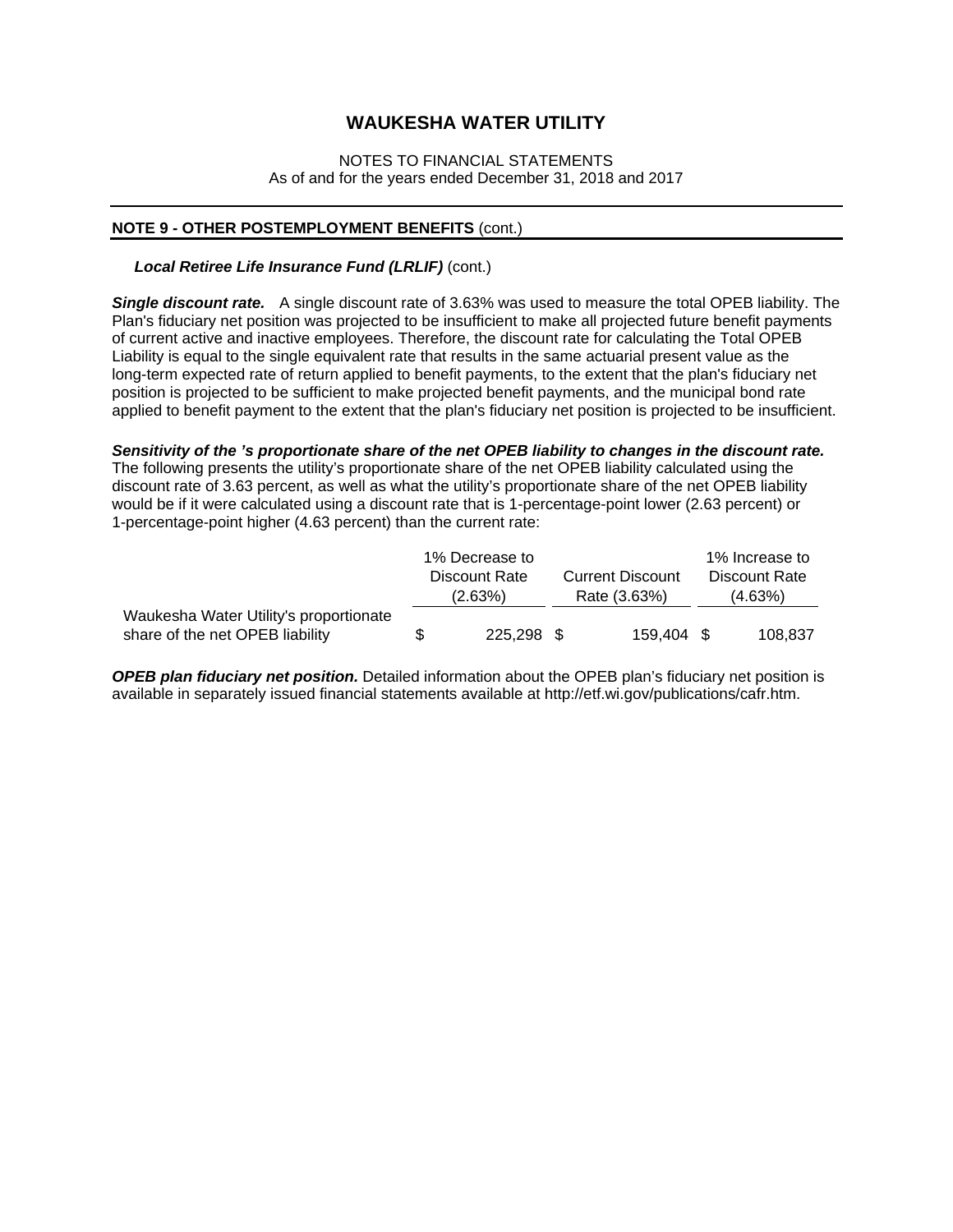# WAUKESHA WATER UTILITY

NOTES TO FINANCIAL STATEMENTS
As of and for the years ended December 31, 2018 and 2017

## NOTE 9 - OTHER POSTEMPLOYMENT BENEFITS (cont.)

### *Local Retiree Life Insurance Fund (LRLIF)* (cont.)

***Single discount rate.*** A single discount rate of 3.63% was used to measure the total OPEB liability. The Plan's fiduciary net position was projected to be insufficient to make all projected future benefit payments of current active and inactive employees. Therefore, the discount rate for calculating the Total OPEB Liability is equal to the single equivalent rate that results in the same actuarial present value as the long-term expected rate of return applied to benefit payments, to the extent that the plan's fiduciary net position is projected to be sufficient to make projected benefit payments, and the municipal bond rate applied to benefit payment to the extent that the plan's fiduciary net position is projected to be insufficient.

***Sensitivity of the 's proportionate share of the net OPEB liability to changes in the discount rate.*** The following presents the utility's proportionate share of the net OPEB liability calculated using the discount rate of 3.63 percent, as well as what the utility's proportionate share of the net OPEB liability would be if it were calculated using a discount rate that is 1-percentage-point lower (2.63 percent) or 1-percentage-point higher (4.63 percent) than the current rate:

| | 1% Decrease to Discount Rate (2.63%) | Current Discount Rate (3.63%) | 1% Increase to Discount Rate (4.63%) |
|---|---|---|---|
| Waukesha Water Utility's proportionate share of the net OPEB liability | $ 225,298 | $ 159,404 | $ 108,837 |

***OPEB plan fiduciary net position.*** Detailed information about the OPEB plan's fiduciary net position is available in separately issued financial statements available at http://etf.wi.gov/publications/cafr.htm.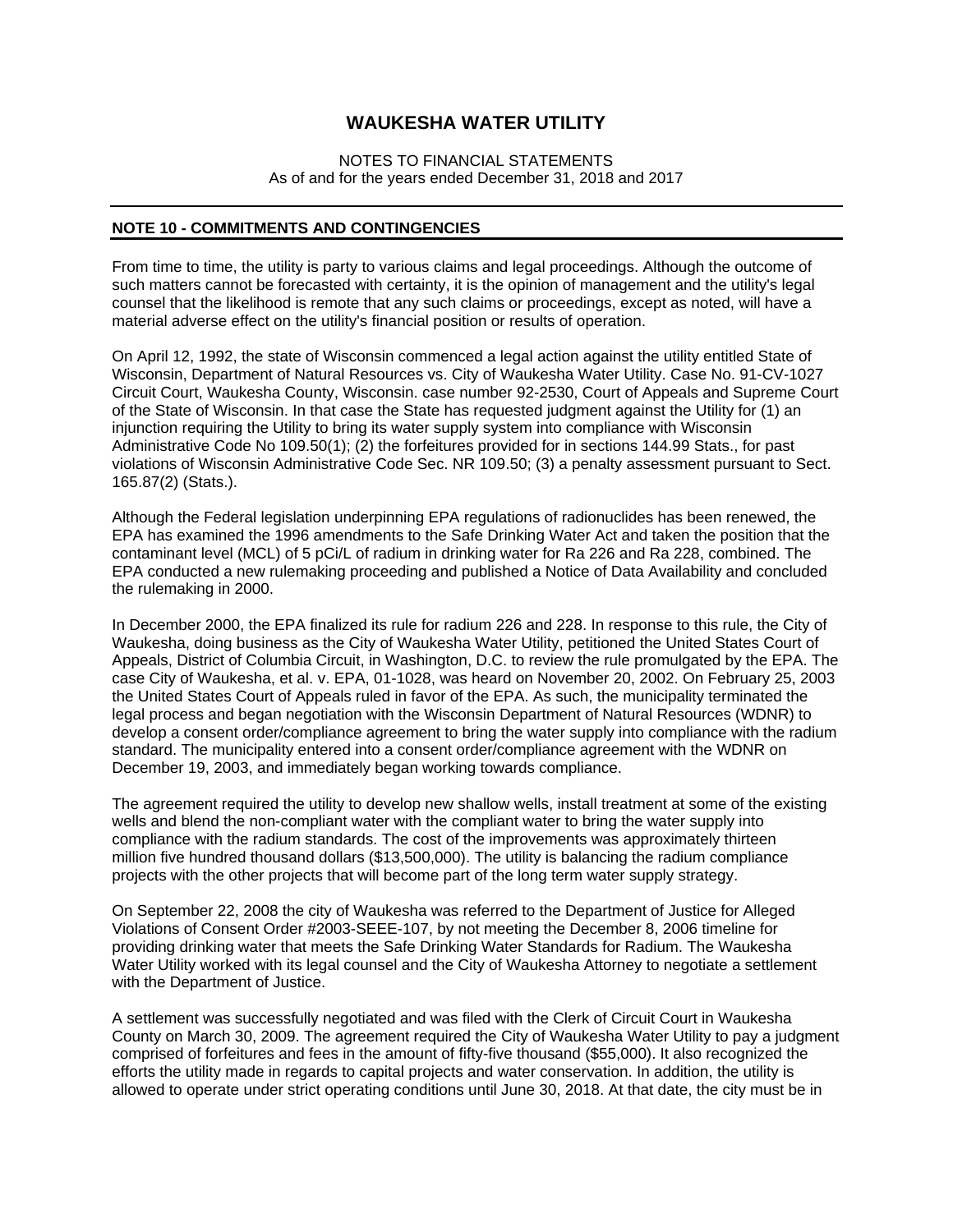# WAUKESHA WATER UTILITY

NOTES TO FINANCIAL STATEMENTS
As of and for the years ended December 31, 2018 and 2017

## NOTE 10 - COMMITMENTS AND CONTINGENCIES

From time to time, the utility is party to various claims and legal proceedings. Although the outcome of such matters cannot be forecasted with certainty, it is the opinion of management and the utility's legal counsel that the likelihood is remote that any such claims or proceedings, except as noted, will have a material adverse effect on the utility's financial position or results of operation.

On April 12, 1992, the state of Wisconsin commenced a legal action against the utility entitled State of Wisconsin, Department of Natural Resources vs. City of Waukesha Water Utility. Case No. 91-CV-1027 Circuit Court, Waukesha County, Wisconsin. case number 92-2530, Court of Appeals and Supreme Court of the State of Wisconsin. In that case the State has requested judgment against the Utility for (1) an injunction requiring the Utility to bring its water supply system into compliance with Wisconsin Administrative Code No 109.50(1); (2) the forfeitures provided for in sections 144.99 Stats., for past violations of Wisconsin Administrative Code Sec. NR 109.50; (3) a penalty assessment pursuant to Sect. 165.87(2) (Stats.).

Although the Federal legislation underpinning EPA regulations of radionuclides has been renewed, the EPA has examined the 1996 amendments to the Safe Drinking Water Act and taken the position that the contaminant level (MCL) of 5 pCi/L of radium in drinking water for Ra 226 and Ra 228, combined. The EPA conducted a new rulemaking proceeding and published a Notice of Data Availability and concluded the rulemaking in 2000.

In December 2000, the EPA finalized its rule for radium 226 and 228. In response to this rule, the City of Waukesha, doing business as the City of Waukesha Water Utility, petitioned the United States Court of Appeals, District of Columbia Circuit, in Washington, D.C. to review the rule promulgated by the EPA. The case City of Waukesha, et al. v. EPA, 01-1028, was heard on November 20, 2002. On February 25, 2003 the United States Court of Appeals ruled in favor of the EPA. As such, the municipality terminated the legal process and began negotiation with the Wisconsin Department of Natural Resources (WDNR) to develop a consent order/compliance agreement to bring the water supply into compliance with the radium standard. The municipality entered into a consent order/compliance agreement with the WDNR on December 19, 2003, and immediately began working towards compliance.

The agreement required the utility to develop new shallow wells, install treatment at some of the existing wells and blend the non-compliant water with the compliant water to bring the water supply into compliance with the radium standards. The cost of the improvements was approximately thirteen million five hundred thousand dollars ($13,500,000). The utility is balancing the radium compliance projects with the other projects that will become part of the long term water supply strategy.

On September 22, 2008 the city of Waukesha was referred to the Department of Justice for Alleged Violations of Consent Order #2003-SEEE-107, by not meeting the December 8, 2006 timeline for providing drinking water that meets the Safe Drinking Water Standards for Radium. The Waukesha Water Utility worked with its legal counsel and the City of Waukesha Attorney to negotiate a settlement with the Department of Justice.

A settlement was successfully negotiated and was filed with the Clerk of Circuit Court in Waukesha County on March 30, 2009. The agreement required the City of Waukesha Water Utility to pay a judgment comprised of forfeitures and fees in the amount of fifty-five thousand ($55,000). It also recognized the efforts the utility made in regards to capital projects and water conservation. In addition, the utility is allowed to operate under strict operating conditions until June 30, 2018. At that date, the city must be in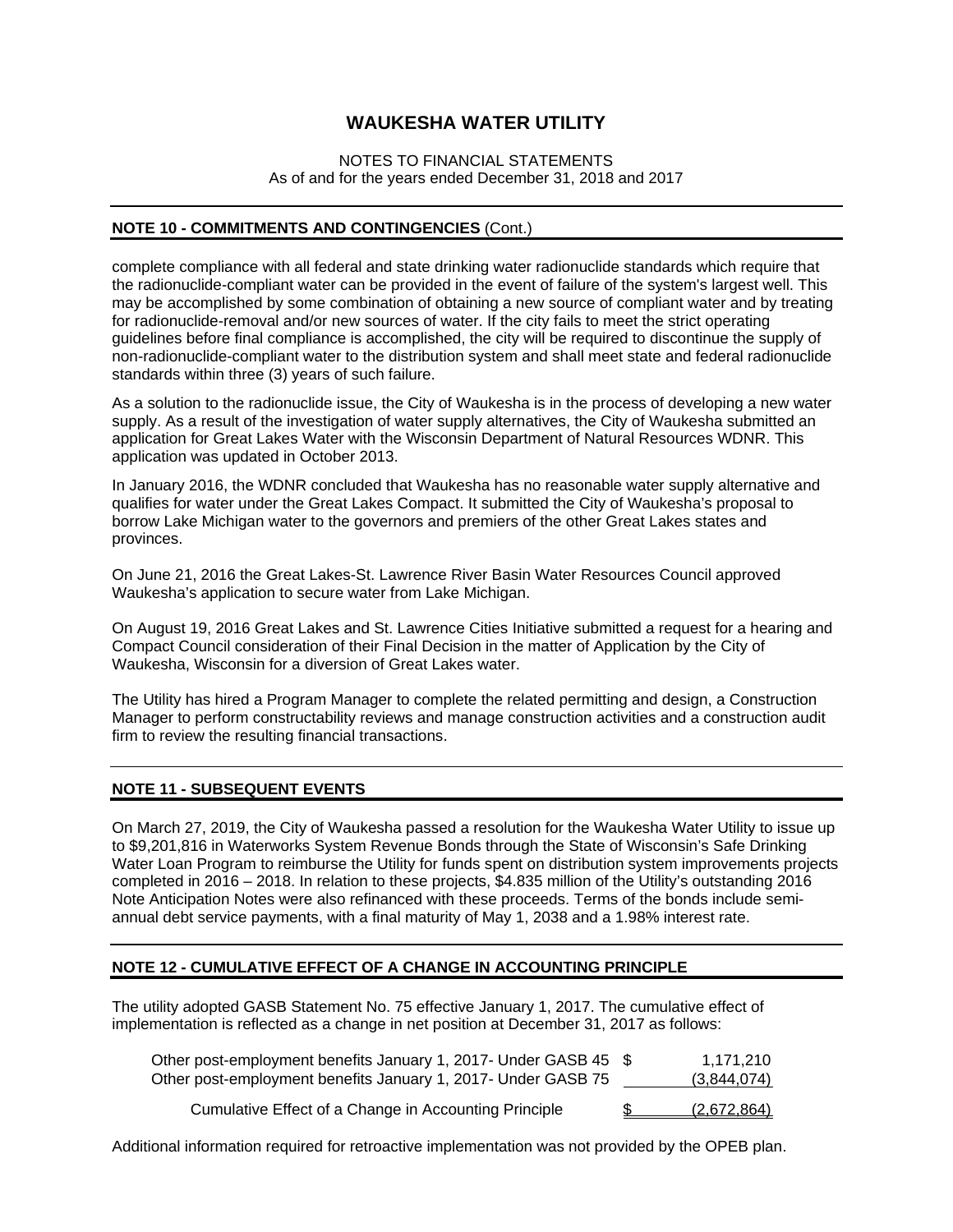# WAUKESHA WATER UTILITY

NOTES TO FINANCIAL STATEMENTS
As of and for the years ended December 31, 2018 and 2017

## NOTE 10 - COMMITMENTS AND CONTINGENCIES (Cont.)

complete compliance with all federal and state drinking water radionuclide standards which require that the radionuclide-compliant water can be provided in the event of failure of the system's largest well. This may be accomplished by some combination of obtaining a new source of compliant water and by treating for radionuclide-removal and/or new sources of water. If the city fails to meet the strict operating guidelines before final compliance is accomplished, the city will be required to discontinue the supply of non-radionuclide-compliant water to the distribution system and shall meet state and federal radionuclide standards within three (3) years of such failure.

As a solution to the radionuclide issue, the City of Waukesha is in the process of developing a new water supply. As a result of the investigation of water supply alternatives, the City of Waukesha submitted an application for Great Lakes Water with the Wisconsin Department of Natural Resources WDNR. This application was updated in October 2013.

In January 2016, the WDNR concluded that Waukesha has no reasonable water supply alternative and qualifies for water under the Great Lakes Compact. It submitted the City of Waukesha's proposal to borrow Lake Michigan water to the governors and premiers of the other Great Lakes states and provinces.

On June 21, 2016 the Great Lakes-St. Lawrence River Basin Water Resources Council approved Waukesha's application to secure water from Lake Michigan.

On August 19, 2016 Great Lakes and St. Lawrence Cities Initiative submitted a request for a hearing and Compact Council consideration of their Final Decision in the matter of Application by the City of Waukesha, Wisconsin for a diversion of Great Lakes water.

The Utility has hired a Program Manager to complete the related permitting and design, a Construction Manager to perform constructability reviews and manage construction activities and a construction audit firm to review the resulting financial transactions.

## NOTE 11 - SUBSEQUENT EVENTS

On March 27, 2019, the City of Waukesha passed a resolution for the Waukesha Water Utility to issue up to $9,201,816 in Waterworks System Revenue Bonds through the State of Wisconsin's Safe Drinking Water Loan Program to reimburse the Utility for funds spent on distribution system improvements projects completed in 2016 – 2018. In relation to these projects, $4.835 million of the Utility's outstanding 2016 Note Anticipation Notes were also refinanced with these proceeds. Terms of the bonds include semi-annual debt service payments, with a final maturity of May 1, 2038 and a 1.98% interest rate.

## NOTE 12 - CUMULATIVE EFFECT OF A CHANGE IN ACCOUNTING PRINCIPLE

The utility adopted GASB Statement No. 75 effective January 1, 2017. The cumulative effect of implementation is reflected as a change in net position at December 31, 2017 as follows:

| | |
|---|---|
| Other post-employment benefits January 1, 2017- Under GASB 45 | $ 1,171,210 |
| Other post-employment benefits January 1, 2017- Under GASB 75 | (3,844,074) |
| Cumulative Effect of a Change in Accounting Principle | $ (2,672,864) |

Additional information required for retroactive implementation was not provided by the OPEB plan.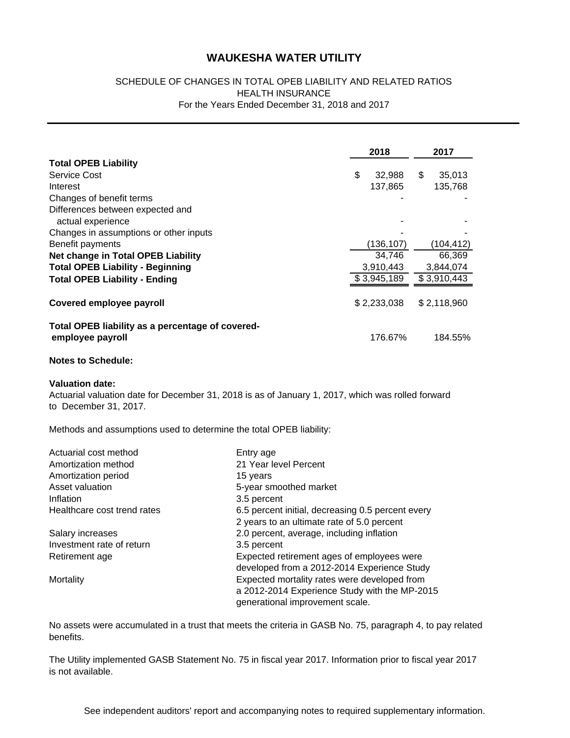# WAUKESHA WATER UTILITY

## SCHEDULE OF CHANGES IN TOTAL OPEB LIABILITY AND RELATED RATIOS
## HEALTH INSURANCE
For the Years Ended December 31, 2018 and 2017

| | 2018 | 2017 |
|---|---|---|
| **Total OPEB Liability** | | |
| Service Cost | $ 32,988 | $ 35,013 |
| Interest | 137,865 | 135,768 |
| Changes of benefit terms | - | - |
| Differences between expected and actual experience | - | - |
| Changes in assumptions or other inputs | - | - |
| Benefit payments | (136,107) | (104,412) |
| **Net change in Total OPEB Liability** | 34,746 | 66,369 |
| **Total OPEB Liability - Beginning** | 3,910,443 | 3,844,074 |
| **Total OPEB Liability - Ending** | $ 3,945,189 | $ 3,910,443 |
| **Covered employee payroll** | $ 2,233,038 | $ 2,118,960 |
| **Total OPEB liability as a percentage of covered-employee payroll** | 176.67% | 184.55% |

**Notes to Schedule:**

**Valuation date:**
Actuarial valuation date for December 31, 2018 is as of January 1, 2017, which was rolled forward to December 31, 2017.

Methods and assumptions used to determine the total OPEB liability:

| | |
|---|---|
| Actuarial cost method | Entry age |
| Amortization method | 21 Year level Percent |
| Amortization period | 15 years |
| Asset valuation | 5-year smoothed market |
| Inflation | 3.5 percent |
| Healthcare cost trend rates | 6.5 percent initial, decreasing 0.5 percent every 2 years to an ultimate rate of 5.0 percent |
| Salary increases | 2.0 percent, average, including inflation |
| Investment rate of return | 3.5 percent |
| Retirement age | Expected retirement ages of employees were developed from a 2012-2014 Experience Study |
| Mortality | Expected mortality rates were developed from a 2012-2014 Experience Study with the MP-2015 generational improvement scale. |

No assets were accumulated in a trust that meets the criteria in GASB No. 75, paragraph 4, to pay related benefits.

The Utility implemented GASB Statement No. 75 in fiscal year 2017. Information prior to fiscal year 2017 is not available.

See independent auditors' report and accompanying notes to required supplementary information.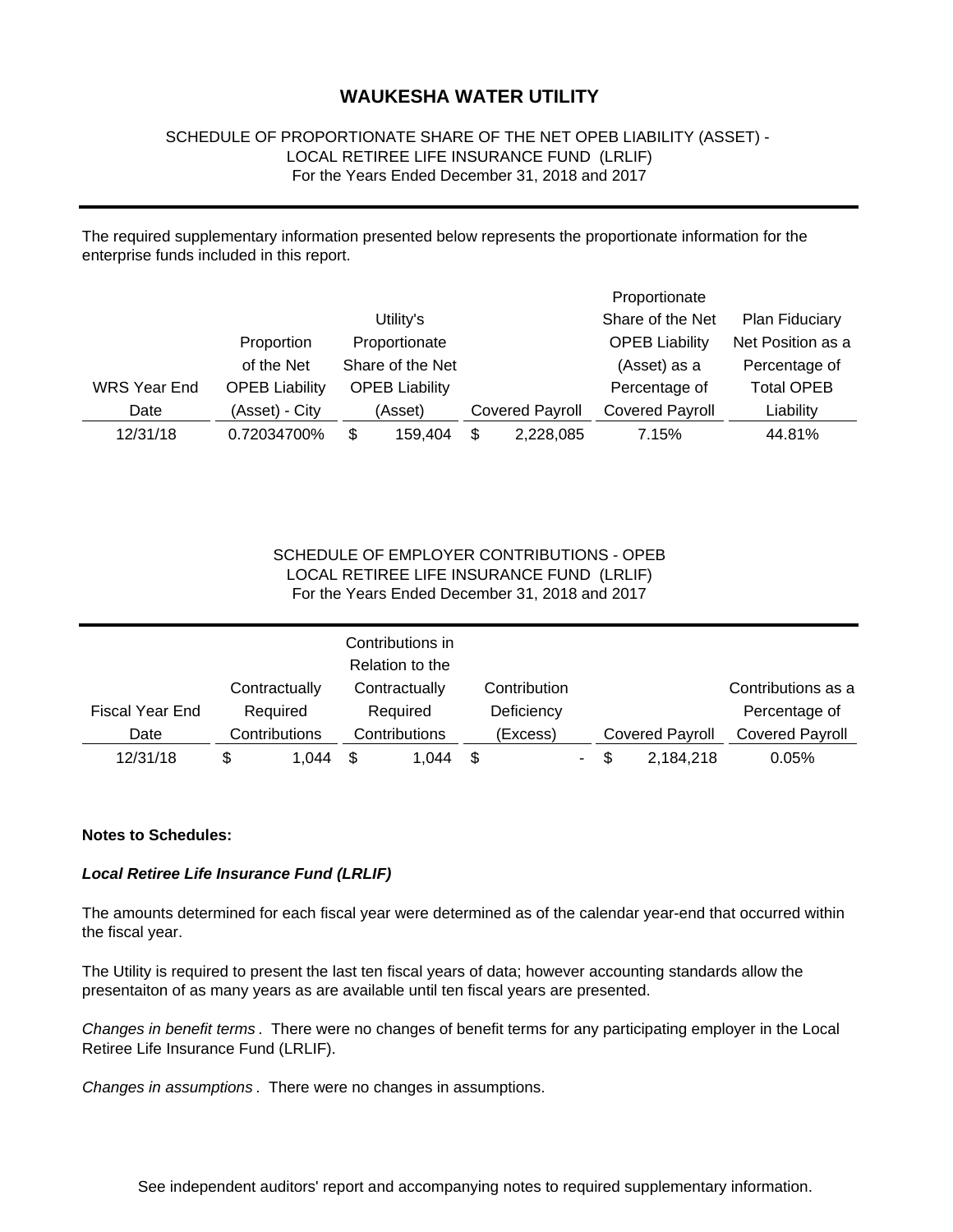# WAUKESHA WATER UTILITY

SCHEDULE OF PROPORTIONATE SHARE OF THE NET OPEB LIABILITY (ASSET) -
LOCAL RETIREE LIFE INSURANCE FUND (LRLIF)
For the Years Ended December 31, 2018 and 2017

The required supplementary information presented below represents the proportionate information for the enterprise funds included in this report.

| WRS Year End Date | Proportion of the Net OPEB Liability (Asset) - City | Utility's Proportionate Share of the Net OPEB Liability (Asset) | Covered Payroll | Proportionate Share of the Net OPEB Liability (Asset) as a Percentage of Covered Payroll | Plan Fiduciary Net Position as a Percentage of Total OPEB Liability |
|---|---|---|---|---|---|
| 12/31/18 | 0.72034700% | $ 159,404 | $ 2,228,085 | 7.15% | 44.81% |

SCHEDULE OF EMPLOYER CONTRIBUTIONS - OPEB
LOCAL RETIREE LIFE INSURANCE FUND (LRLIF)
For the Years Ended December 31, 2018 and 2017

| Fiscal Year End Date | Contractually Required Contributions | Contributions in Relation to the Contractually Required Contributions | Contribution Deficiency (Excess) | Covered Payroll | Contributions as a Percentage of Covered Payroll |
|---|---|---|---|---|---|
| 12/31/18 | $ 1,044 | $ 1,044 | $ - | $ 2,184,218 | 0.05% |

**Notes to Schedules:**

***Local Retiree Life Insurance Fund (LRLIF)***

The amounts determined for each fiscal year were determined as of the calendar year-end that occurred within the fiscal year.

The Utility is required to present the last ten fiscal years of data; however accounting standards allow the presentaiton of as many years as are available until ten fiscal years are presented.

*Changes in benefit terms* . There were no changes of benefit terms for any participating employer in the Local Retiree Life Insurance Fund (LRLIF).

*Changes in assumptions* . There were no changes in assumptions.

See independent auditors' report and accompanying notes to required supplementary information.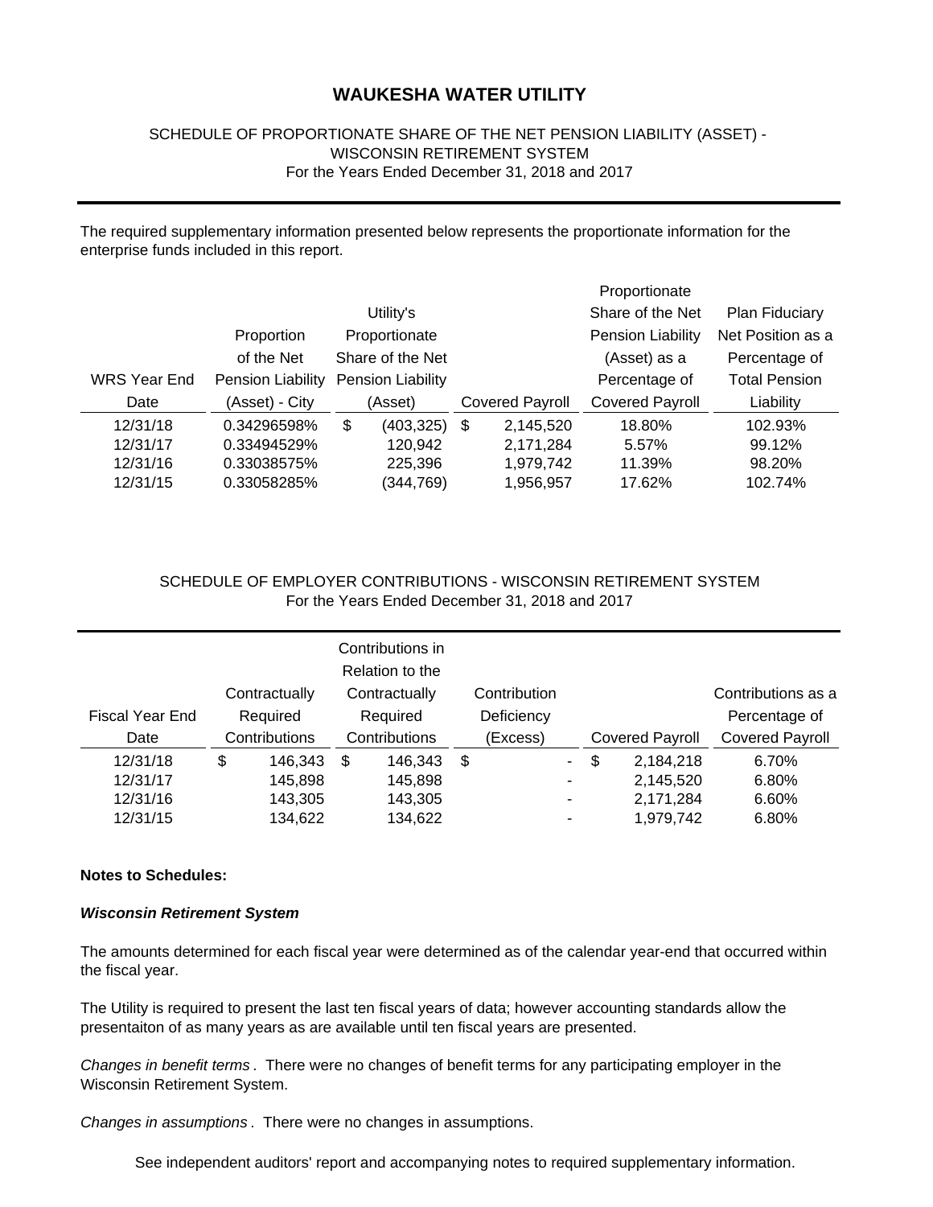# WAUKESHA WATER UTILITY

SCHEDULE OF PROPORTIONATE SHARE OF THE NET PENSION LIABILITY (ASSET) -
WISCONSIN RETIREMENT SYSTEM
For the Years Ended December 31, 2018 and 2017

The required supplementary information presented below represents the proportionate information for the enterprise funds included in this report.

| WRS Year End Date | Proportion of the Net Pension Liability (Asset) - City | Utility's Proportionate Share of the Net Pension Liability (Asset) | Covered Payroll | Proportionate Share of the Net Pension Liability (Asset) as a Percentage of Covered Payroll | Plan Fiduciary Net Position as a Percentage of Total Pension Liability |
|---|---|---|---|---|---|
| 12/31/18 | 0.34296598% | $ (403,325) | $ 2,145,520 | 18.80% | 102.93% |
| 12/31/17 | 0.33494529% | 120,942 | 2,171,284 | 5.57% | 99.12% |
| 12/31/16 | 0.33038575% | 225,396 | 1,979,742 | 11.39% | 98.20% |
| 12/31/15 | 0.33058285% | (344,769) | 1,956,957 | 17.62% | 102.74% |

SCHEDULE OF EMPLOYER CONTRIBUTIONS - WISCONSIN RETIREMENT SYSTEM
For the Years Ended December 31, 2018 and 2017

| Fiscal Year End Date | Contractually Required Contributions | Contributions in Relation to the Contractually Required Contributions | Contribution Deficiency (Excess) | Covered Payroll | Contributions as a Percentage of Covered Payroll |
|---|---|---|---|---|---|
| 12/31/18 | $ 146,343 | $ 146,343 | $ - | $ 2,184,218 | 6.70% |
| 12/31/17 | 145,898 | 145,898 | - | 2,145,520 | 6.80% |
| 12/31/16 | 143,305 | 143,305 | - | 2,171,284 | 6.60% |
| 12/31/15 | 134,622 | 134,622 | - | 1,979,742 | 6.80% |

**Notes to Schedules:**

***Wisconsin Retirement System***

The amounts determined for each fiscal year were determined as of the calendar year-end that occurred within the fiscal year.

The Utility is required to present the last ten fiscal years of data; however accounting standards allow the presentaiton of as many years as are available until ten fiscal years are presented.

*Changes in benefit terms*. There were no changes of benefit terms for any participating employer in the Wisconsin Retirement System.

*Changes in assumptions*. There were no changes in assumptions.

See independent auditors' report and accompanying notes to required supplementary information.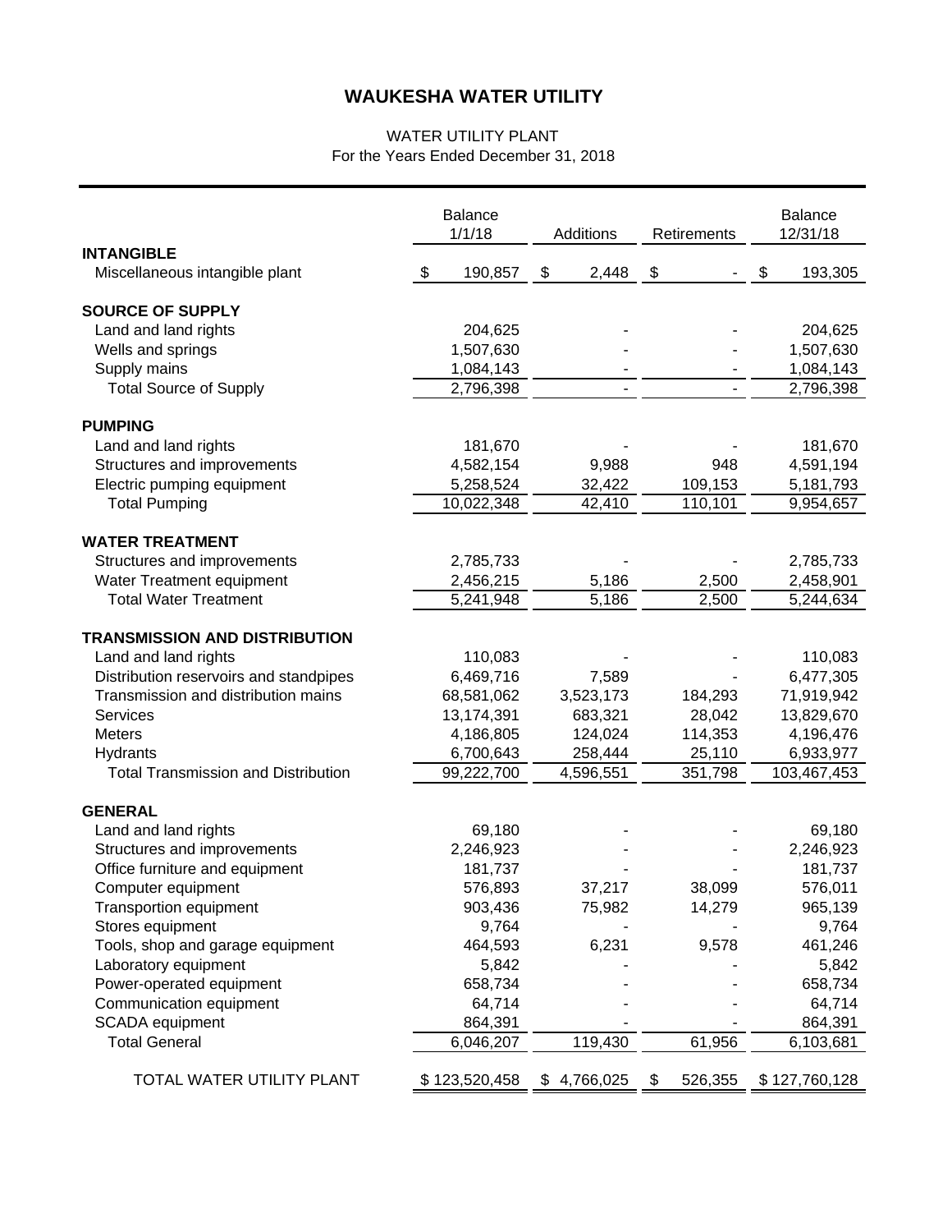# WAUKESHA WATER UTILITY

WATER UTILITY PLANT
For the Years Ended December 31, 2018

| | Balance 1/1/18 | Additions | Retirements | Balance 12/31/18 |
|---|---|---|---|---|
| **INTANGIBLE** | | | | |
| Miscellaneous intangible plant | $ 190,857 | $ 2,448 | $ - | $ 193,305 |
| **SOURCE OF SUPPLY** | | | | |
| Land and land rights | 204,625 | - | - | 204,625 |
| Wells and springs | 1,507,630 | - | - | 1,507,630 |
| Supply mains | 1,084,143 | - | - | 1,084,143 |
| Total Source of Supply | 2,796,398 | - | - | 2,796,398 |
| **PUMPING** | | | | |
| Land and land rights | 181,670 | - | - | 181,670 |
| Structures and improvements | 4,582,154 | 9,988 | 948 | 4,591,194 |
| Electric pumping equipment | 5,258,524 | 32,422 | 109,153 | 5,181,793 |
| Total Pumping | 10,022,348 | 42,410 | 110,101 | 9,954,657 |
| **WATER TREATMENT** | | | | |
| Structures and improvements | 2,785,733 | - | - | 2,785,733 |
| Water Treatment equipment | 2,456,215 | 5,186 | 2,500 | 2,458,901 |
| Total Water Treatment | 5,241,948 | 5,186 | 2,500 | 5,244,634 |
| **TRANSMISSION AND DISTRIBUTION** | | | | |
| Land and land rights | 110,083 | - | - | 110,083 |
| Distribution reservoirs and standpipes | 6,469,716 | 7,589 | - | 6,477,305 |
| Transmission and distribution mains | 68,581,062 | 3,523,173 | 184,293 | 71,919,942 |
| Services | 13,174,391 | 683,321 | 28,042 | 13,829,670 |
| Meters | 4,186,805 | 124,024 | 114,353 | 4,196,476 |
| Hydrants | 6,700,643 | 258,444 | 25,110 | 6,933,977 |
| Total Transmission and Distribution | 99,222,700 | 4,596,551 | 351,798 | 103,467,453 |
| **GENERAL** | | | | |
| Land and land rights | 69,180 | - | - | 69,180 |
| Structures and improvements | 2,246,923 | - | - | 2,246,923 |
| Office furniture and equipment | 181,737 | - | - | 181,737 |
| Computer equipment | 576,893 | 37,217 | 38,099 | 576,011 |
| Transportion equipment | 903,436 | 75,982 | 14,279 | 965,139 |
| Stores equipment | 9,764 | - | - | 9,764 |
| Tools, shop and garage equipment | 464,593 | 6,231 | 9,578 | 461,246 |
| Laboratory equipment | 5,842 | - | - | 5,842 |
| Power-operated equipment | 658,734 | - | - | 658,734 |
| Communication equipment | 64,714 | - | - | 64,714 |
| SCADA equipment | 864,391 | - | - | 864,391 |
| Total General | 6,046,207 | 119,430 | 61,956 | 6,103,681 |
| TOTAL WATER UTILITY PLANT | $ 123,520,458 | $ 4,766,025 | $ 526,355 | $ 127,760,128 |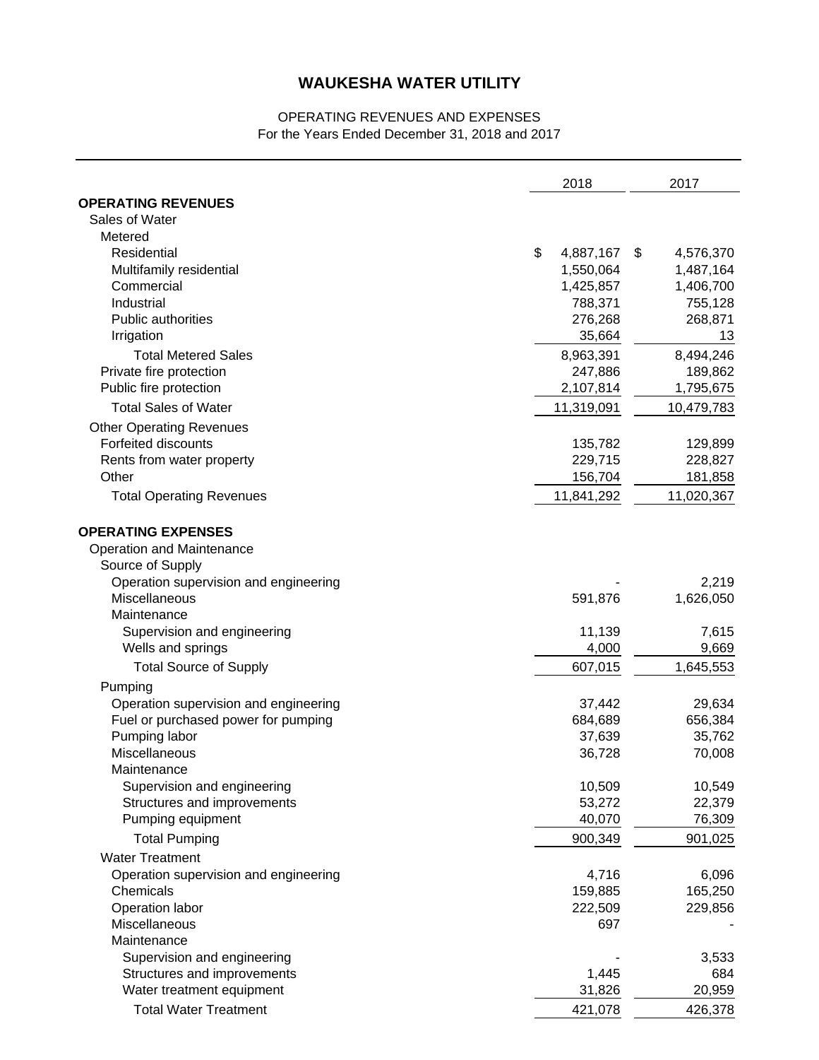# WAUKESHA WATER UTILITY

OPERATING REVENUES AND EXPENSES
For the Years Ended December 31, 2018 and 2017

| | 2018 | 2017 |
|---|---|---|
| **OPERATING REVENUES** | | |
| Sales of Water | | |
| Metered | | |
| Residential | $ 4,887,167 | $ 4,576,370 |
| Multifamily residential | 1,550,064 | 1,487,164 |
| Commercial | 1,425,857 | 1,406,700 |
| Industrial | 788,371 | 755,128 |
| Public authorities | 276,268 | 268,871 |
| Irrigation | 35,664 | 13 |
| Total Metered Sales | 8,963,391 | 8,494,246 |
| Private fire protection | 247,886 | 189,862 |
| Public fire protection | 2,107,814 | 1,795,675 |
| Total Sales of Water | 11,319,091 | 10,479,783 |
| Other Operating Revenues | | |
| Forfeited discounts | 135,782 | 129,899 |
| Rents from water property | 229,715 | 228,827 |
| Other | 156,704 | 181,858 |
| Total Operating Revenues | 11,841,292 | 11,020,367 |
| | | |
| **OPERATING EXPENSES** | | |
| Operation and Maintenance | | |
| Source of Supply | | |
| Operation supervision and engineering | - | 2,219 |
| Miscellaneous | 591,876 | 1,626,050 |
| Maintenance | | |
| Supervision and engineering | 11,139 | 7,615 |
| Wells and springs | 4,000 | 9,669 |
| Total Source of Supply | 607,015 | 1,645,553 |
| Pumping | | |
| Operation supervision and engineering | 37,442 | 29,634 |
| Fuel or purchased power for pumping | 684,689 | 656,384 |
| Pumping labor | 37,639 | 35,762 |
| Miscellaneous | 36,728 | 70,008 |
| Maintenance | | |
| Supervision and engineering | 10,509 | 10,549 |
| Structures and improvements | 53,272 | 22,379 |
| Pumping equipment | 40,070 | 76,309 |
| Total Pumping | 900,349 | 901,025 |
| Water Treatment | | |
| Operation supervision and engineering | 4,716 | 6,096 |
| Chemicals | 159,885 | 165,250 |
| Operation labor | 222,509 | 229,856 |
| Miscellaneous | 697 | - |
| Maintenance | | |
| Supervision and engineering | - | 3,533 |
| Structures and improvements | 1,445 | 684 |
| Water treatment equipment | 31,826 | 20,959 |
| Total Water Treatment | 421,078 | 426,378 |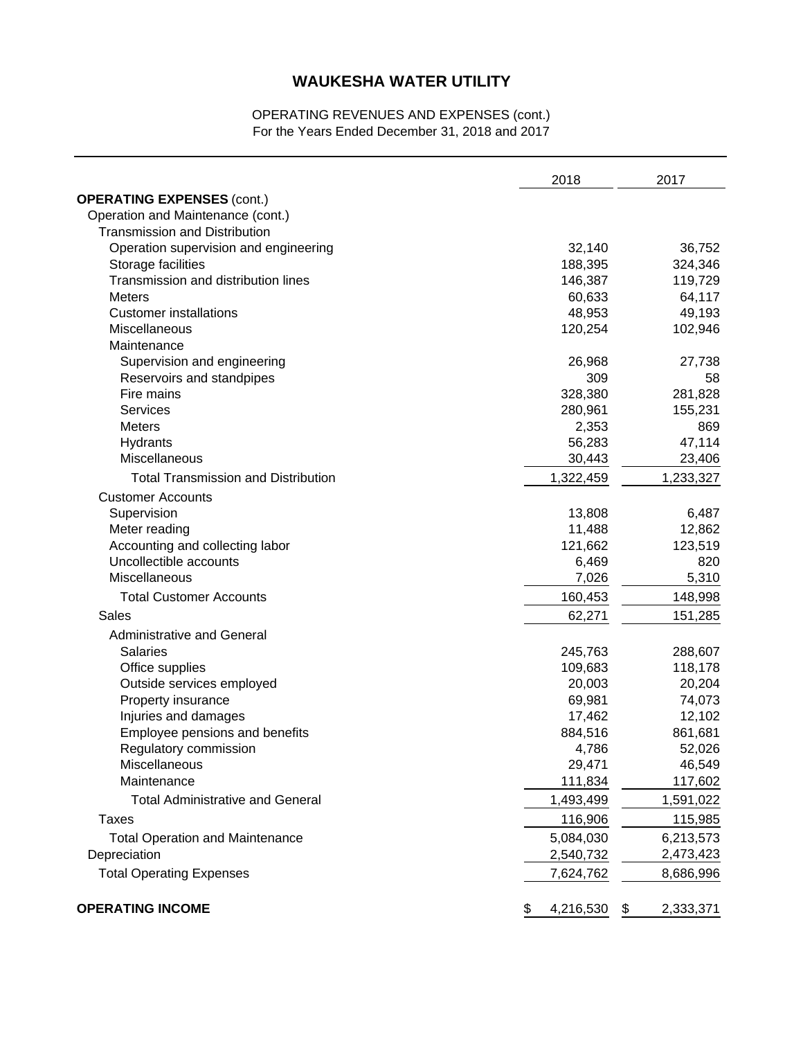# WAUKESHA WATER UTILITY

OPERATING REVENUES AND EXPENSES (cont.)
For the Years Ended December 31, 2018 and 2017

| | 2018 | 2017 |
|---|---|---|
| **OPERATING EXPENSES** (cont.) | | |
| Operation and Maintenance (cont.) | | |
| Transmission and Distribution | | |
| Operation supervision and engineering | 32,140 | 36,752 |
| Storage facilities | 188,395 | 324,346 |
| Transmission and distribution lines | 146,387 | 119,729 |
| Meters | 60,633 | 64,117 |
| Customer installations | 48,953 | 49,193 |
| Miscellaneous | 120,254 | 102,946 |
| Maintenance | | |
| Supervision and engineering | 26,968 | 27,738 |
| Reservoirs and standpipes | 309 | 58 |
| Fire mains | 328,380 | 281,828 |
| Services | 280,961 | 155,231 |
| Meters | 2,353 | 869 |
| Hydrants | 56,283 | 47,114 |
| Miscellaneous | 30,443 | 23,406 |
| Total Transmission and Distribution | 1,322,459 | 1,233,327 |
| Customer Accounts | | |
| Supervision | 13,808 | 6,487 |
| Meter reading | 11,488 | 12,862 |
| Accounting and collecting labor | 121,662 | 123,519 |
| Uncollectible accounts | 6,469 | 820 |
| Miscellaneous | 7,026 | 5,310 |
| Total Customer Accounts | 160,453 | 148,998 |
| Sales | 62,271 | 151,285 |
| Administrative and General | | |
| Salaries | 245,763 | 288,607 |
| Office supplies | 109,683 | 118,178 |
| Outside services employed | 20,003 | 20,204 |
| Property insurance | 69,981 | 74,073 |
| Injuries and damages | 17,462 | 12,102 |
| Employee pensions and benefits | 884,516 | 861,681 |
| Regulatory commission | 4,786 | 52,026 |
| Miscellaneous | 29,471 | 46,549 |
| Maintenance | 111,834 | 117,602 |
| Total Administrative and General | 1,493,499 | 1,591,022 |
| Taxes | 116,906 | 115,985 |
| Total Operation and Maintenance | 5,084,030 | 6,213,573 |
| Depreciation | 2,540,732 | 2,473,423 |
| Total Operating Expenses | 7,624,762 | 8,686,996 |
| **OPERATING INCOME** | $ 4,216,530 | $ 2,333,371 |